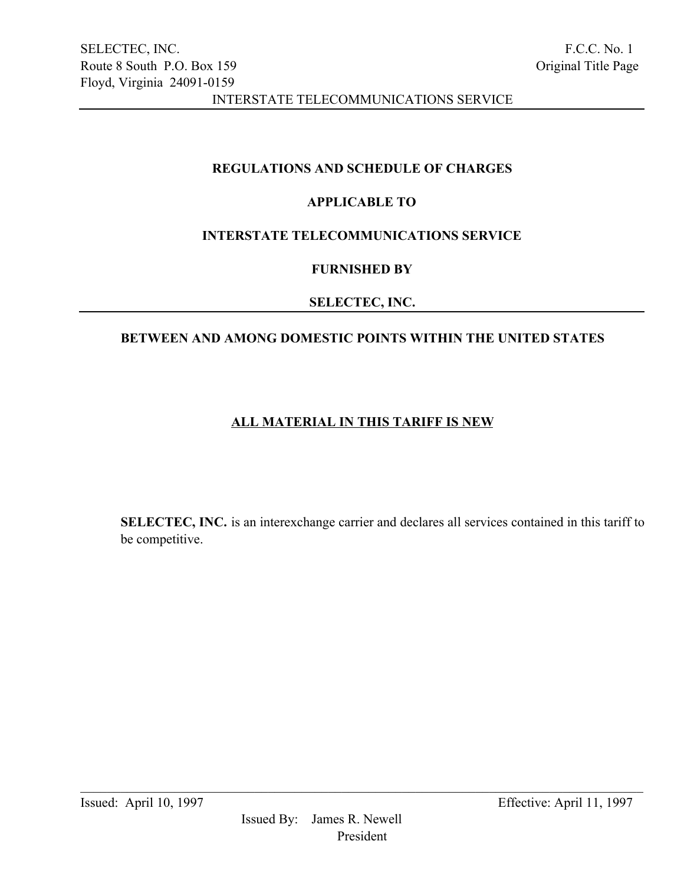SELECTEC, INC.
Route 8 South P.O. Box 159
Floyd, Virginia 24091-0159

F.C.C. No. 1
Original Title Page

INTERSTATE TELECOMMUNICATIONS SERVICE

**REGULATIONS AND SCHEDULE OF CHARGES**

**APPLICABLE TO**

**INTERSTATE TELECOMMUNICATIONS SERVICE**

**FURNISHED BY**

**SELECTEC, INC.**

**BETWEEN AND AMONG DOMESTIC POINTS WITHIN THE UNITED STATES**

**ALL MATERIAL IN THIS TARIFF IS NEW**

**SELECTEC, INC.** is an interexchange carrier and declares all services contained in this tariff to be competitive.

Issued: April 10, 1997

Effective: April 11, 1997

Issued By: James R. Newell
President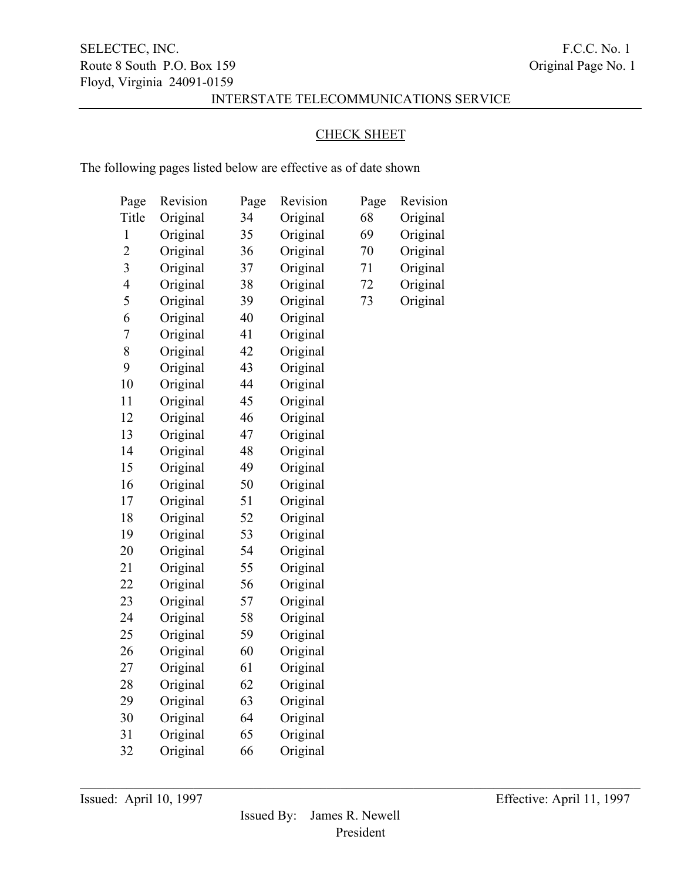## CHECK SHEET

The following pages listed below are effective as of date shown

| Page | Revision | Page | Revision | Page | Revision |
|---|---|---|---|---|---|
| Title | Original | 34 | Original | 68 | Original |
| 1 | Original | 35 | Original | 69 | Original |
| 2 | Original | 36 | Original | 70 | Original |
| 3 | Original | 37 | Original | 71 | Original |
| 4 | Original | 38 | Original | 72 | Original |
| 5 | Original | 39 | Original | 73 | Original |
| 6 | Original | 40 | Original | | |
| 7 | Original | 41 | Original | | |
| 8 | Original | 42 | Original | | |
| 9 | Original | 43 | Original | | |
| 10 | Original | 44 | Original | | |
| 11 | Original | 45 | Original | | |
| 12 | Original | 46 | Original | | |
| 13 | Original | 47 | Original | | |
| 14 | Original | 48 | Original | | |
| 15 | Original | 49 | Original | | |
| 16 | Original | 50 | Original | | |
| 17 | Original | 51 | Original | | |
| 18 | Original | 52 | Original | | |
| 19 | Original | 53 | Original | | |
| 20 | Original | 54 | Original | | |
| 21 | Original | 55 | Original | | |
| 22 | Original | 56 | Original | | |
| 23 | Original | 57 | Original | | |
| 24 | Original | 58 | Original | | |
| 25 | Original | 59 | Original | | |
| 26 | Original | 60 | Original | | |
| 27 | Original | 61 | Original | | |
| 28 | Original | 62 | Original | | |
| 29 | Original | 63 | Original | | |
| 30 | Original | 64 | Original | | |
| 31 | Original | 65 | Original | | |
| 32 | Original | 66 | Original | | |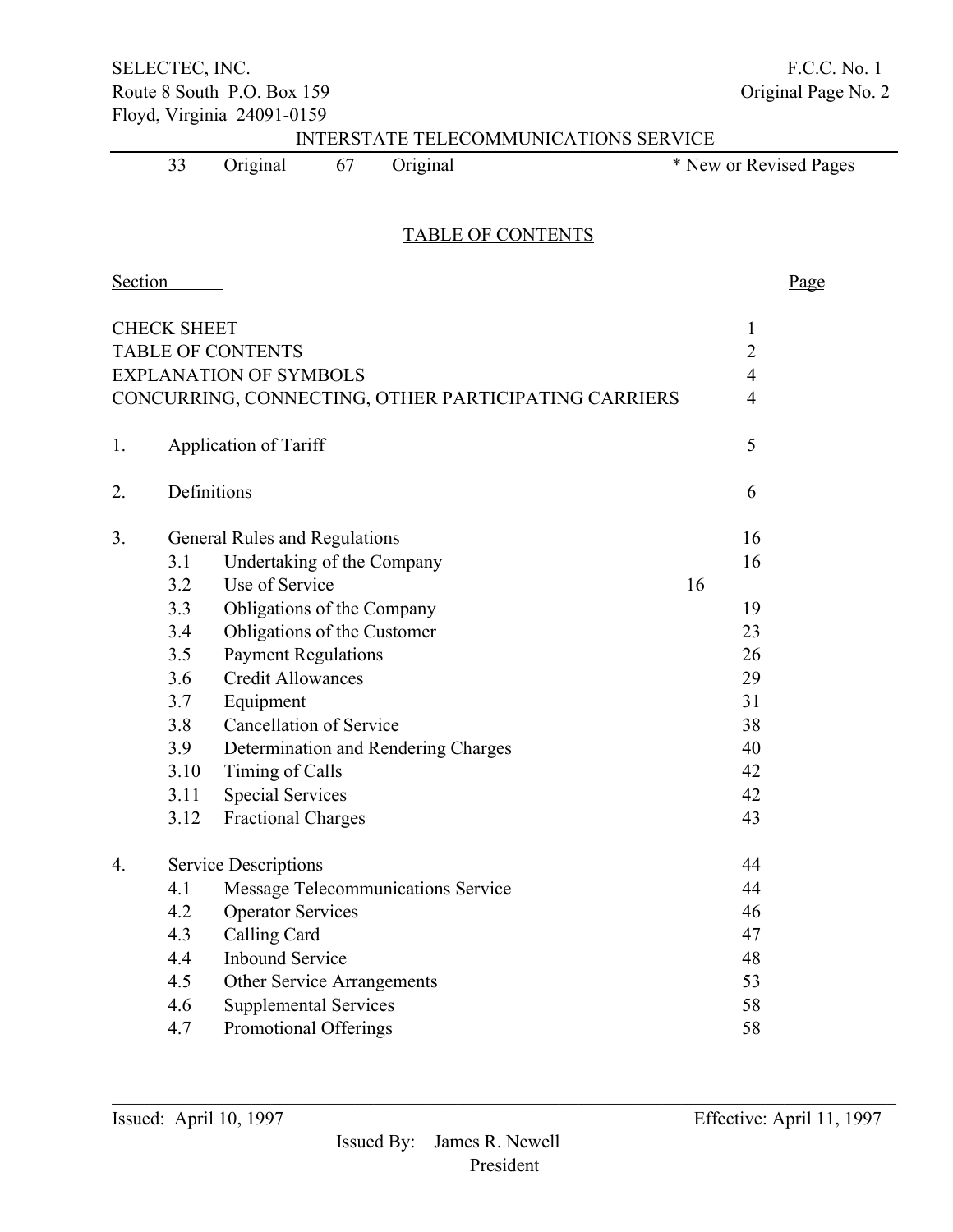| 33 | Original | 67 | Original | * New or Revised Pages |
|---|---|---|---|---|

TABLE OF CONTENTS

| Section | | | Page |
|---|---|---|---|
| CHECK SHEET | | | 1 |
| TABLE OF CONTENTS | | | 2 |
| EXPLANATION OF SYMBOLS | | | 4 |
| CONCURRING, CONNECTING, OTHER PARTICIPATING CARRIERS | | | 4 |
| 1. | Application of Tariff | | 5 |
| 2. | Definitions | | 6 |
| 3. | General Rules and Regulations | | 16 |
| | 3.1 | Undertaking of the Company | 16 |
| | 3.2 | Use of Service | 16 |
| | 3.3 | Obligations of the Company | 19 |
| | 3.4 | Obligations of the Customer | 23 |
| | 3.5 | Payment Regulations | 26 |
| | 3.6 | Credit Allowances | 29 |
| | 3.7 | Equipment | 31 |
| | 3.8 | Cancellation of Service | 38 |
| | 3.9 | Determination and Rendering Charges | 40 |
| | 3.10 | Timing of Calls | 42 |
| | 3.11 | Special Services | 42 |
| | 3.12 | Fractional Charges | 43 |
| 4. | Service Descriptions | | 44 |
| | 4.1 | Message Telecommunications Service | 44 |
| | 4.2 | Operator Services | 46 |
| | 4.3 | Calling Card | 47 |
| | 4.4 | Inbound Service | 48 |
| | 4.5 | Other Service Arrangements | 53 |
| | 4.6 | Supplemental Services | 58 |
| | 4.7 | Promotional Offerings | 58 |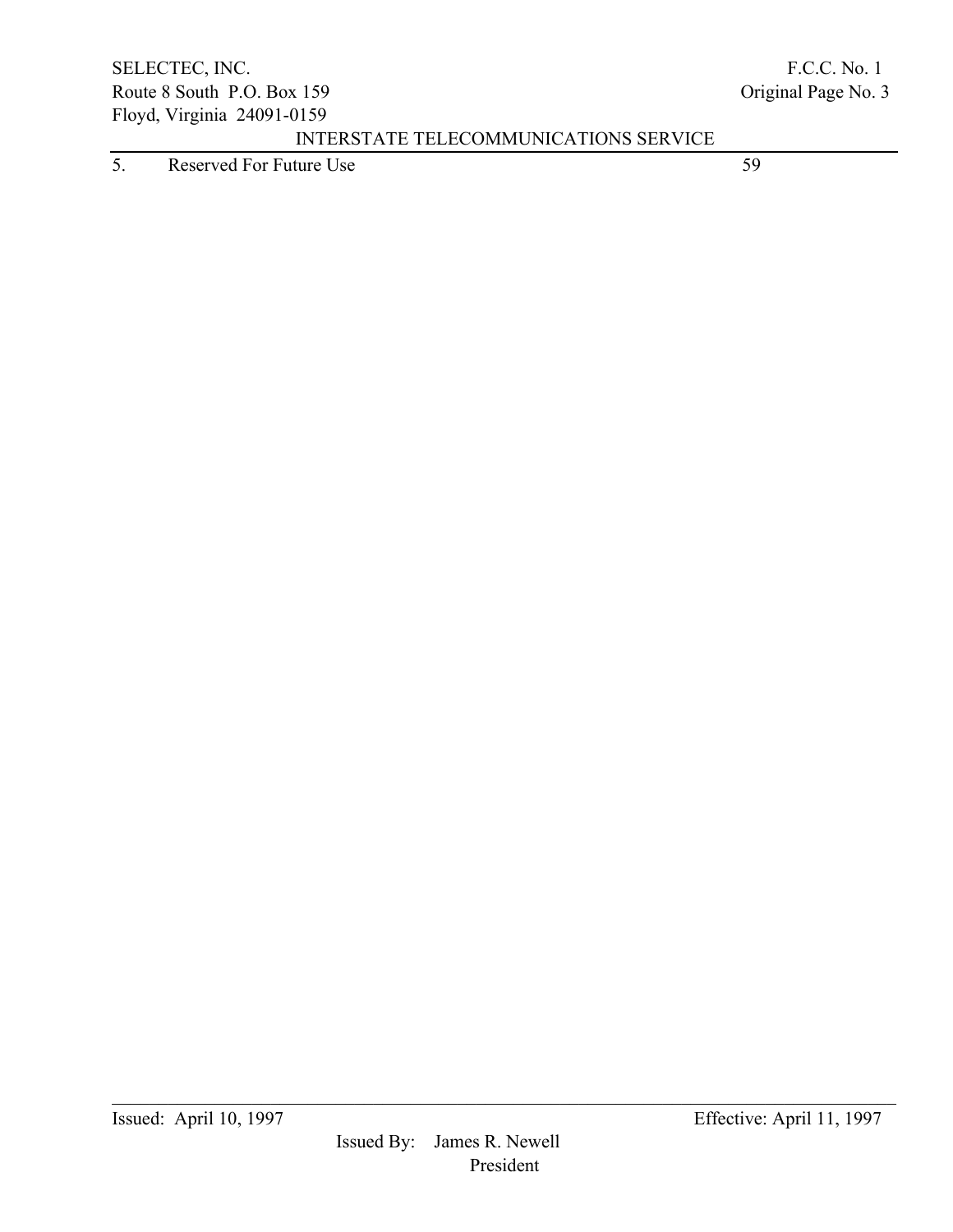| | | |
|---|---|---|
| 5. | Reserved For Future Use | 59 |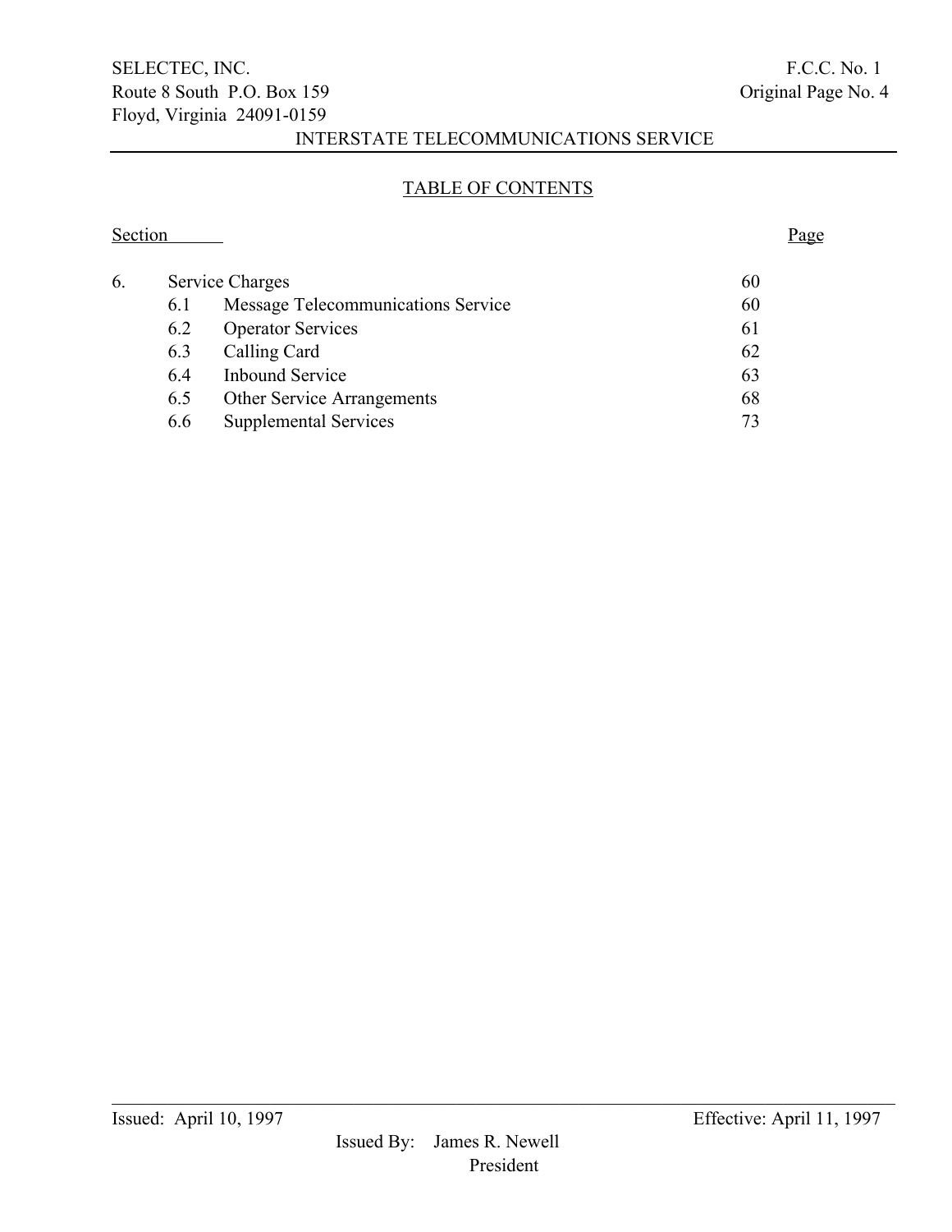## TABLE OF CONTENTS

| Section | | | Page |
|---|---|---|---|
| 6. | Service Charges | | 60 |
| | 6.1 | Message Telecommunications Service | 60 |
| | 6.2 | Operator Services | 61 |
| | 6.3 | Calling Card | 62 |
| | 6.4 | Inbound Service | 63 |
| | 6.5 | Other Service Arrangements | 68 |
| | 6.6 | Supplemental Services | 73 |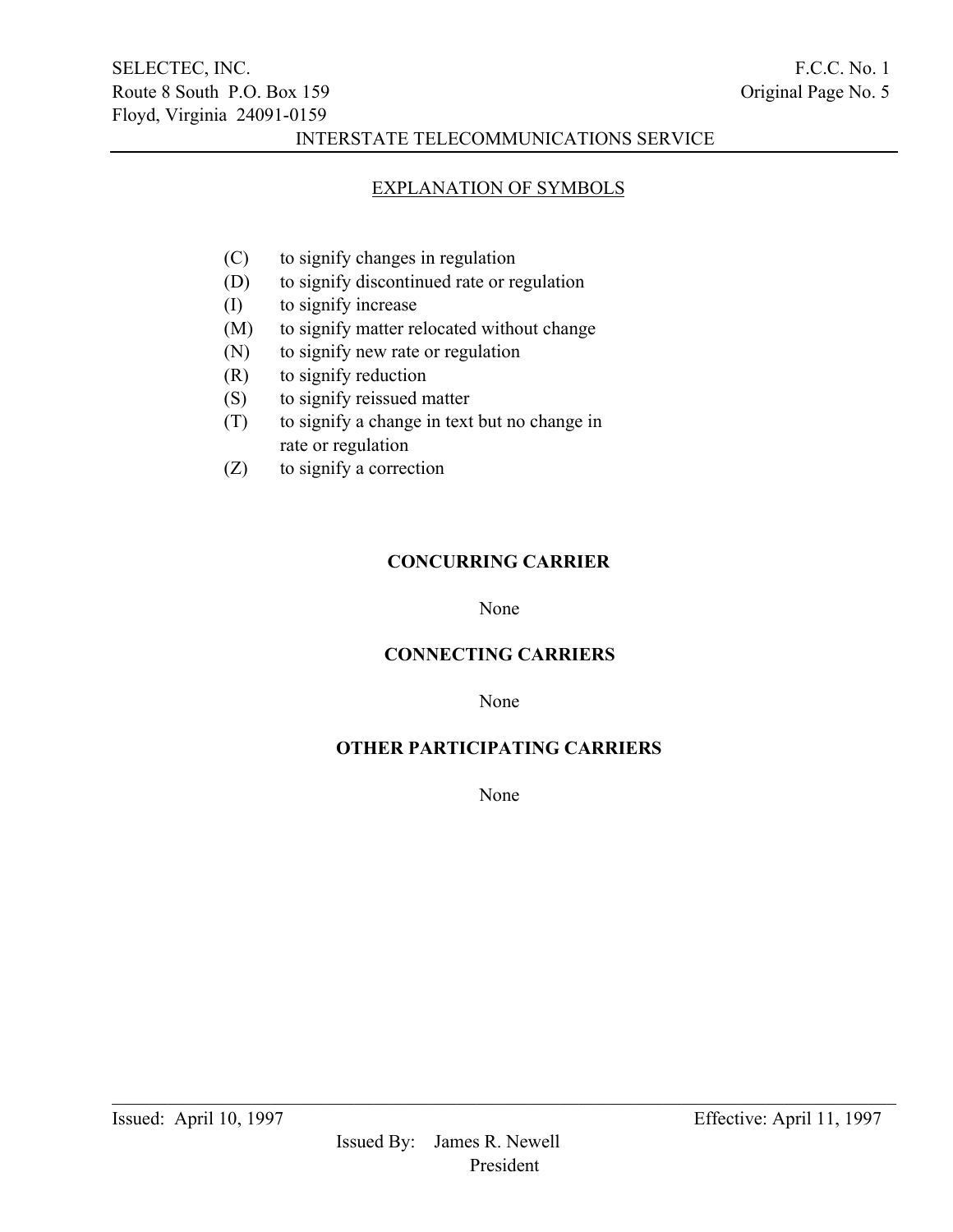## EXPLANATION OF SYMBOLS

- (C) to signify changes in regulation
- (D) to signify discontinued rate or regulation
- (I) to signify increase
- (M) to signify matter relocated without change
- (N) to signify new rate or regulation
- (R) to signify reduction
- (S) to signify reissued matter
- (T) to signify a change in text but no change in rate or regulation
- (Z) to signify a correction

### CONCURRING CARRIER

None

### CONNECTING CARRIERS

None

### OTHER PARTICIPATING CARRIERS

None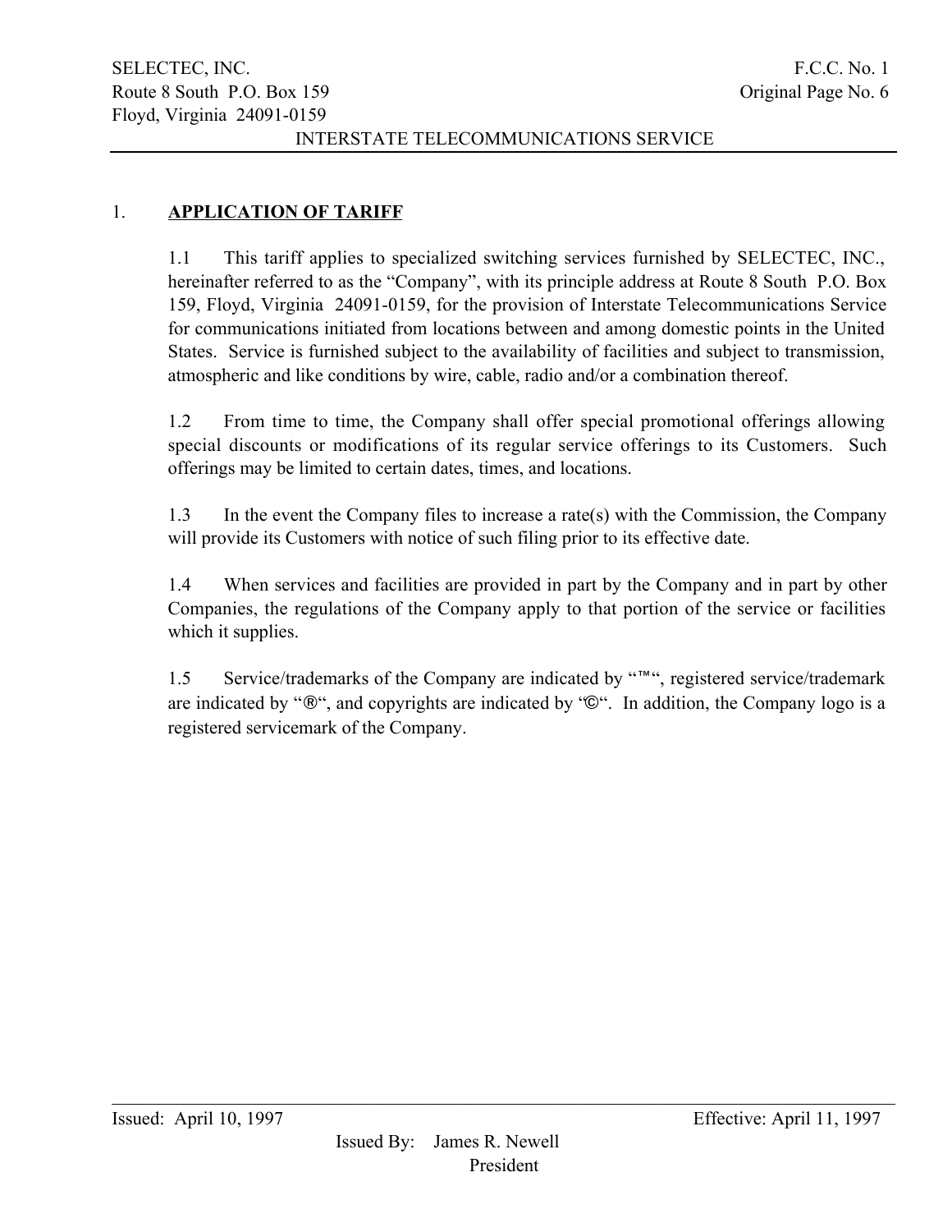## 1. **APPLICATION OF TARIFF**

1.1 This tariff applies to specialized switching services furnished by SELECTEC, INC., hereinafter referred to as the "Company", with its principle address at Route 8 South P.O. Box 159, Floyd, Virginia 24091-0159, for the provision of Interstate Telecommunications Service for communications initiated from locations between and among domestic points in the United States. Service is furnished subject to the availability of facilities and subject to transmission, atmospheric and like conditions by wire, cable, radio and/or a combination thereof.

1.2 From time to time, the Company shall offer special promotional offerings allowing special discounts or modifications of its regular service offerings to its Customers. Such offerings may be limited to certain dates, times, and locations.

1.3 In the event the Company files to increase a rate(s) with the Commission, the Company will provide its Customers with notice of such filing prior to its effective date.

1.4 When services and facilities are provided in part by the Company and in part by other Companies, the regulations of the Company apply to that portion of the service or facilities which it supplies.

1.5 Service/trademarks of the Company are indicated by "™", registered service/trademark are indicated by "®", and copyrights are indicated by "©". In addition, the Company logo is a registered servicemark of the Company.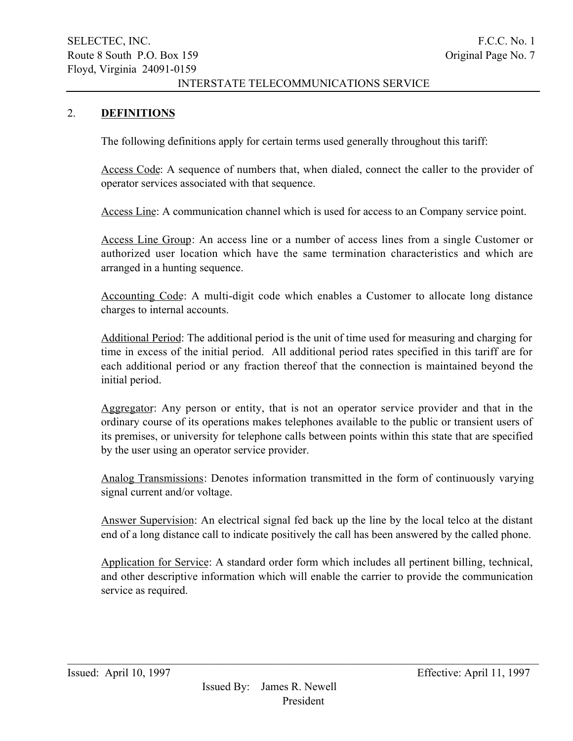## 2. DEFINITIONS

The following definitions apply for certain terms used generally throughout this tariff:

Access Code: A sequence of numbers that, when dialed, connect the caller to the provider of operator services associated with that sequence.

Access Line: A communication channel which is used for access to an Company service point.

Access Line Group: An access line or a number of access lines from a single Customer or authorized user location which have the same termination characteristics and which are arranged in a hunting sequence.

Accounting Code: A multi-digit code which enables a Customer to allocate long distance charges to internal accounts.

Additional Period: The additional period is the unit of time used for measuring and charging for time in excess of the initial period. All additional period rates specified in this tariff are for each additional period or any fraction thereof that the connection is maintained beyond the initial period.

Aggregator: Any person or entity, that is not an operator service provider and that in the ordinary course of its operations makes telephones available to the public or transient users of its premises, or university for telephone calls between points within this state that are specified by the user using an operator service provider.

Analog Transmissions: Denotes information transmitted in the form of continuously varying signal current and/or voltage.

Answer Supervision: An electrical signal fed back up the line by the local telco at the distant end of a long distance call to indicate positively the call has been answered by the called phone.

Application for Service: A standard order form which includes all pertinent billing, technical, and other descriptive information which will enable the carrier to provide the communication service as required.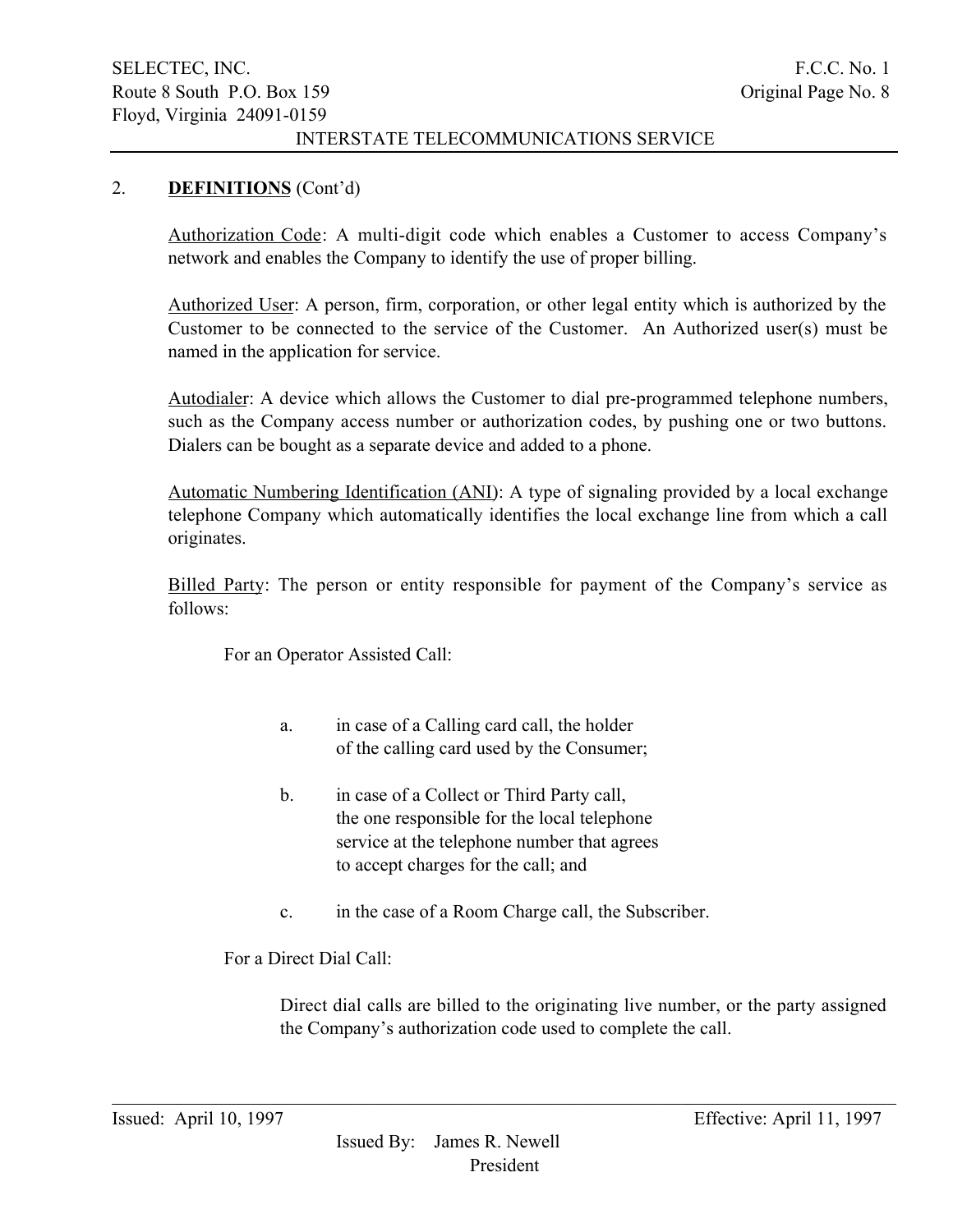## 2. **DEFINITIONS** (Cont'd)

Authorization Code: A multi-digit code which enables a Customer to access Company's network and enables the Company to identify the use of proper billing.

Authorized User: A person, firm, corporation, or other legal entity which is authorized by the Customer to be connected to the service of the Customer. An Authorized user(s) must be named in the application for service.

Autodialer: A device which allows the Customer to dial pre-programmed telephone numbers, such as the Company access number or authorization codes, by pushing one or two buttons. Dialers can be bought as a separate device and added to a phone.

Automatic Numbering Identification (ANI): A type of signaling provided by a local exchange telephone Company which automatically identifies the local exchange line from which a call originates.

Billed Party: The person or entity responsible for payment of the Company's service as follows:

For an Operator Assisted Call:

a. in case of a Calling card call, the holder of the calling card used by the Consumer;

b. in case of a Collect or Third Party call, the one responsible for the local telephone service at the telephone number that agrees to accept charges for the call; and

c. in the case of a Room Charge call, the Subscriber.

For a Direct Dial Call:

Direct dial calls are billed to the originating live number, or the party assigned the Company's authorization code used to complete the call.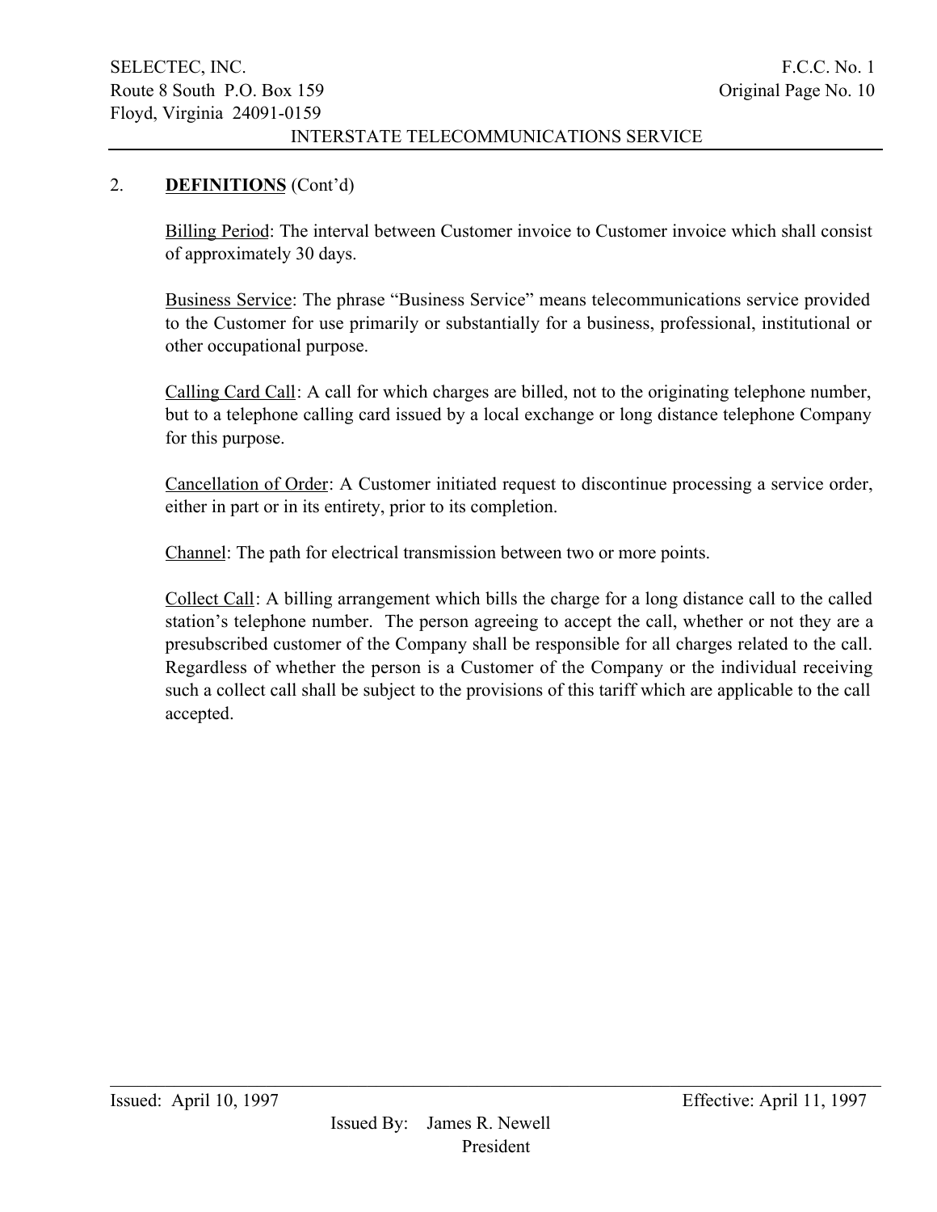## 2. **DEFINITIONS** (Cont'd)

Billing Period: The interval between Customer invoice to Customer invoice which shall consist of approximately 30 days.

Business Service: The phrase "Business Service" means telecommunications service provided to the Customer for use primarily or substantially for a business, professional, institutional or other occupational purpose.

Calling Card Call: A call for which charges are billed, not to the originating telephone number, but to a telephone calling card issued by a local exchange or long distance telephone Company for this purpose.

Cancellation of Order: A Customer initiated request to discontinue processing a service order, either in part or in its entirety, prior to its completion.

Channel: The path for electrical transmission between two or more points.

Collect Call: A billing arrangement which bills the charge for a long distance call to the called station's telephone number. The person agreeing to accept the call, whether or not they are a presubscribed customer of the Company shall be responsible for all charges related to the call. Regardless of whether the person is a Customer of the Company or the individual receiving such a collect call shall be subject to the provisions of this tariff which are applicable to the call accepted.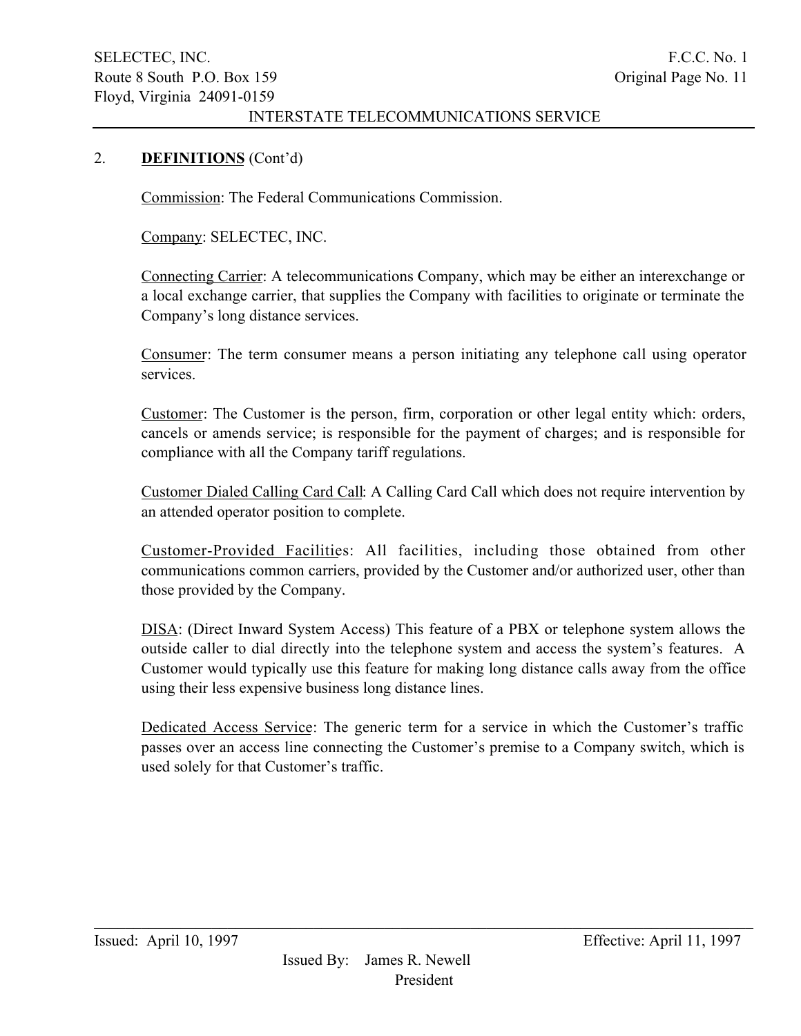## 2. **DEFINITIONS** (Cont'd)

Commission: The Federal Communications Commission.

Company: SELECTEC, INC.

Connecting Carrier: A telecommunications Company, which may be either an interexchange or a local exchange carrier, that supplies the Company with facilities to originate or terminate the Company's long distance services.

Consumer: The term consumer means a person initiating any telephone call using operator services.

Customer: The Customer is the person, firm, corporation or other legal entity which: orders, cancels or amends service; is responsible for the payment of charges; and is responsible for compliance with all the Company tariff regulations.

Customer Dialed Calling Card Call: A Calling Card Call which does not require intervention by an attended operator position to complete.

Customer-Provided Facilities: All facilities, including those obtained from other communications common carriers, provided by the Customer and/or authorized user, other than those provided by the Company.

DISA: (Direct Inward System Access) This feature of a PBX or telephone system allows the outside caller to dial directly into the telephone system and access the system's features. A Customer would typically use this feature for making long distance calls away from the office using their less expensive business long distance lines.

Dedicated Access Service: The generic term for a service in which the Customer's traffic passes over an access line connecting the Customer's premise to a Company switch, which is used solely for that Customer's traffic.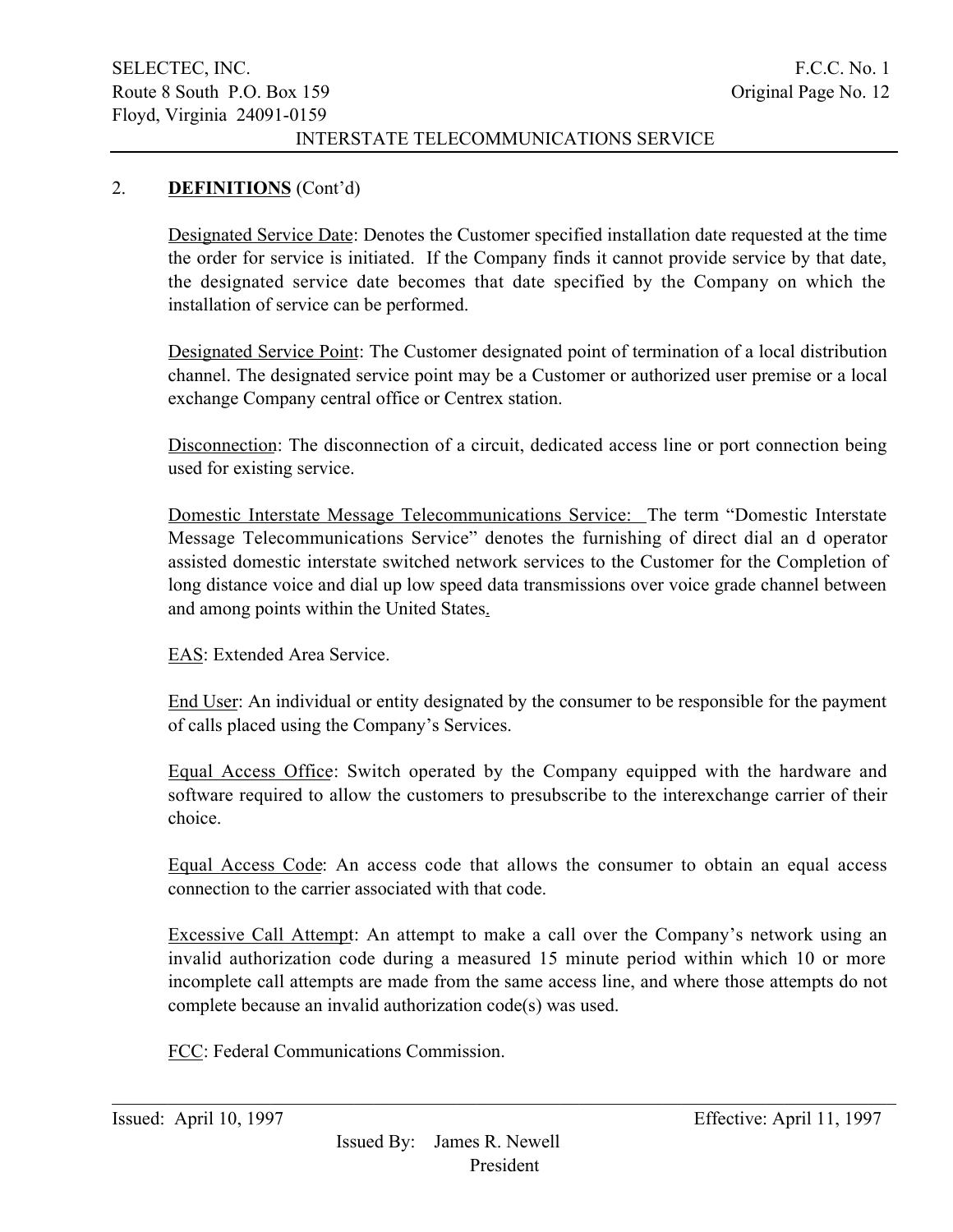## 2. **DEFINITIONS** (Cont'd)

Designated Service Date: Denotes the Customer specified installation date requested at the time the order for service is initiated. If the Company finds it cannot provide service by that date, the designated service date becomes that date specified by the Company on which the installation of service can be performed.

Designated Service Point: The Customer designated point of termination of a local distribution channel. The designated service point may be a Customer or authorized user premise or a local exchange Company central office or Centrex station.

Disconnection: The disconnection of a circuit, dedicated access line or port connection being used for existing service.

Domestic Interstate Message Telecommunications Service: The term "Domestic Interstate Message Telecommunications Service" denotes the furnishing of direct dial an d operator assisted domestic interstate switched network services to the Customer for the Completion of long distance voice and dial up low speed data transmissions over voice grade channel between and among points within the United States.

EAS: Extended Area Service.

End User: An individual or entity designated by the consumer to be responsible for the payment of calls placed using the Company's Services.

Equal Access Office: Switch operated by the Company equipped with the hardware and software required to allow the customers to presubscribe to the interexchange carrier of their choice.

Equal Access Code: An access code that allows the consumer to obtain an equal access connection to the carrier associated with that code.

Excessive Call Attempt: An attempt to make a call over the Company's network using an invalid authorization code during a measured 15 minute period within which 10 or more incomplete call attempts are made from the same access line, and where those attempts do not complete because an invalid authorization code(s) was used.

FCC: Federal Communications Commission.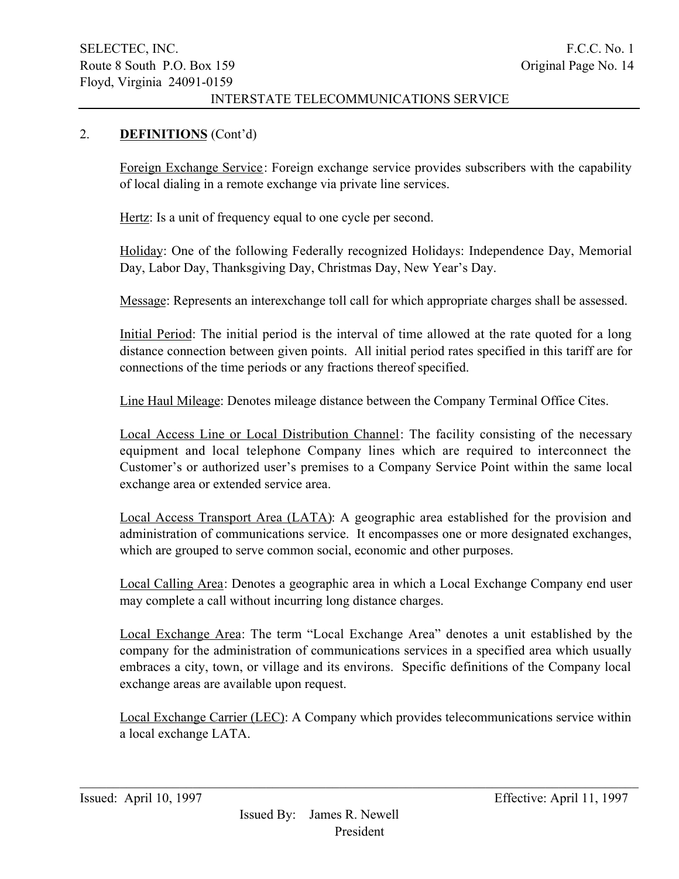## 2. **DEFINITIONS** (Cont'd)

Foreign Exchange Service: Foreign exchange service provides subscribers with the capability of local dialing in a remote exchange via private line services.

Hertz: Is a unit of frequency equal to one cycle per second.

Holiday: One of the following Federally recognized Holidays: Independence Day, Memorial Day, Labor Day, Thanksgiving Day, Christmas Day, New Year's Day.

Message: Represents an interexchange toll call for which appropriate charges shall be assessed.

Initial Period: The initial period is the interval of time allowed at the rate quoted for a long distance connection between given points. All initial period rates specified in this tariff are for connections of the time periods or any fractions thereof specified.

Line Haul Mileage: Denotes mileage distance between the Company Terminal Office Cites.

Local Access Line or Local Distribution Channel: The facility consisting of the necessary equipment and local telephone Company lines which are required to interconnect the Customer's or authorized user's premises to a Company Service Point within the same local exchange area or extended service area.

Local Access Transport Area (LATA): A geographic area established for the provision and administration of communications service. It encompasses one or more designated exchanges, which are grouped to serve common social, economic and other purposes.

Local Calling Area: Denotes a geographic area in which a Local Exchange Company end user may complete a call without incurring long distance charges.

Local Exchange Area: The term "Local Exchange Area" denotes a unit established by the company for the administration of communications services in a specified area which usually embraces a city, town, or village and its environs. Specific definitions of the Company local exchange areas are available upon request.

Local Exchange Carrier (LEC): A Company which provides telecommunications service within a local exchange LATA.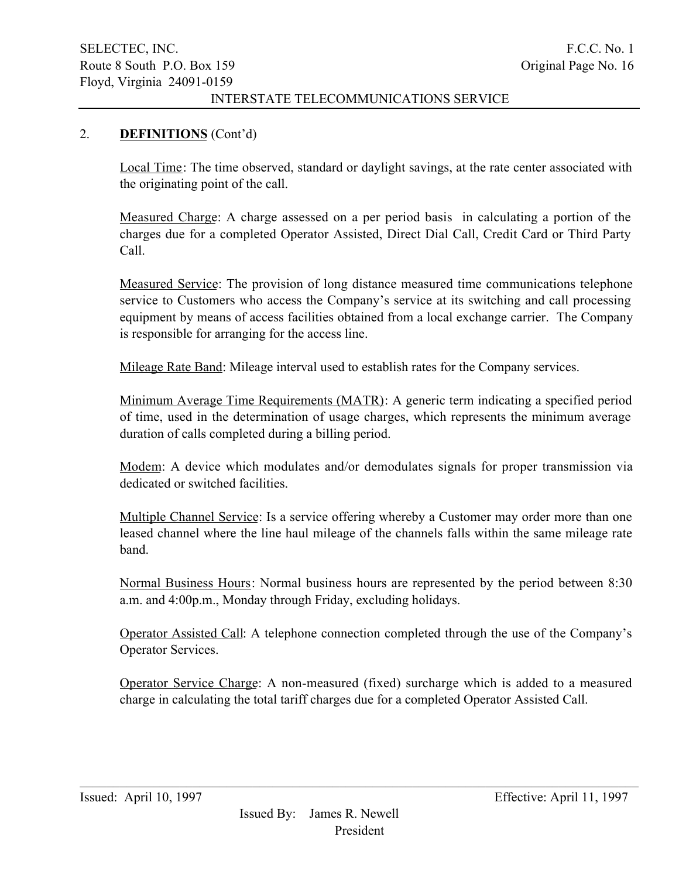## 2. **DEFINITIONS** (Cont'd)

Local Time: The time observed, standard or daylight savings, at the rate center associated with the originating point of the call.

Measured Charge: A charge assessed on a per period basis in calculating a portion of the charges due for a completed Operator Assisted, Direct Dial Call, Credit Card or Third Party Call.

Measured Service: The provision of long distance measured time communications telephone service to Customers who access the Company's service at its switching and call processing equipment by means of access facilities obtained from a local exchange carrier. The Company is responsible for arranging for the access line.

Mileage Rate Band: Mileage interval used to establish rates for the Company services.

Minimum Average Time Requirements (MATR): A generic term indicating a specified period of time, used in the determination of usage charges, which represents the minimum average duration of calls completed during a billing period.

Modem: A device which modulates and/or demodulates signals for proper transmission via dedicated or switched facilities.

Multiple Channel Service: Is a service offering whereby a Customer may order more than one leased channel where the line haul mileage of the channels falls within the same mileage rate band.

Normal Business Hours: Normal business hours are represented by the period between 8:30 a.m. and 4:00p.m., Monday through Friday, excluding holidays.

Operator Assisted Call: A telephone connection completed through the use of the Company's Operator Services.

Operator Service Charge: A non-measured (fixed) surcharge which is added to a measured charge in calculating the total tariff charges due for a completed Operator Assisted Call.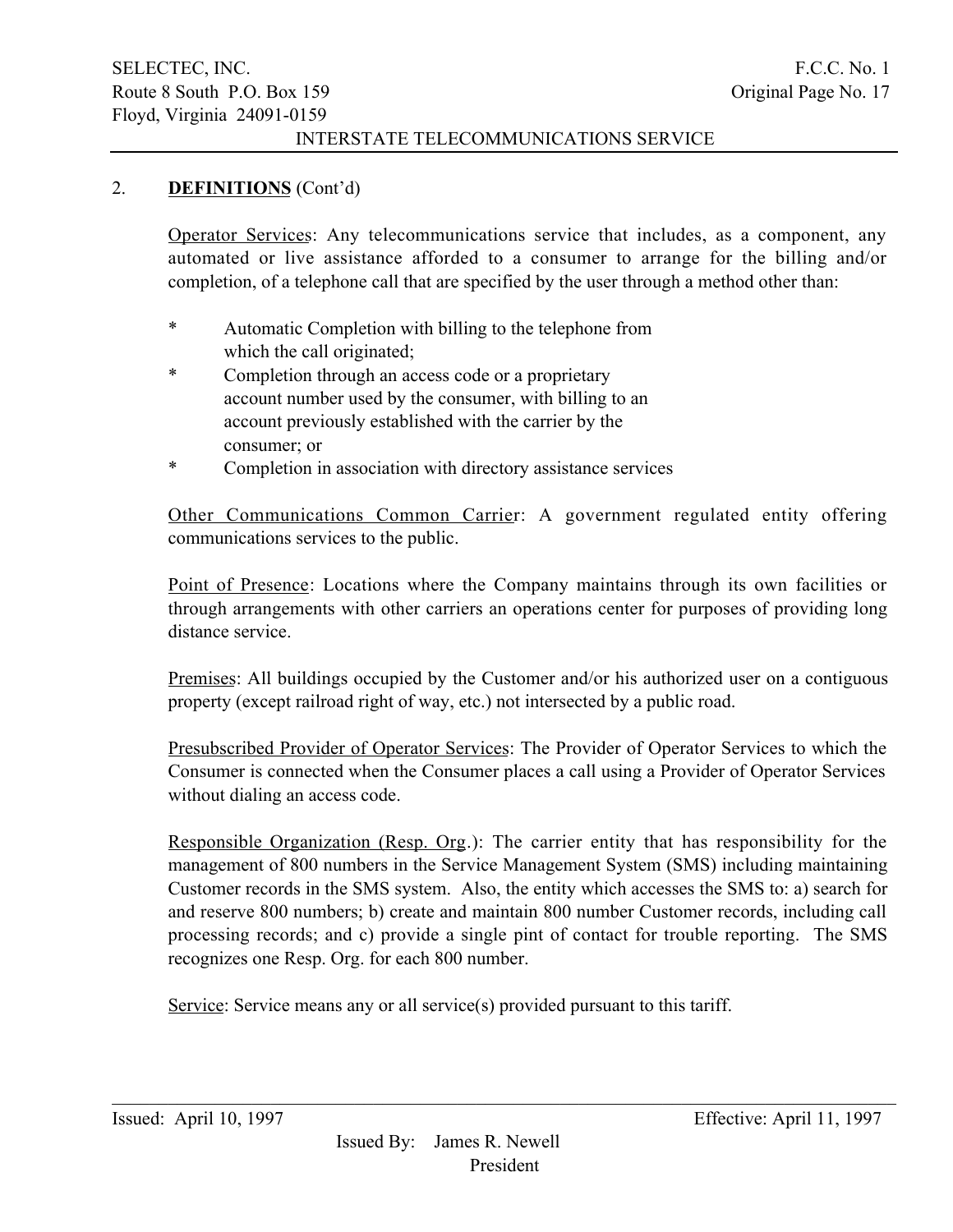## 2. **DEFINITIONS** (Cont'd)

Operator Services: Any telecommunications service that includes, as a component, any automated or live assistance afforded to a consumer to arrange for the billing and/or completion, of a telephone call that are specified by the user through a method other than:

- Automatic Completion with billing to the telephone from which the call originated;
- Completion through an access code or a proprietary account number used by the consumer, with billing to an account previously established with the carrier by the consumer; or
- Completion in association with directory assistance services

Other Communications Common Carrier: A government regulated entity offering communications services to the public.

Point of Presence: Locations where the Company maintains through its own facilities or through arrangements with other carriers an operations center for purposes of providing long distance service.

Premises: All buildings occupied by the Customer and/or his authorized user on a contiguous property (except railroad right of way, etc.) not intersected by a public road.

Presubscribed Provider of Operator Services: The Provider of Operator Services to which the Consumer is connected when the Consumer places a call using a Provider of Operator Services without dialing an access code.

Responsible Organization (Resp. Org.): The carrier entity that has responsibility for the management of 800 numbers in the Service Management System (SMS) including maintaining Customer records in the SMS system. Also, the entity which accesses the SMS to: a) search for and reserve 800 numbers; b) create and maintain 800 number Customer records, including call processing records; and c) provide a single pint of contact for trouble reporting. The SMS recognizes one Resp. Org. for each 800 number.

Service: Service means any or all service(s) provided pursuant to this tariff.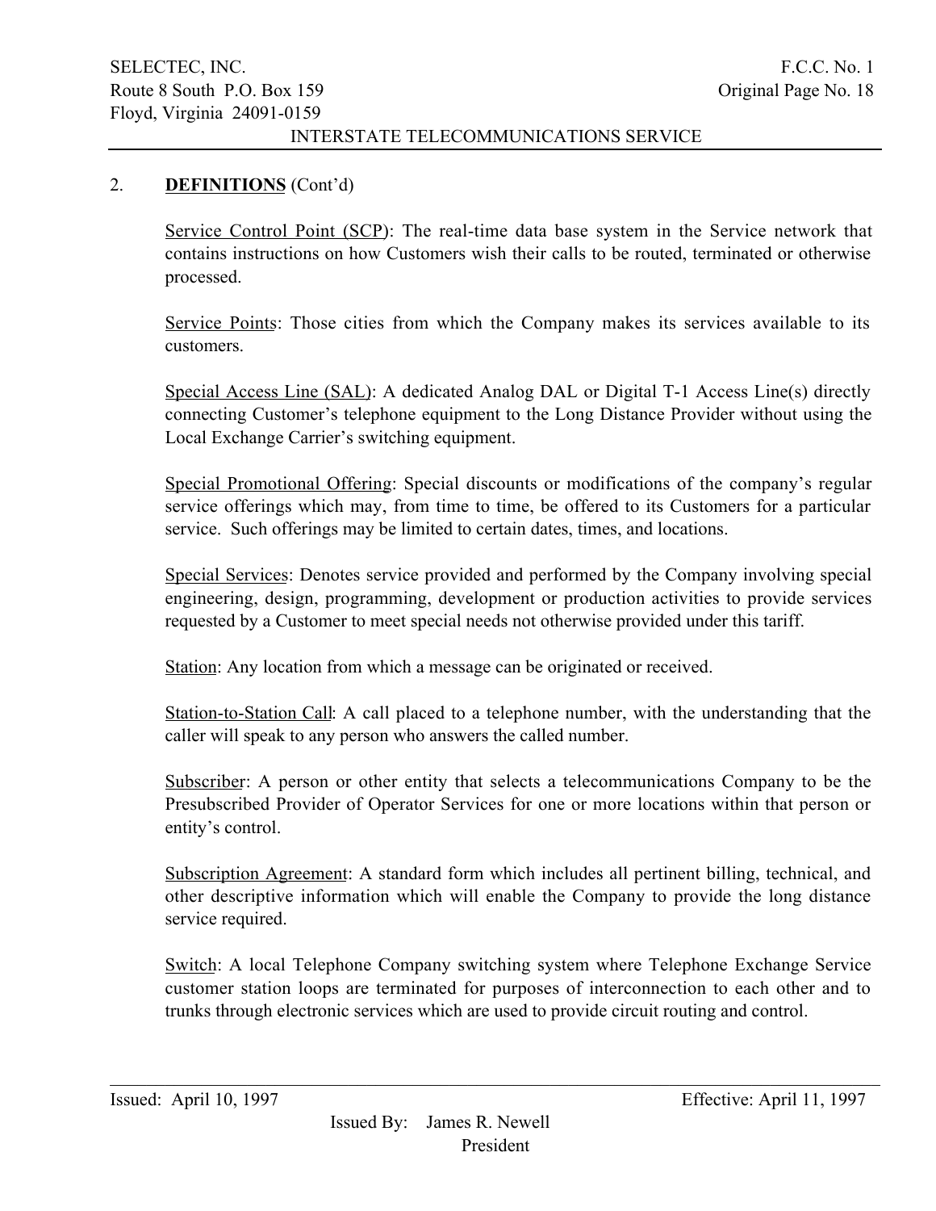## 2. **DEFINITIONS** (Cont'd)

Service Control Point (SCP): The real-time data base system in the Service network that contains instructions on how Customers wish their calls to be routed, terminated or otherwise processed.

Service Points: Those cities from which the Company makes its services available to its customers.

Special Access Line (SAL): A dedicated Analog DAL or Digital T-1 Access Line(s) directly connecting Customer's telephone equipment to the Long Distance Provider without using the Local Exchange Carrier's switching equipment.

Special Promotional Offering: Special discounts or modifications of the company's regular service offerings which may, from time to time, be offered to its Customers for a particular service. Such offerings may be limited to certain dates, times, and locations.

Special Services: Denotes service provided and performed by the Company involving special engineering, design, programming, development or production activities to provide services requested by a Customer to meet special needs not otherwise provided under this tariff.

Station: Any location from which a message can be originated or received.

Station-to-Station Call: A call placed to a telephone number, with the understanding that the caller will speak to any person who answers the called number.

Subscriber: A person or other entity that selects a telecommunications Company to be the Presubscribed Provider of Operator Services for one or more locations within that person or entity's control.

Subscription Agreement: A standard form which includes all pertinent billing, technical, and other descriptive information which will enable the Company to provide the long distance service required.

Switch: A local Telephone Company switching system where Telephone Exchange Service customer station loops are terminated for purposes of interconnection to each other and to trunks through electronic services which are used to provide circuit routing and control.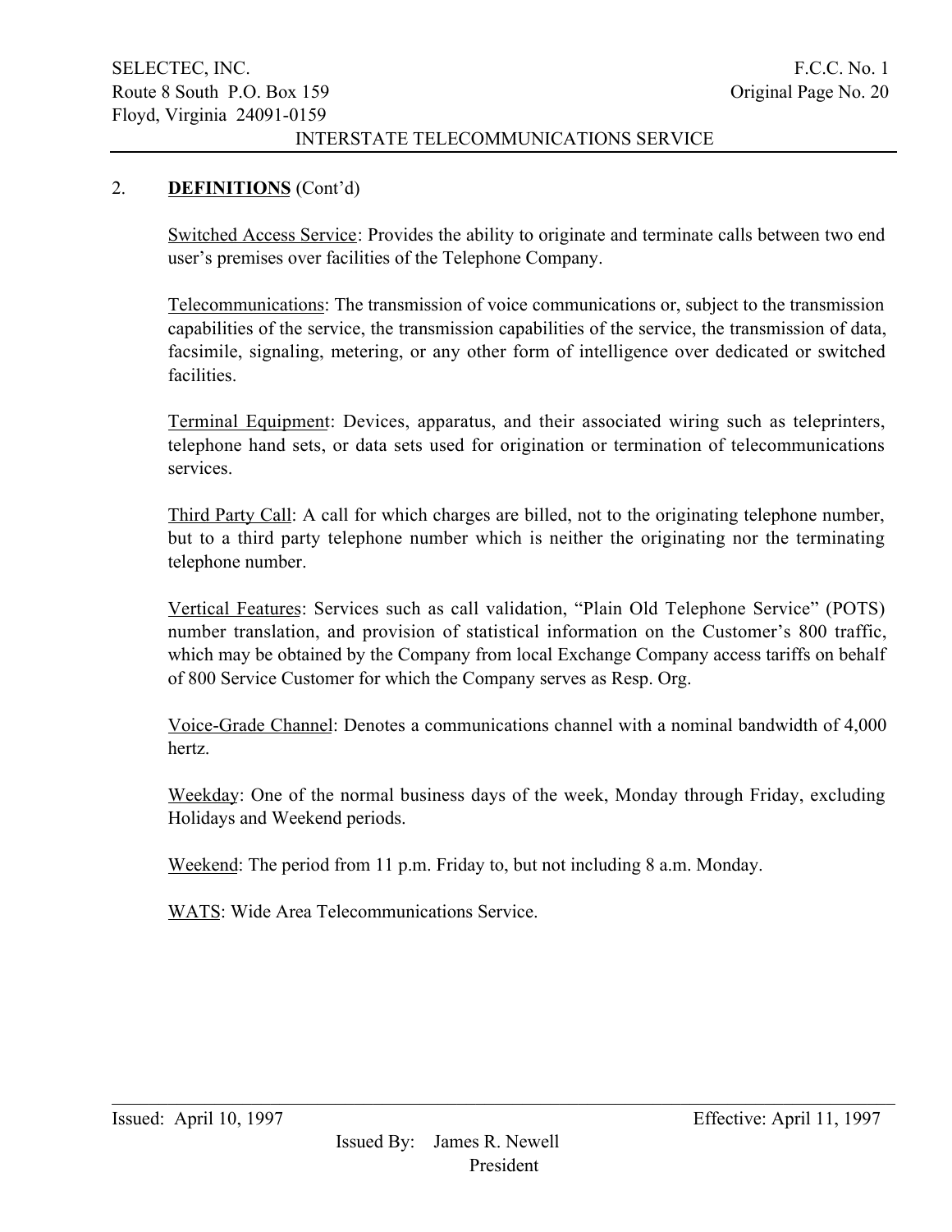## 2. **DEFINITIONS** (Cont'd)

Switched Access Service: Provides the ability to originate and terminate calls between two end user's premises over facilities of the Telephone Company.

Telecommunications: The transmission of voice communications or, subject to the transmission capabilities of the service, the transmission capabilities of the service, the transmission of data, facsimile, signaling, metering, or any other form of intelligence over dedicated or switched facilities.

Terminal Equipment: Devices, apparatus, and their associated wiring such as teleprinters, telephone hand sets, or data sets used for origination or termination of telecommunications services.

Third Party Call: A call for which charges are billed, not to the originating telephone number, but to a third party telephone number which is neither the originating nor the terminating telephone number.

Vertical Features: Services such as call validation, "Plain Old Telephone Service" (POTS) number translation, and provision of statistical information on the Customer's 800 traffic, which may be obtained by the Company from local Exchange Company access tariffs on behalf of 800 Service Customer for which the Company serves as Resp. Org.

Voice-Grade Channel: Denotes a communications channel with a nominal bandwidth of 4,000 hertz.

Weekday: One of the normal business days of the week, Monday through Friday, excluding Holidays and Weekend periods.

Weekend: The period from 11 p.m. Friday to, but not including 8 a.m. Monday.

WATS: Wide Area Telecommunications Service.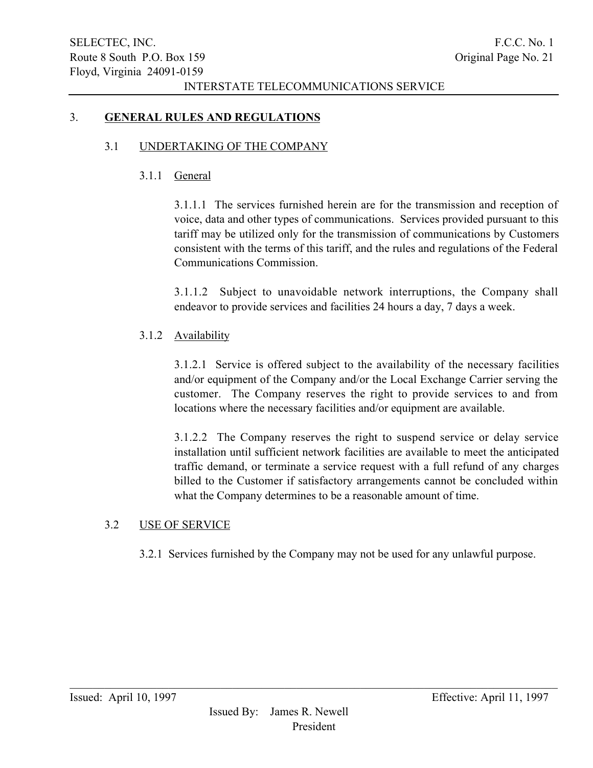## 3. **GENERAL RULES AND REGULATIONS**

### 3.1 UNDERTAKING OF THE COMPANY

#### 3.1.1 General

3.1.1.1 The services furnished herein are for the transmission and reception of voice, data and other types of communications. Services provided pursuant to this tariff may be utilized only for the transmission of communications by Customers consistent with the terms of this tariff, and the rules and regulations of the Federal Communications Commission.

3.1.1.2 Subject to unavoidable network interruptions, the Company shall endeavor to provide services and facilities 24 hours a day, 7 days a week.

#### 3.1.2 Availability

3.1.2.1 Service is offered subject to the availability of the necessary facilities and/or equipment of the Company and/or the Local Exchange Carrier serving the customer. The Company reserves the right to provide services to and from locations where the necessary facilities and/or equipment are available.

3.1.2.2 The Company reserves the right to suspend service or delay service installation until sufficient network facilities are available to meet the anticipated traffic demand, or terminate a service request with a full refund of any charges billed to the Customer if satisfactory arrangements cannot be concluded within what the Company determines to be a reasonable amount of time.

### 3.2 USE OF SERVICE

3.2.1 Services furnished by the Company may not be used for any unlawful purpose.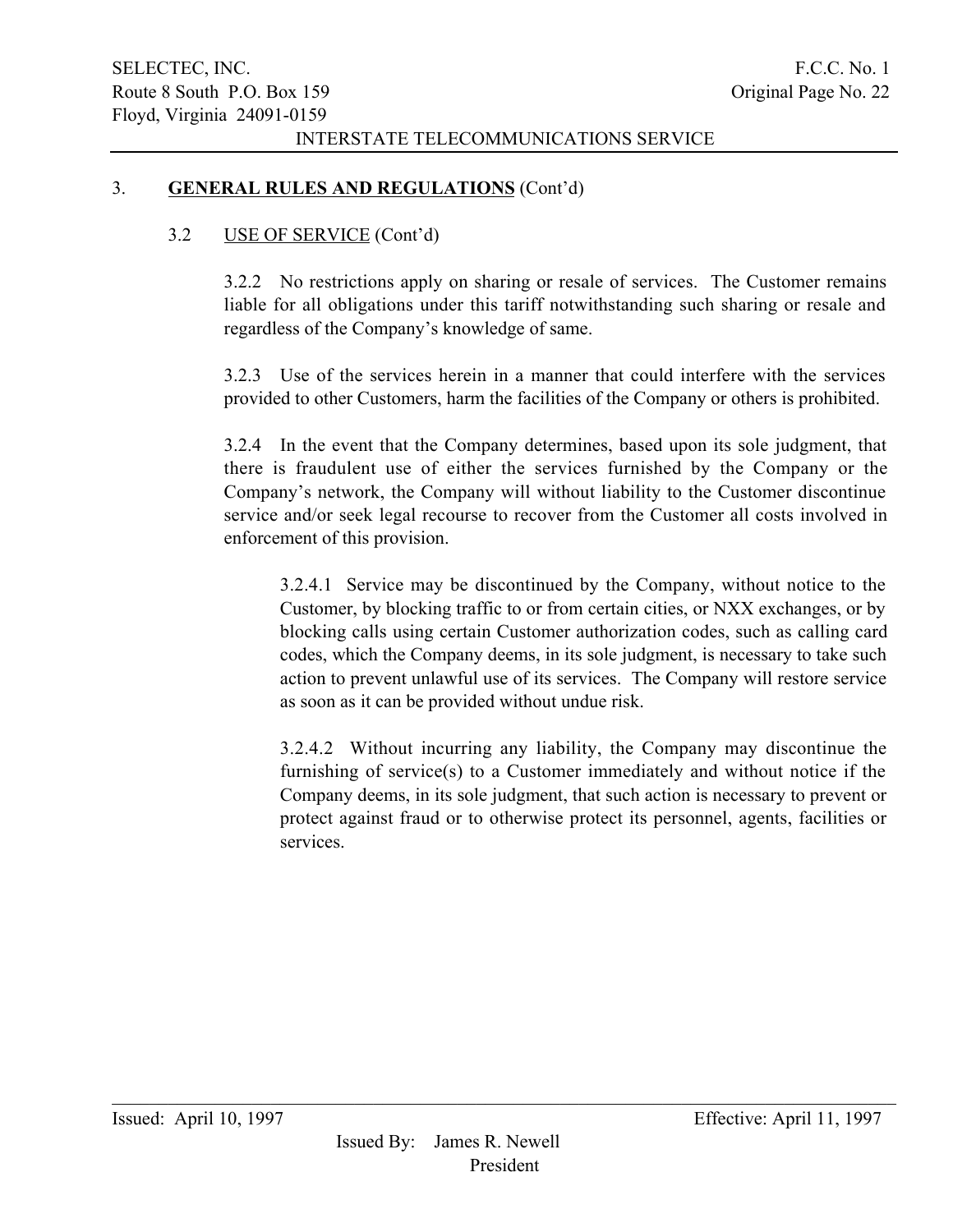## 3. **GENERAL RULES AND REGULATIONS** (Cont'd)

### 3.2 USE OF SERVICE (Cont'd)

3.2.2 No restrictions apply on sharing or resale of services. The Customer remains liable for all obligations under this tariff notwithstanding such sharing or resale and regardless of the Company's knowledge of same.

3.2.3 Use of the services herein in a manner that could interfere with the services provided to other Customers, harm the facilities of the Company or others is prohibited.

3.2.4 In the event that the Company determines, based upon its sole judgment, that there is fraudulent use of either the services furnished by the Company or the Company's network, the Company will without liability to the Customer discontinue service and/or seek legal recourse to recover from the Customer all costs involved in enforcement of this provision.

3.2.4.1 Service may be discontinued by the Company, without notice to the Customer, by blocking traffic to or from certain cities, or NXX exchanges, or by blocking calls using certain Customer authorization codes, such as calling card codes, which the Company deems, in its sole judgment, is necessary to take such action to prevent unlawful use of its services. The Company will restore service as soon as it can be provided without undue risk.

3.2.4.2 Without incurring any liability, the Company may discontinue the furnishing of service(s) to a Customer immediately and without notice if the Company deems, in its sole judgment, that such action is necessary to prevent or protect against fraud or to otherwise protect its personnel, agents, facilities or services.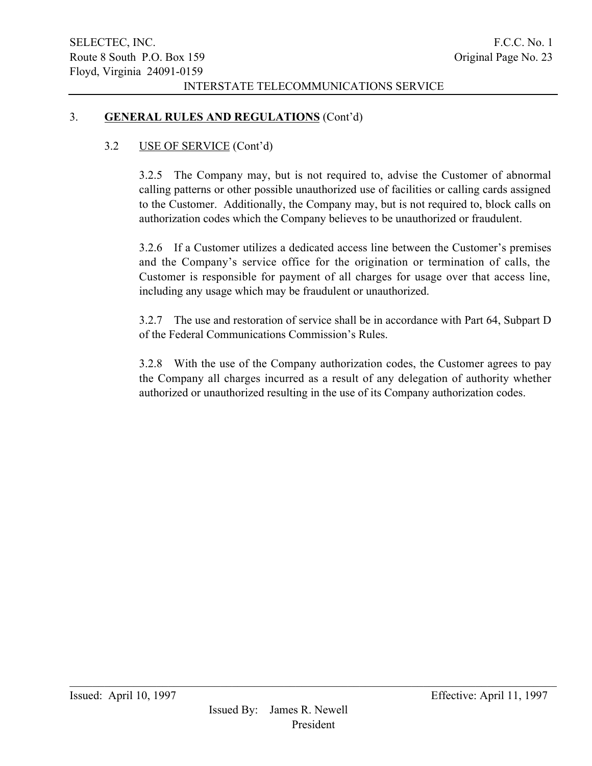## 3. **GENERAL RULES AND REGULATIONS** (Cont'd)

### 3.2 USE OF SERVICE (Cont'd)

3.2.5 The Company may, but is not required to, advise the Customer of abnormal calling patterns or other possible unauthorized use of facilities or calling cards assigned to the Customer. Additionally, the Company may, but is not required to, block calls on authorization codes which the Company believes to be unauthorized or fraudulent.

3.2.6 If a Customer utilizes a dedicated access line between the Customer's premises and the Company's service office for the origination or termination of calls, the Customer is responsible for payment of all charges for usage over that access line, including any usage which may be fraudulent or unauthorized.

3.2.7 The use and restoration of service shall be in accordance with Part 64, Subpart D of the Federal Communications Commission's Rules.

3.2.8 With the use of the Company authorization codes, the Customer agrees to pay the Company all charges incurred as a result of any delegation of authority whether authorized or unauthorized resulting in the use of its Company authorization codes.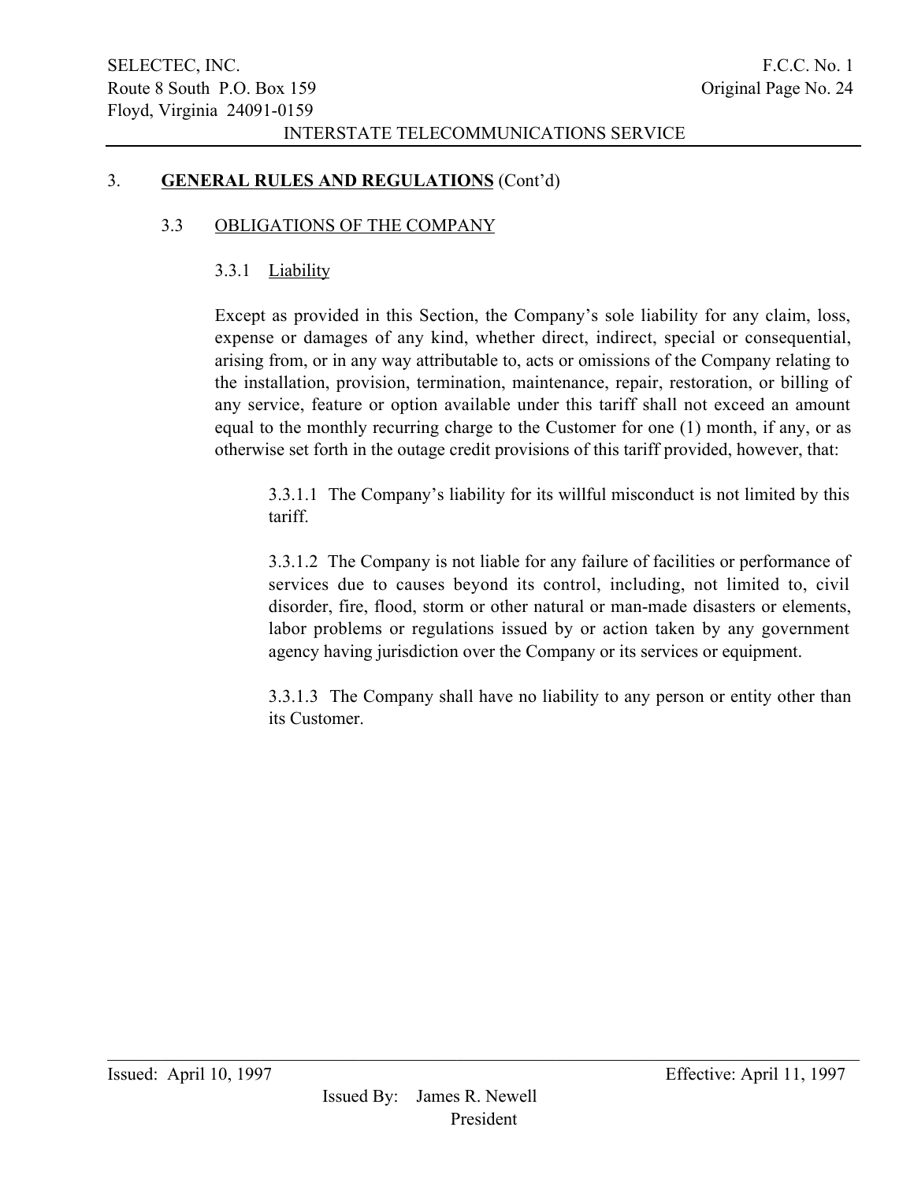## 3. **GENERAL RULES AND REGULATIONS** (Cont'd)

### 3.3 OBLIGATIONS OF THE COMPANY

#### 3.3.1 Liability

Except as provided in this Section, the Company's sole liability for any claim, loss, expense or damages of any kind, whether direct, indirect, special or consequential, arising from, or in any way attributable to, acts or omissions of the Company relating to the installation, provision, termination, maintenance, repair, restoration, or billing of any service, feature or option available under this tariff shall not exceed an amount equal to the monthly recurring charge to the Customer for one (1) month, if any, or as otherwise set forth in the outage credit provisions of this tariff provided, however, that:

3.3.1.1 The Company's liability for its willful misconduct is not limited by this tariff.

3.3.1.2 The Company is not liable for any failure of facilities or performance of services due to causes beyond its control, including, not limited to, civil disorder, fire, flood, storm or other natural or man-made disasters or elements, labor problems or regulations issued by or action taken by any government agency having jurisdiction over the Company or its services or equipment.

3.3.1.3 The Company shall have no liability to any person or entity other than its Customer.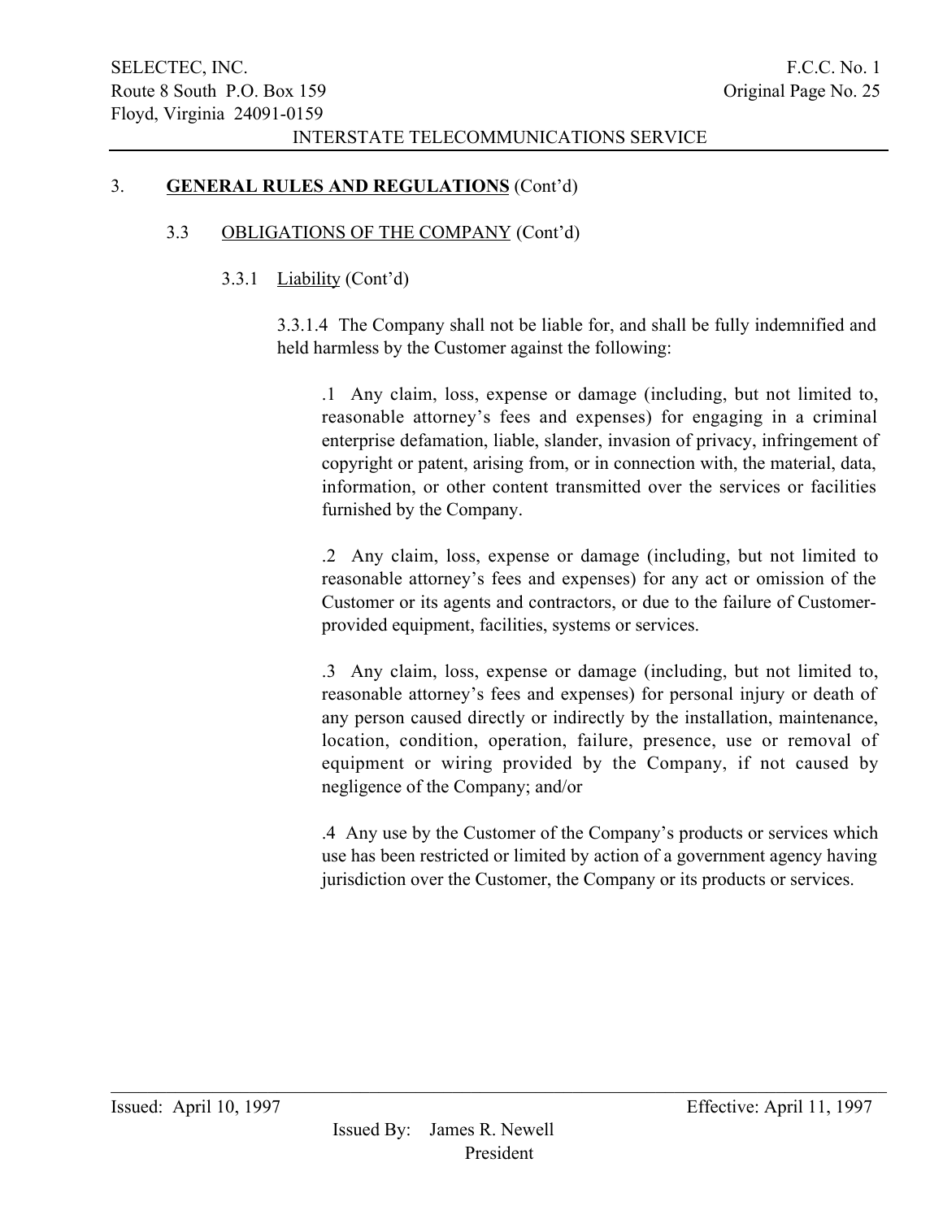## 3. **GENERAL RULES AND REGULATIONS** (Cont'd)

### 3.3 OBLIGATIONS OF THE COMPANY (Cont'd)

#### 3.3.1 Liability (Cont'd)

3.3.1.4 The Company shall not be liable for, and shall be fully indemnified and held harmless by the Customer against the following:

.1 Any claim, loss, expense or damage (including, but not limited to, reasonable attorney's fees and expenses) for engaging in a criminal enterprise defamation, liable, slander, invasion of privacy, infringement of copyright or patent, arising from, or in connection with, the material, data, information, or other content transmitted over the services or facilities furnished by the Company.

.2 Any claim, loss, expense or damage (including, but not limited to reasonable attorney's fees and expenses) for any act or omission of the Customer or its agents and contractors, or due to the failure of Customer-provided equipment, facilities, systems or services.

.3 Any claim, loss, expense or damage (including, but not limited to, reasonable attorney's fees and expenses) for personal injury or death of any person caused directly or indirectly by the installation, maintenance, location, condition, operation, failure, presence, use or removal of equipment or wiring provided by the Company, if not caused by negligence of the Company; and/or

.4 Any use by the Customer of the Company's products or services which use has been restricted or limited by action of a government agency having jurisdiction over the Customer, the Company or its products or services.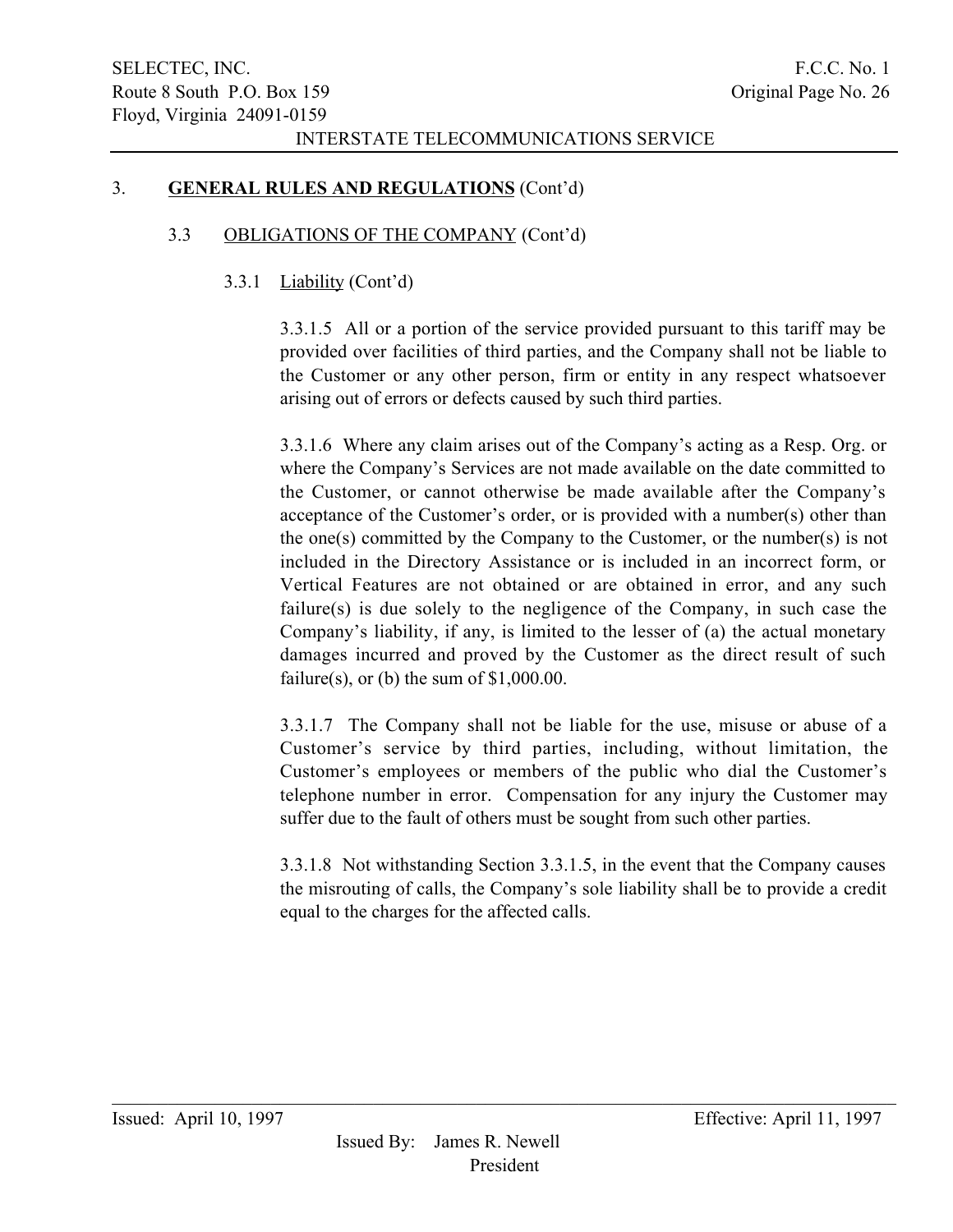3. **GENERAL RULES AND REGULATIONS** (Cont'd)

3.3 OBLIGATIONS OF THE COMPANY (Cont'd)

3.3.1 Liability (Cont'd)

3.3.1.5 All or a portion of the service provided pursuant to this tariff may be provided over facilities of third parties, and the Company shall not be liable to the Customer or any other person, firm or entity in any respect whatsoever arising out of errors or defects caused by such third parties.

3.3.1.6 Where any claim arises out of the Company's acting as a Resp. Org. or where the Company's Services are not made available on the date committed to the Customer, or cannot otherwise be made available after the Company's acceptance of the Customer's order, or is provided with a number(s) other than the one(s) committed by the Company to the Customer, or the number(s) is not included in the Directory Assistance or is included in an incorrect form, or Vertical Features are not obtained or are obtained in error, and any such failure(s) is due solely to the negligence of the Company, in such case the Company's liability, if any, is limited to the lesser of (a) the actual monetary damages incurred and proved by the Customer as the direct result of such failure(s), or (b) the sum of $1,000.00.

3.3.1.7 The Company shall not be liable for the use, misuse or abuse of a Customer's service by third parties, including, without limitation, the Customer's employees or members of the public who dial the Customer's telephone number in error. Compensation for any injury the Customer may suffer due to the fault of others must be sought from such other parties.

3.3.1.8 Not withstanding Section 3.3.1.5, in the event that the Company causes the misrouting of calls, the Company's sole liability shall be to provide a credit equal to the charges for the affected calls.

Issued: April 10, 1997 Effective: April 11, 1997

Issued By: James R. Newell
President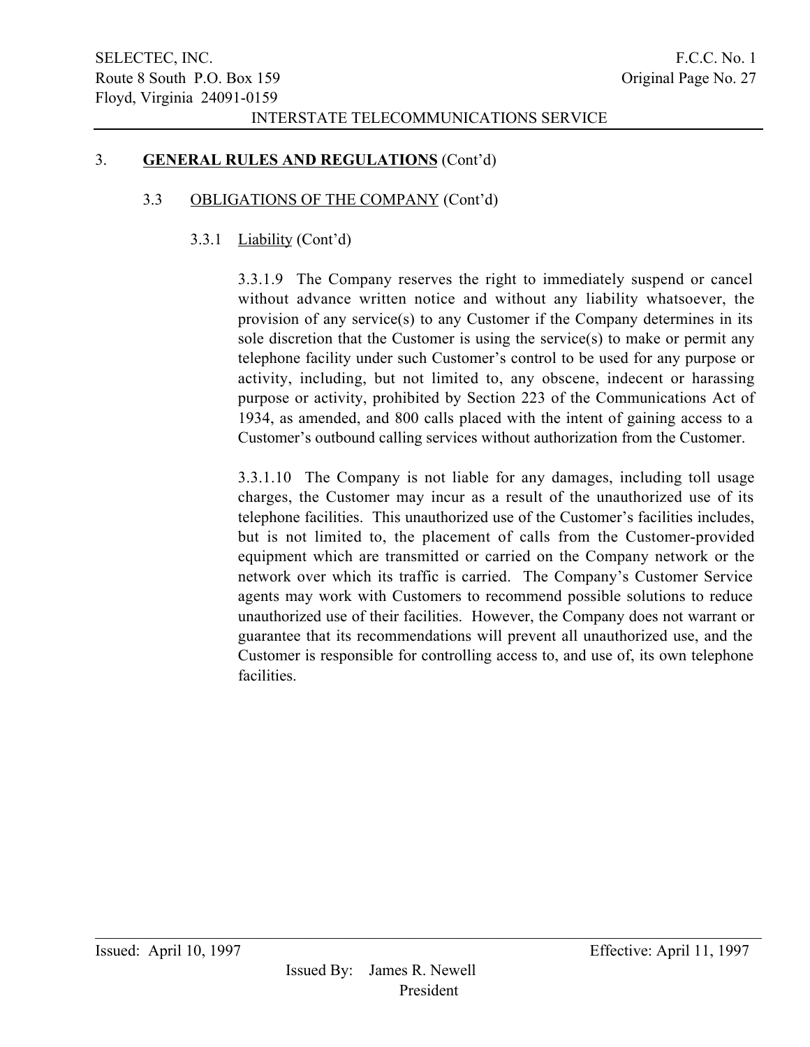## 3. **GENERAL RULES AND REGULATIONS** (Cont'd)

### 3.3 OBLIGATIONS OF THE COMPANY (Cont'd)

#### 3.3.1 Liability (Cont'd)

3.3.1.9 The Company reserves the right to immediately suspend or cancel without advance written notice and without any liability whatsoever, the provision of any service(s) to any Customer if the Company determines in its sole discretion that the Customer is using the service(s) to make or permit any telephone facility under such Customer's control to be used for any purpose or activity, including, but not limited to, any obscene, indecent or harassing purpose or activity, prohibited by Section 223 of the Communications Act of 1934, as amended, and 800 calls placed with the intent of gaining access to a Customer's outbound calling services without authorization from the Customer.

3.3.1.10 The Company is not liable for any damages, including toll usage charges, the Customer may incur as a result of the unauthorized use of its telephone facilities. This unauthorized use of the Customer's facilities includes, but is not limited to, the placement of calls from the Customer-provided equipment which are transmitted or carried on the Company network or the network over which its traffic is carried. The Company's Customer Service agents may work with Customers to recommend possible solutions to reduce unauthorized use of their facilities. However, the Company does not warrant or guarantee that its recommendations will prevent all unauthorized use, and the Customer is responsible for controlling access to, and use of, its own telephone facilities.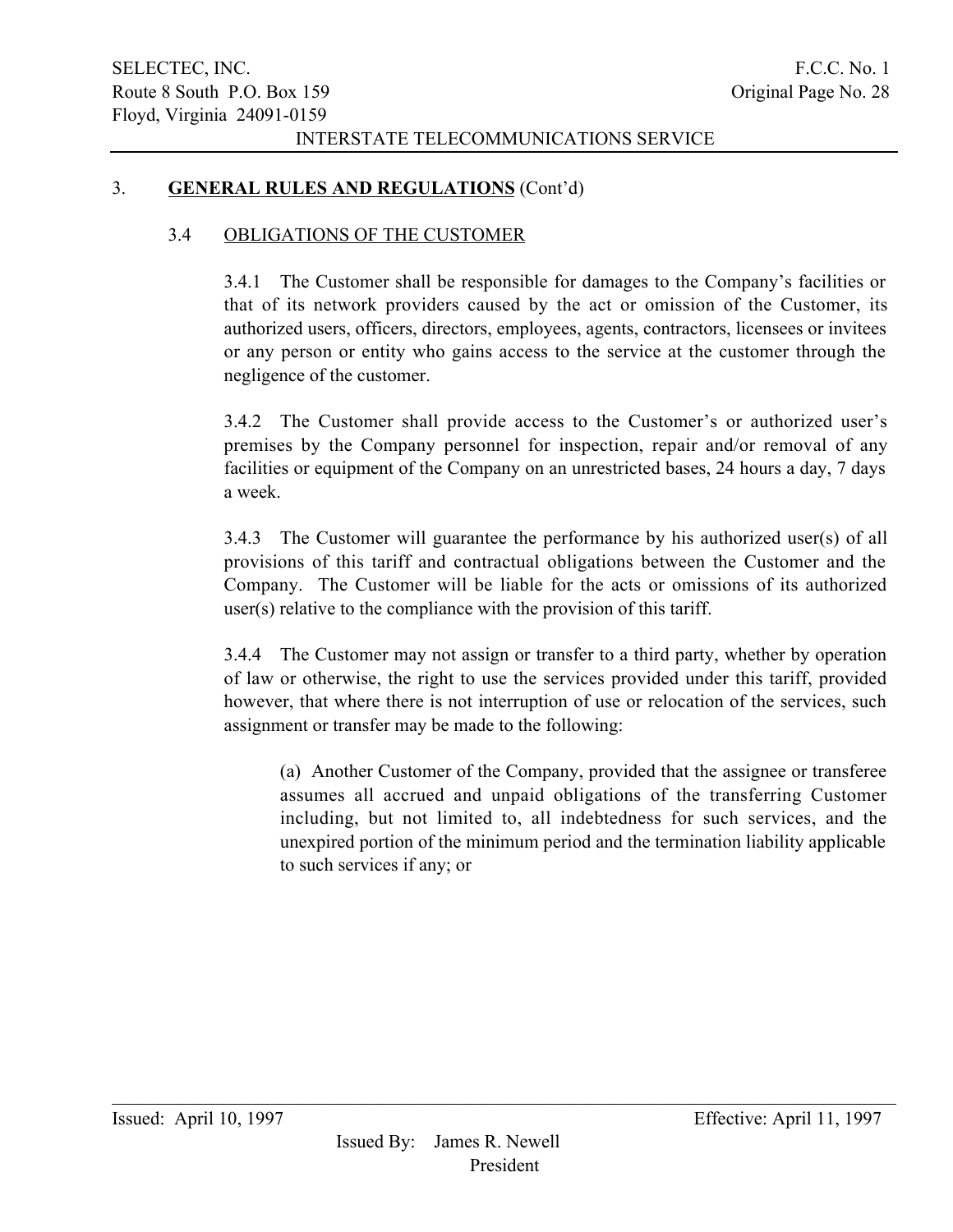## 3. **GENERAL RULES AND REGULATIONS** (Cont'd)

### 3.4 OBLIGATIONS OF THE CUSTOMER

3.4.1 The Customer shall be responsible for damages to the Company's facilities or that of its network providers caused by the act or omission of the Customer, its authorized users, officers, directors, employees, agents, contractors, licensees or invitees or any person or entity who gains access to the service at the customer through the negligence of the customer.

3.4.2 The Customer shall provide access to the Customer's or authorized user's premises by the Company personnel for inspection, repair and/or removal of any facilities or equipment of the Company on an unrestricted bases, 24 hours a day, 7 days a week.

3.4.3 The Customer will guarantee the performance by his authorized user(s) of all provisions of this tariff and contractual obligations between the Customer and the Company. The Customer will be liable for the acts or omissions of its authorized user(s) relative to the compliance with the provision of this tariff.

3.4.4 The Customer may not assign or transfer to a third party, whether by operation of law or otherwise, the right to use the services provided under this tariff, provided however, that where there is not interruption of use or relocation of the services, such assignment or transfer may be made to the following:

(a) Another Customer of the Company, provided that the assignee or transferee assumes all accrued and unpaid obligations of the transferring Customer including, but not limited to, all indebtedness for such services, and the unexpired portion of the minimum period and the termination liability applicable to such services if any; or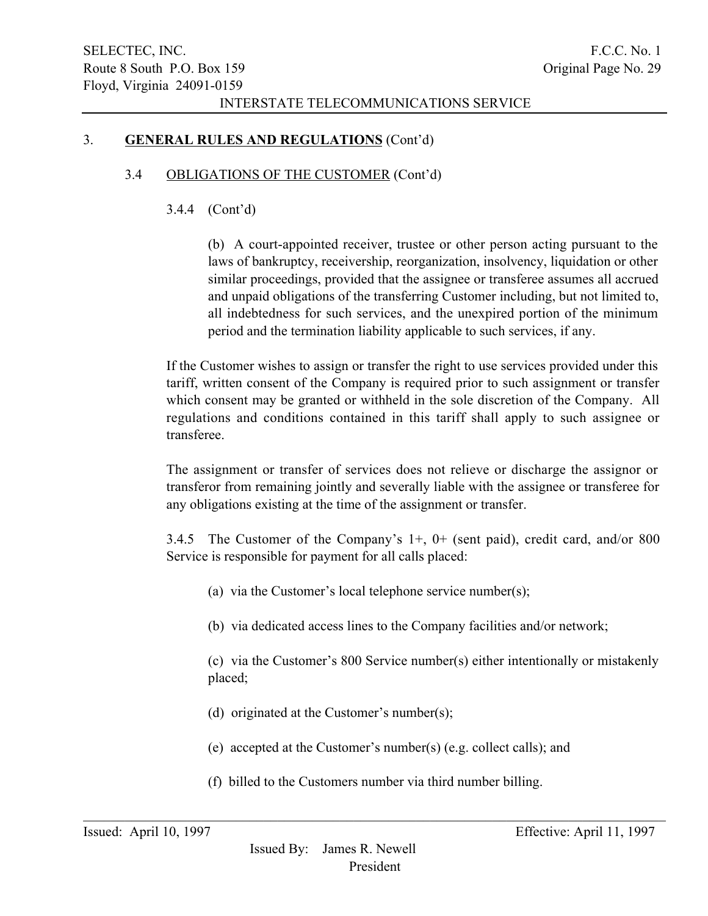## 3. **GENERAL RULES AND REGULATIONS** (Cont'd)

### 3.4 OBLIGATIONS OF THE CUSTOMER (Cont'd)

3.4.4 (Cont'd)

(b) A court-appointed receiver, trustee or other person acting pursuant to the laws of bankruptcy, receivership, reorganization, insolvency, liquidation or other similar proceedings, provided that the assignee or transferee assumes all accrued and unpaid obligations of the transferring Customer including, but not limited to, all indebtedness for such services, and the unexpired portion of the minimum period and the termination liability applicable to such services, if any.

If the Customer wishes to assign or transfer the right to use services provided under this tariff, written consent of the Company is required prior to such assignment or transfer which consent may be granted or withheld in the sole discretion of the Company. All regulations and conditions contained in this tariff shall apply to such assignee or transferee.

The assignment or transfer of services does not relieve or discharge the assignor or transferor from remaining jointly and severally liable with the assignee or transferee for any obligations existing at the time of the assignment or transfer.

3.4.5 The Customer of the Company's 1+, 0+ (sent paid), credit card, and/or 800 Service is responsible for payment for all calls placed:

(a) via the Customer's local telephone service number(s);

(b) via dedicated access lines to the Company facilities and/or network;

(c) via the Customer's 800 Service number(s) either intentionally or mistakenly placed;

(d) originated at the Customer's number(s);

(e) accepted at the Customer's number(s) (e.g. collect calls); and

(f) billed to the Customers number via third number billing.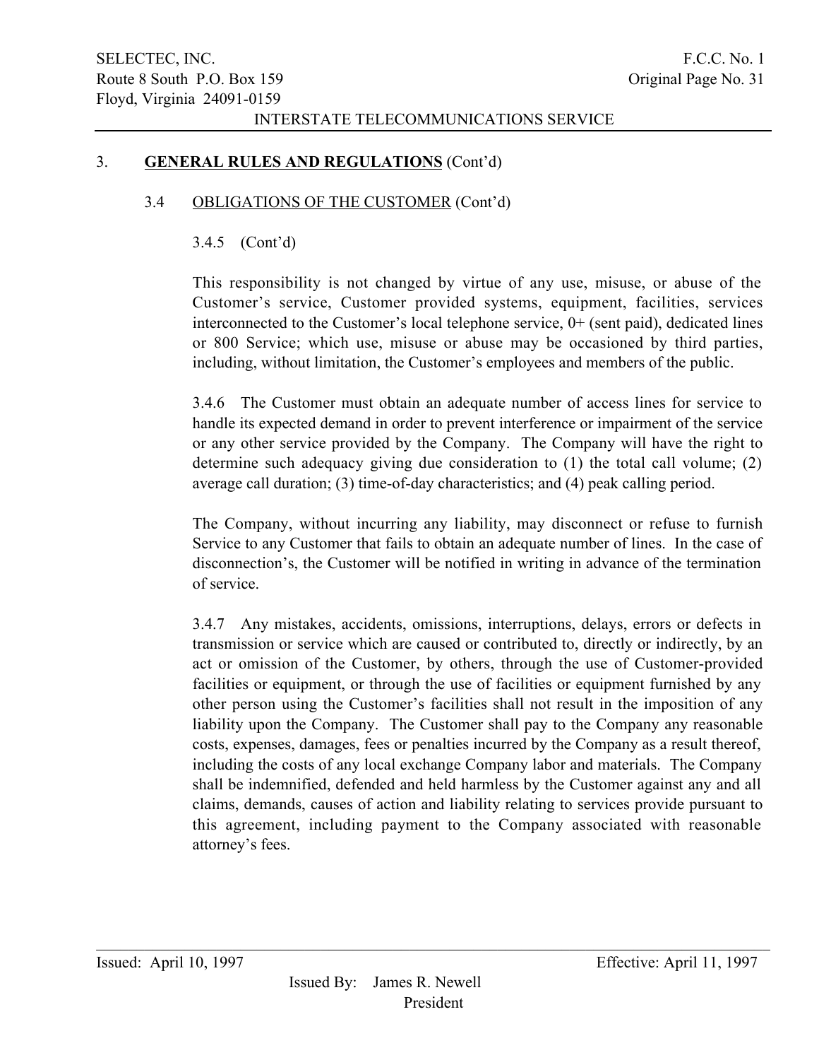## 3. **GENERAL RULES AND REGULATIONS** (Cont'd)

### 3.4 OBLIGATIONS OF THE CUSTOMER (Cont'd)

3.4.5 (Cont'd)

This responsibility is not changed by virtue of any use, misuse, or abuse of the Customer's service, Customer provided systems, equipment, facilities, services interconnected to the Customer's local telephone service, 0+ (sent paid), dedicated lines or 800 Service; which use, misuse or abuse may be occasioned by third parties, including, without limitation, the Customer's employees and members of the public.

3.4.6 The Customer must obtain an adequate number of access lines for service to handle its expected demand in order to prevent interference or impairment of the service or any other service provided by the Company. The Company will have the right to determine such adequacy giving due consideration to (1) the total call volume; (2) average call duration; (3) time-of-day characteristics; and (4) peak calling period.

The Company, without incurring any liability, may disconnect or refuse to furnish Service to any Customer that fails to obtain an adequate number of lines. In the case of disconnection's, the Customer will be notified in writing in advance of the termination of service.

3.4.7 Any mistakes, accidents, omissions, interruptions, delays, errors or defects in transmission or service which are caused or contributed to, directly or indirectly, by an act or omission of the Customer, by others, through the use of Customer-provided facilities or equipment, or through the use of facilities or equipment furnished by any other person using the Customer's facilities shall not result in the imposition of any liability upon the Company. The Customer shall pay to the Company any reasonable costs, expenses, damages, fees or penalties incurred by the Company as a result thereof, including the costs of any local exchange Company labor and materials. The Company shall be indemnified, defended and held harmless by the Customer against any and all claims, demands, causes of action and liability relating to services provide pursuant to this agreement, including payment to the Company associated with reasonable attorney's fees.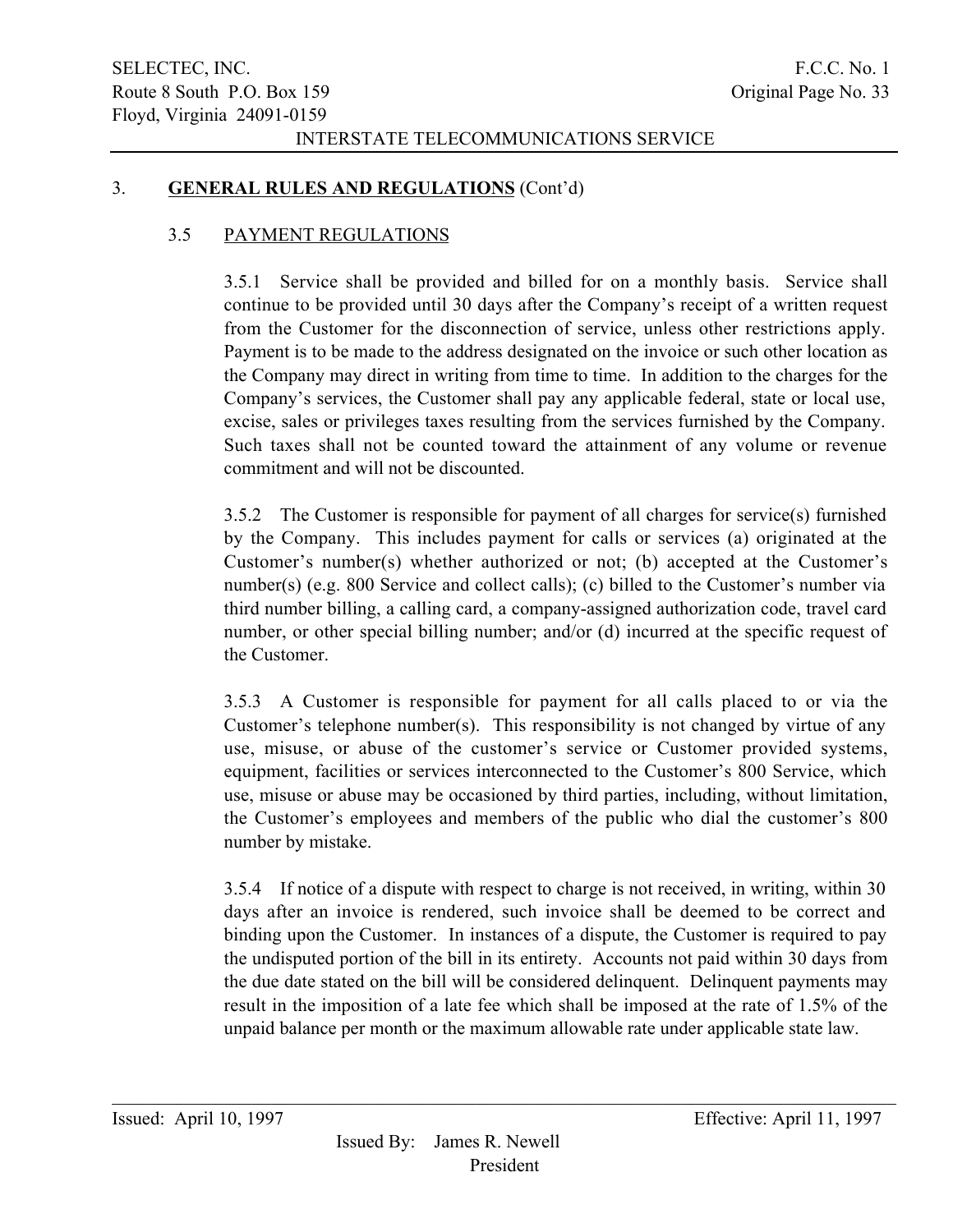## 3. **GENERAL RULES AND REGULATIONS** (Cont'd)

### 3.5 PAYMENT REGULATIONS

3.5.1 Service shall be provided and billed for on a monthly basis. Service shall continue to be provided until 30 days after the Company's receipt of a written request from the Customer for the disconnection of service, unless other restrictions apply. Payment is to be made to the address designated on the invoice or such other location as the Company may direct in writing from time to time. In addition to the charges for the Company's services, the Customer shall pay any applicable federal, state or local use, excise, sales or privileges taxes resulting from the services furnished by the Company. Such taxes shall not be counted toward the attainment of any volume or revenue commitment and will not be discounted.

3.5.2 The Customer is responsible for payment of all charges for service(s) furnished by the Company. This includes payment for calls or services (a) originated at the Customer's number(s) whether authorized or not; (b) accepted at the Customer's number(s) (e.g. 800 Service and collect calls); (c) billed to the Customer's number via third number billing, a calling card, a company-assigned authorization code, travel card number, or other special billing number; and/or (d) incurred at the specific request of the Customer.

3.5.3 A Customer is responsible for payment for all calls placed to or via the Customer's telephone number(s). This responsibility is not changed by virtue of any use, misuse, or abuse of the customer's service or Customer provided systems, equipment, facilities or services interconnected to the Customer's 800 Service, which use, misuse or abuse may be occasioned by third parties, including, without limitation, the Customer's employees and members of the public who dial the customer's 800 number by mistake.

3.5.4 If notice of a dispute with respect to charge is not received, in writing, within 30 days after an invoice is rendered, such invoice shall be deemed to be correct and binding upon the Customer. In instances of a dispute, the Customer is required to pay the undisputed portion of the bill in its entirety. Accounts not paid within 30 days from the due date stated on the bill will be considered delinquent. Delinquent payments may result in the imposition of a late fee which shall be imposed at the rate of 1.5% of the unpaid balance per month or the maximum allowable rate under applicable state law.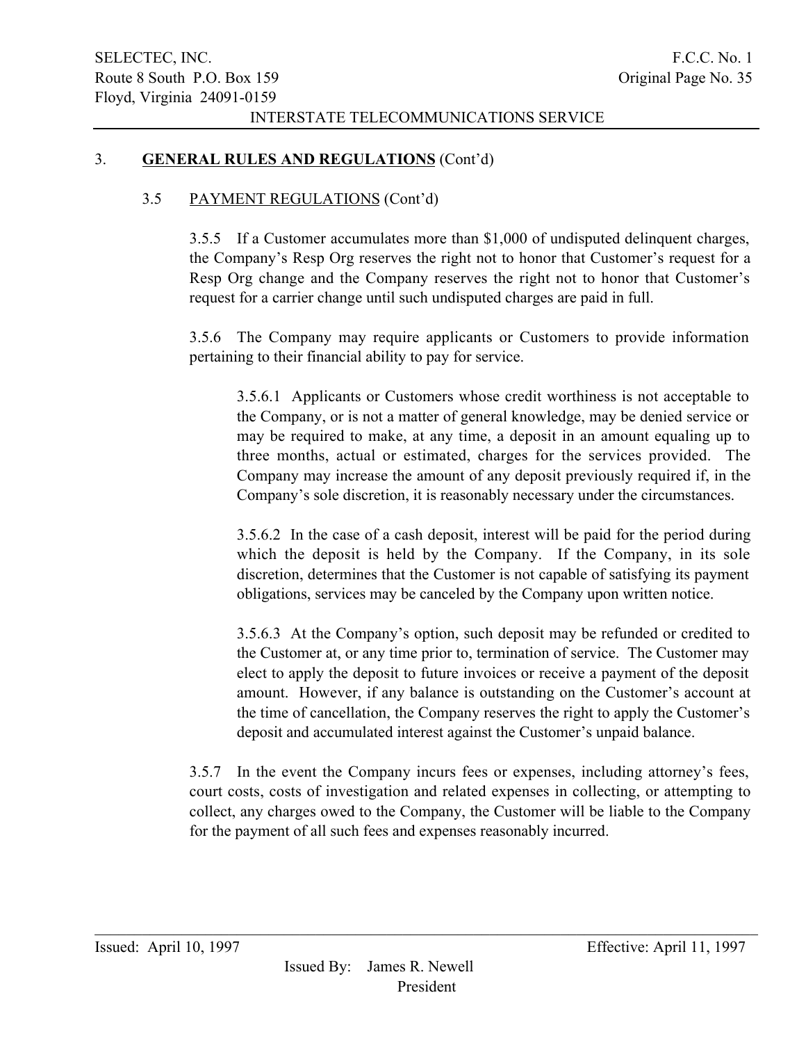## 3. **GENERAL RULES AND REGULATIONS** (Cont'd)

### 3.5 PAYMENT REGULATIONS (Cont'd)

3.5.5 If a Customer accumulates more than $1,000 of undisputed delinquent charges, the Company's Resp Org reserves the right not to honor that Customer's request for a Resp Org change and the Company reserves the right not to honor that Customer's request for a carrier change until such undisputed charges are paid in full.

3.5.6 The Company may require applicants or Customers to provide information pertaining to their financial ability to pay for service.

3.5.6.1 Applicants or Customers whose credit worthiness is not acceptable to the Company, or is not a matter of general knowledge, may be denied service or may be required to make, at any time, a deposit in an amount equaling up to three months, actual or estimated, charges for the services provided. The Company may increase the amount of any deposit previously required if, in the Company's sole discretion, it is reasonably necessary under the circumstances.

3.5.6.2 In the case of a cash deposit, interest will be paid for the period during which the deposit is held by the Company. If the Company, in its sole discretion, determines that the Customer is not capable of satisfying its payment obligations, services may be canceled by the Company upon written notice.

3.5.6.3 At the Company's option, such deposit may be refunded or credited to the Customer at, or any time prior to, termination of service. The Customer may elect to apply the deposit to future invoices or receive a payment of the deposit amount. However, if any balance is outstanding on the Customer's account at the time of cancellation, the Company reserves the right to apply the Customer's deposit and accumulated interest against the Customer's unpaid balance.

3.5.7 In the event the Company incurs fees or expenses, including attorney's fees, court costs, costs of investigation and related expenses in collecting, or attempting to collect, any charges owed to the Company, the Customer will be liable to the Company for the payment of all such fees and expenses reasonably incurred.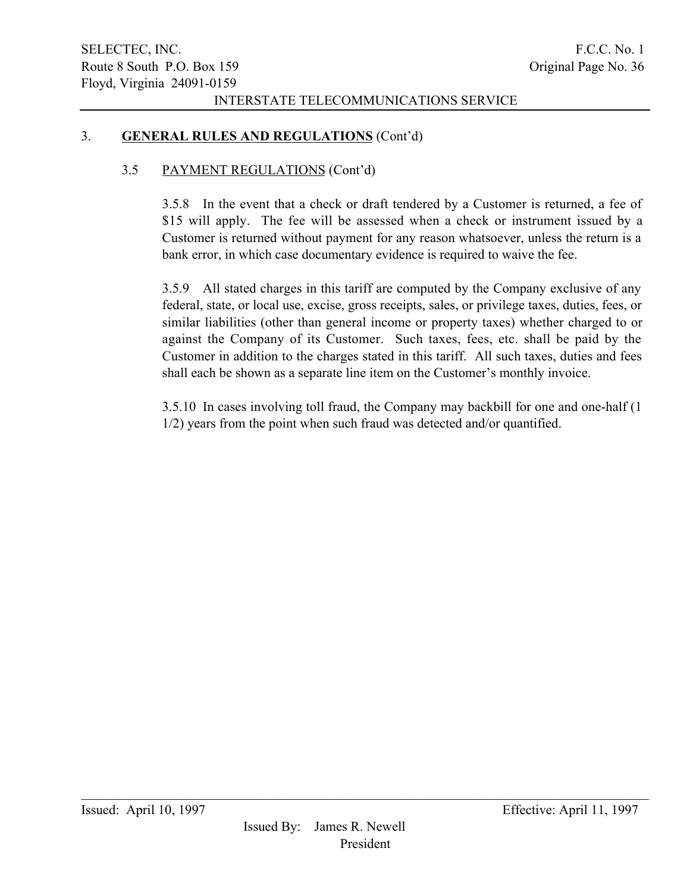## 3. **GENERAL RULES AND REGULATIONS** (Cont'd)

### 3.5 PAYMENT REGULATIONS (Cont'd)

3.5.8 In the event that a check or draft tendered by a Customer is returned, a fee of $15 will apply. The fee will be assessed when a check or instrument issued by a Customer is returned without payment for any reason whatsoever, unless the return is a bank error, in which case documentary evidence is required to waive the fee.

3.5.9 All stated charges in this tariff are computed by the Company exclusive of any federal, state, or local use, excise, gross receipts, sales, or privilege taxes, duties, fees, or similar liabilities (other than general income or property taxes) whether charged to or against the Company of its Customer. Such taxes, fees, etc. shall be paid by the Customer in addition to the charges stated in this tariff. All such taxes, duties and fees shall each be shown as a separate line item on the Customer's monthly invoice.

3.5.10 In cases involving toll fraud, the Company may backbill for one and one-half (1 1/2) years from the point when such fraud was detected and/or quantified.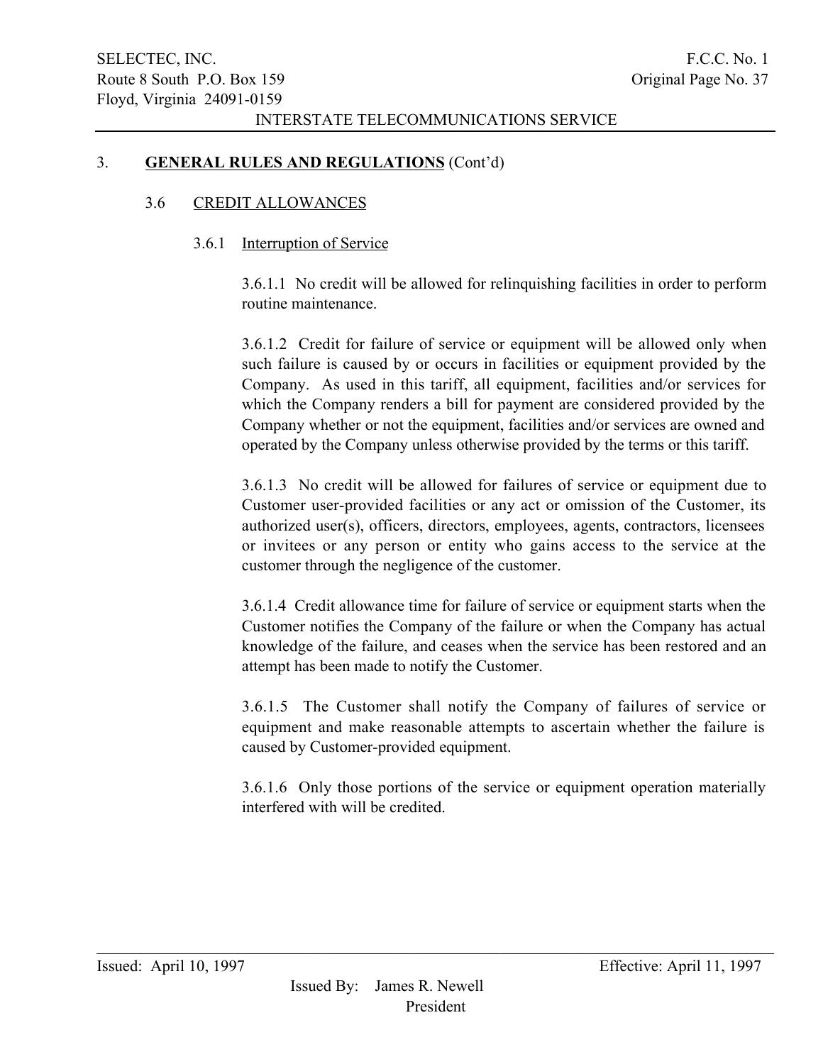## 3. **GENERAL RULES AND REGULATIONS** (Cont'd)

### 3.6 CREDIT ALLOWANCES

#### 3.6.1 Interruption of Service

3.6.1.1 No credit will be allowed for relinquishing facilities in order to perform routine maintenance.

3.6.1.2 Credit for failure of service or equipment will be allowed only when such failure is caused by or occurs in facilities or equipment provided by the Company. As used in this tariff, all equipment, facilities and/or services for which the Company renders a bill for payment are considered provided by the Company whether or not the equipment, facilities and/or services are owned and operated by the Company unless otherwise provided by the terms or this tariff.

3.6.1.3 No credit will be allowed for failures of service or equipment due to Customer user-provided facilities or any act or omission of the Customer, its authorized user(s), officers, directors, employees, agents, contractors, licensees or invitees or any person or entity who gains access to the service at the customer through the negligence of the customer.

3.6.1.4 Credit allowance time for failure of service or equipment starts when the Customer notifies the Company of the failure or when the Company has actual knowledge of the failure, and ceases when the service has been restored and an attempt has been made to notify the Customer.

3.6.1.5 The Customer shall notify the Company of failures of service or equipment and make reasonable attempts to ascertain whether the failure is caused by Customer-provided equipment.

3.6.1.6 Only those portions of the service or equipment operation materially interfered with will be credited.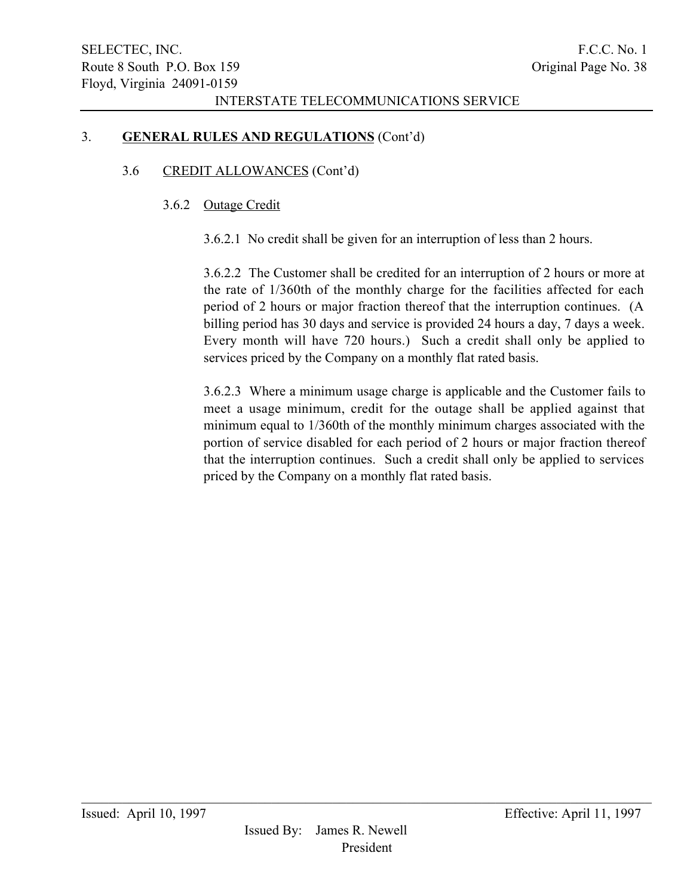## 3. GENERAL RULES AND REGULATIONS (Cont'd)

### 3.6 CREDIT ALLOWANCES (Cont'd)

#### 3.6.2 Outage Credit

3.6.2.1 No credit shall be given for an interruption of less than 2 hours.

3.6.2.2 The Customer shall be credited for an interruption of 2 hours or more at the rate of 1/360th of the monthly charge for the facilities affected for each period of 2 hours or major fraction thereof that the interruption continues. (A billing period has 30 days and service is provided 24 hours a day, 7 days a week. Every month will have 720 hours.) Such a credit shall only be applied to services priced by the Company on a monthly flat rated basis.

3.6.2.3 Where a minimum usage charge is applicable and the Customer fails to meet a usage minimum, credit for the outage shall be applied against that minimum equal to 1/360th of the monthly minimum charges associated with the portion of service disabled for each period of 2 hours or major fraction thereof that the interruption continues. Such a credit shall only be applied to services priced by the Company on a monthly flat rated basis.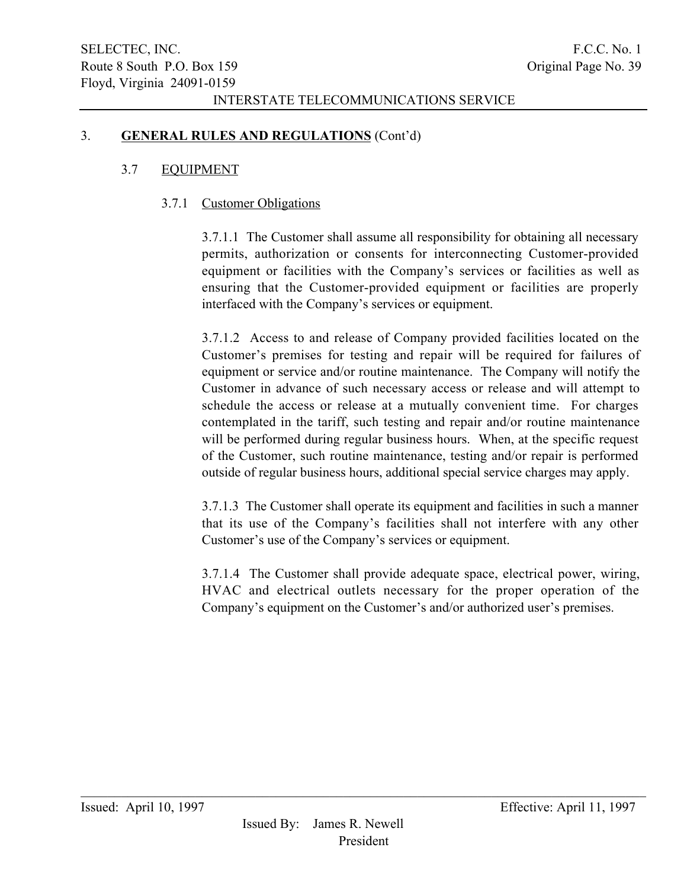## 3. **GENERAL RULES AND REGULATIONS** (Cont'd)

### 3.7 EQUIPMENT

#### 3.7.1 Customer Obligations

3.7.1.1 The Customer shall assume all responsibility for obtaining all necessary permits, authorization or consents for interconnecting Customer-provided equipment or facilities with the Company's services or facilities as well as ensuring that the Customer-provided equipment or facilities are properly interfaced with the Company's services or equipment.

3.7.1.2 Access to and release of Company provided facilities located on the Customer's premises for testing and repair will be required for failures of equipment or service and/or routine maintenance. The Company will notify the Customer in advance of such necessary access or release and will attempt to schedule the access or release at a mutually convenient time. For charges contemplated in the tariff, such testing and repair and/or routine maintenance will be performed during regular business hours. When, at the specific request of the Customer, such routine maintenance, testing and/or repair is performed outside of regular business hours, additional special service charges may apply.

3.7.1.3 The Customer shall operate its equipment and facilities in such a manner that its use of the Company's facilities shall not interfere with any other Customer's use of the Company's services or equipment.

3.7.1.4 The Customer shall provide adequate space, electrical power, wiring, HVAC and electrical outlets necessary for the proper operation of the Company's equipment on the Customer's and/or authorized user's premises.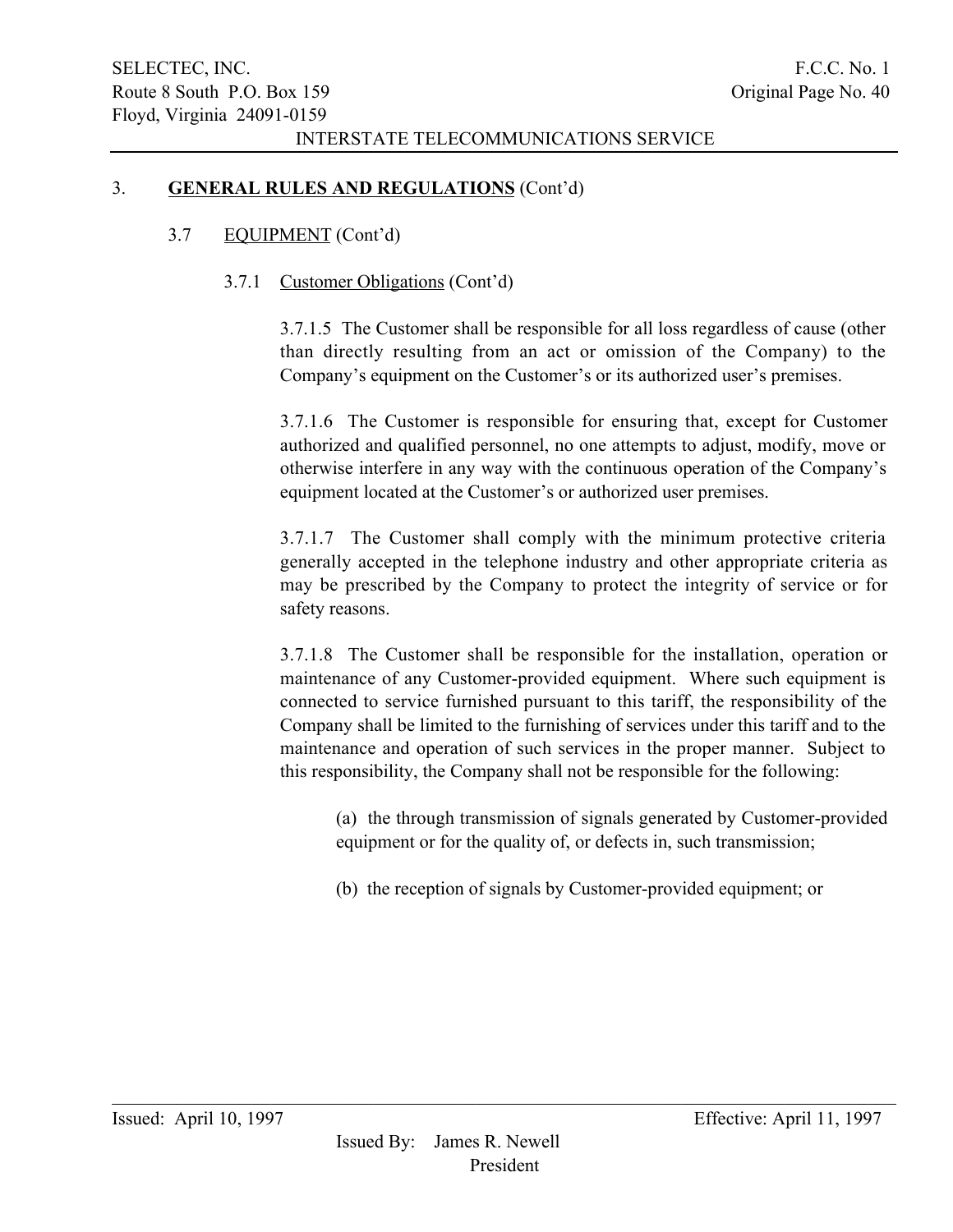## 3. **GENERAL RULES AND REGULATIONS** (Cont'd)

### 3.7 EQUIPMENT (Cont'd)

#### 3.7.1 Customer Obligations (Cont'd)

3.7.1.5 The Customer shall be responsible for all loss regardless of cause (other than directly resulting from an act or omission of the Company) to the Company's equipment on the Customer's or its authorized user's premises.

3.7.1.6 The Customer is responsible for ensuring that, except for Customer authorized and qualified personnel, no one attempts to adjust, modify, move or otherwise interfere in any way with the continuous operation of the Company's equipment located at the Customer's or authorized user premises.

3.7.1.7 The Customer shall comply with the minimum protective criteria generally accepted in the telephone industry and other appropriate criteria as may be prescribed by the Company to protect the integrity of service or for safety reasons.

3.7.1.8 The Customer shall be responsible for the installation, operation or maintenance of any Customer-provided equipment. Where such equipment is connected to service furnished pursuant to this tariff, the responsibility of the Company shall be limited to the furnishing of services under this tariff and to the maintenance and operation of such services in the proper manner. Subject to this responsibility, the Company shall not be responsible for the following:

(a) the through transmission of signals generated by Customer-provided equipment or for the quality of, or defects in, such transmission;

(b) the reception of signals by Customer-provided equipment; or

Issued: April 10, 1997 Effective: April 11, 1997

Issued By: James R. Newell
President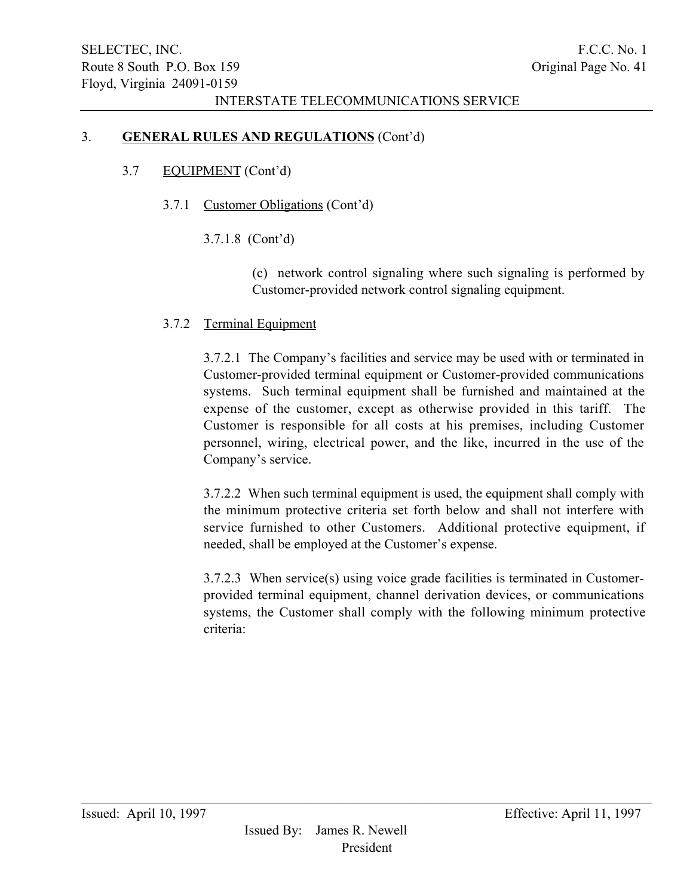## 3. **GENERAL RULES AND REGULATIONS** (Cont'd)

### 3.7 EQUIPMENT (Cont'd)

#### 3.7.1 Customer Obligations (Cont'd)

3.7.1.8 (Cont'd)

(c) network control signaling where such signaling is performed by Customer-provided network control signaling equipment.

#### 3.7.2 Terminal Equipment

3.7.2.1 The Company's facilities and service may be used with or terminated in Customer-provided terminal equipment or Customer-provided communications systems. Such terminal equipment shall be furnished and maintained at the expense of the customer, except as otherwise provided in this tariff. The Customer is responsible for all costs at his premises, including Customer personnel, wiring, electrical power, and the like, incurred in the use of the Company's service.

3.7.2.2 When such terminal equipment is used, the equipment shall comply with the minimum protective criteria set forth below and shall not interfere with service furnished to other Customers. Additional protective equipment, if needed, shall be employed at the Customer's expense.

3.7.2.3 When service(s) using voice grade facilities is terminated in Customer-provided terminal equipment, channel derivation devices, or communications systems, the Customer shall comply with the following minimum protective criteria: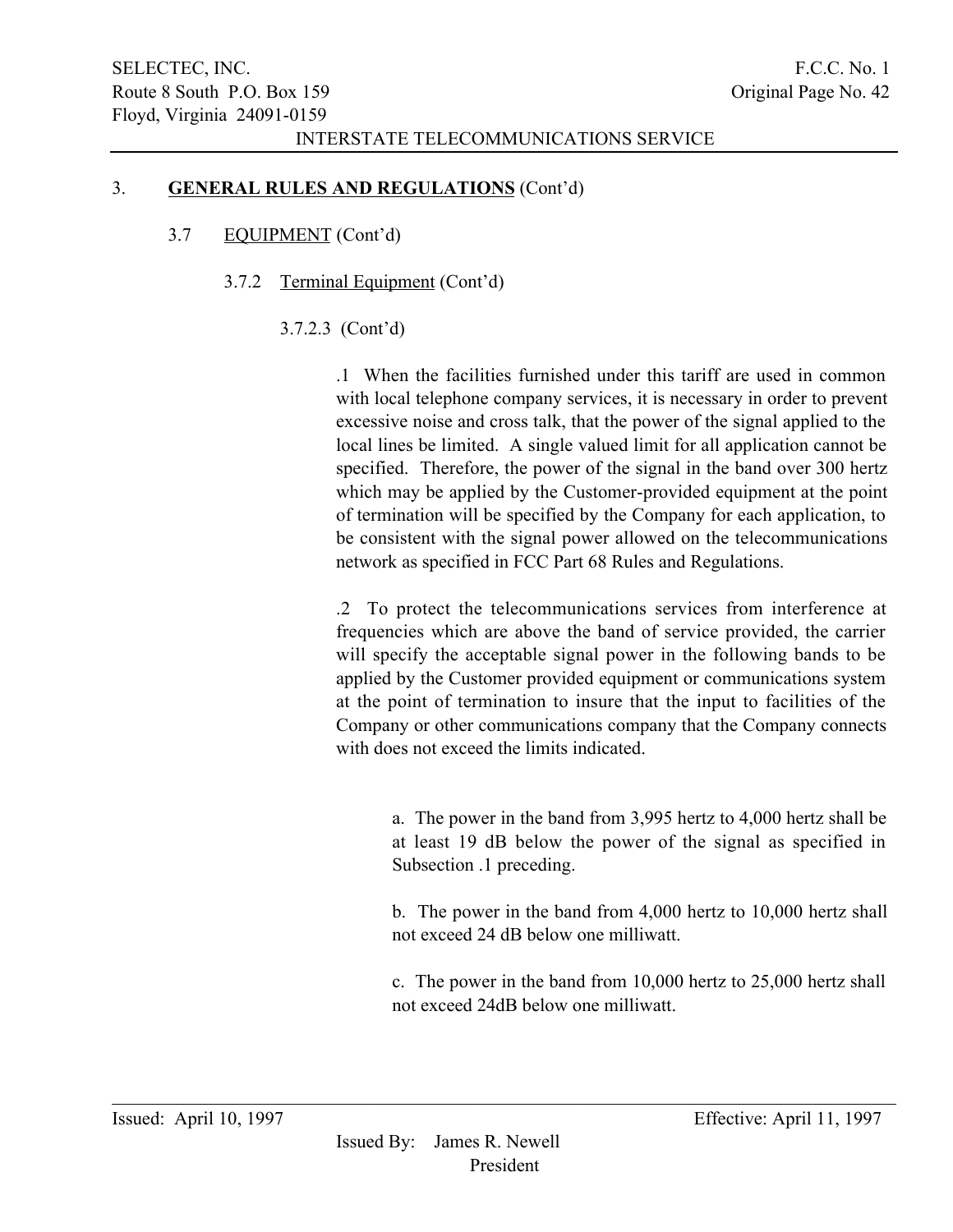### 3. **GENERAL RULES AND REGULATIONS** (Cont'd)

#### 3.7 EQUIPMENT (Cont'd)

##### 3.7.2 Terminal Equipment (Cont'd)

3.7.2.3 (Cont'd)

.1 When the facilities furnished under this tariff are used in common with local telephone company services, it is necessary in order to prevent excessive noise and cross talk, that the power of the signal applied to the local lines be limited. A single valued limit for all application cannot be specified. Therefore, the power of the signal in the band over 300 hertz which may be applied by the Customer-provided equipment at the point of termination will be specified by the Company for each application, to be consistent with the signal power allowed on the telecommunications network as specified in FCC Part 68 Rules and Regulations.

.2 To protect the telecommunications services from interference at frequencies which are above the band of service provided, the carrier will specify the acceptable signal power in the following bands to be applied by the Customer provided equipment or communications system at the point of termination to insure that the input to facilities of the Company or other communications company that the Company connects with does not exceed the limits indicated.

a. The power in the band from 3,995 hertz to 4,000 hertz shall be at least 19 dB below the power of the signal as specified in Subsection .1 preceding.

b. The power in the band from 4,000 hertz to 10,000 hertz shall not exceed 24 dB below one milliwatt.

c. The power in the band from 10,000 hertz to 25,000 hertz shall not exceed 24dB below one milliwatt.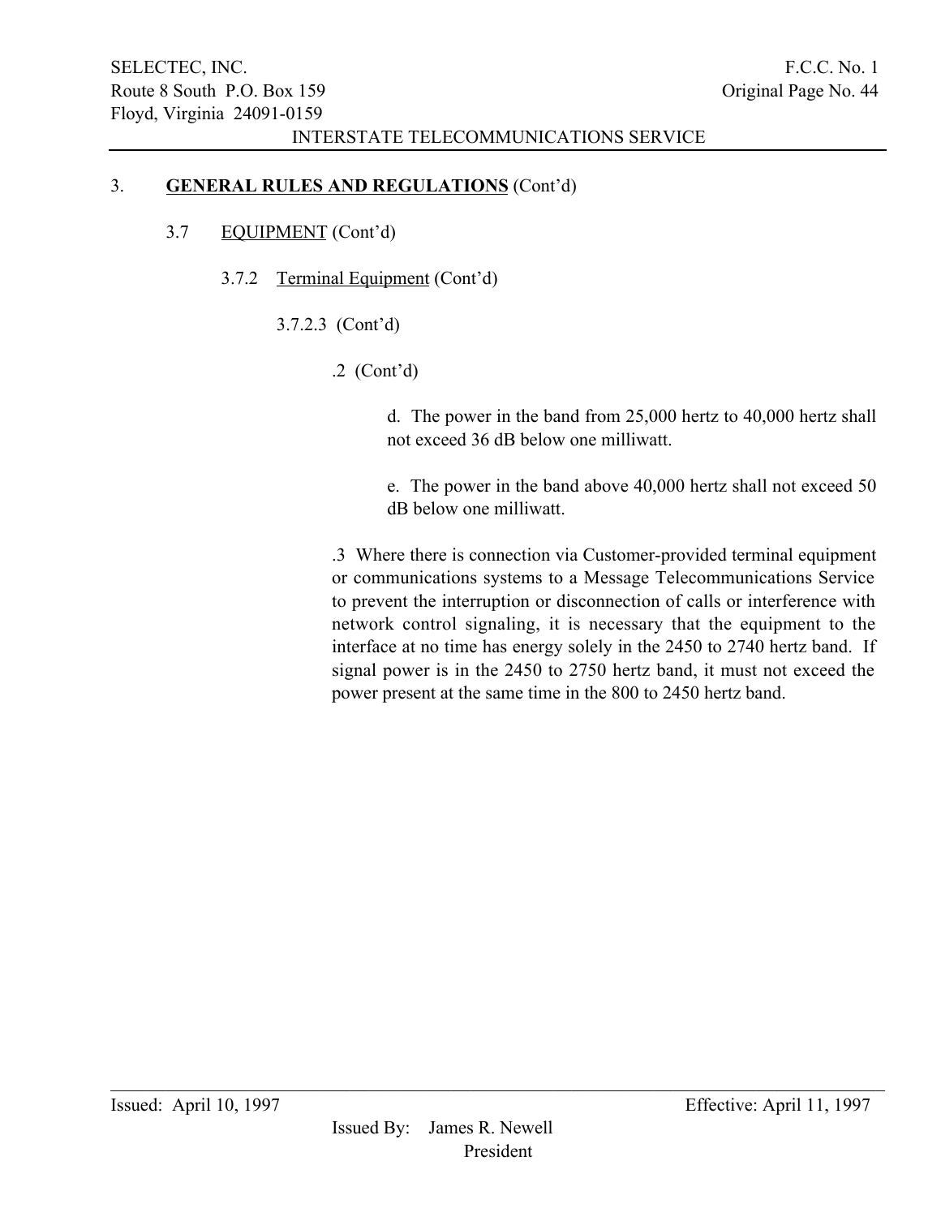## 3. **GENERAL RULES AND REGULATIONS** (Cont'd)

### 3.7 EQUIPMENT (Cont'd)

#### 3.7.2 Terminal Equipment (Cont'd)

3.7.2.3 (Cont'd)

.2 (Cont'd)

d. The power in the band from 25,000 hertz to 40,000 hertz shall not exceed 36 dB below one milliwatt.

e. The power in the band above 40,000 hertz shall not exceed 50 dB below one milliwatt.

.3 Where there is connection via Customer-provided terminal equipment or communications systems to a Message Telecommunications Service to prevent the interruption or disconnection of calls or interference with network control signaling, it is necessary that the equipment to the interface at no time has energy solely in the 2450 to 2740 hertz band. If signal power is in the 2450 to 2750 hertz band, it must not exceed the power present at the same time in the 800 to 2450 hertz band.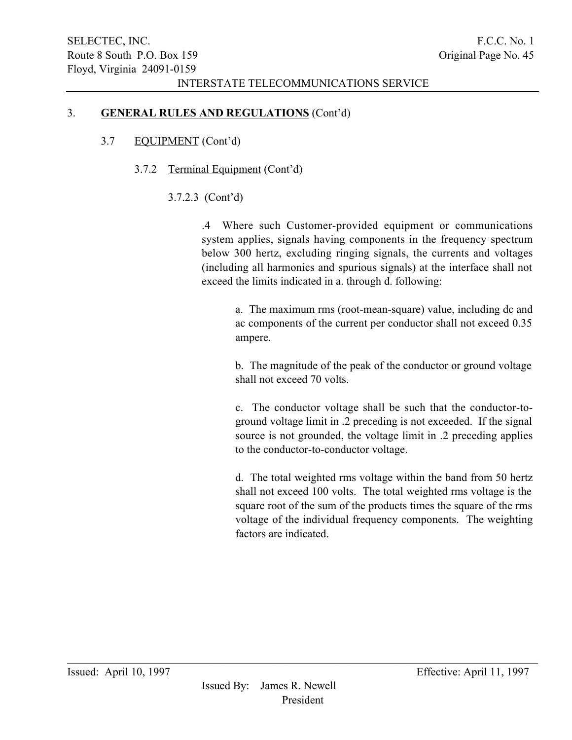## 3. GENERAL RULES AND REGULATIONS (Cont'd)

### 3.7 EQUIPMENT (Cont'd)

#### 3.7.2 Terminal Equipment (Cont'd)

3.7.2.3 (Cont'd)

.4 Where such Customer-provided equipment or communications system applies, signals having components in the frequency spectrum below 300 hertz, excluding ringing signals, the currents and voltages (including all harmonics and spurious signals) at the interface shall not exceed the limits indicated in a. through d. following:

a. The maximum rms (root-mean-square) value, including dc and ac components of the current per conductor shall not exceed 0.35 ampere.

b. The magnitude of the peak of the conductor or ground voltage shall not exceed 70 volts.

c. The conductor voltage shall be such that the conductor-to-ground voltage limit in .2 preceding is not exceeded. If the signal source is not grounded, the voltage limit in .2 preceding applies to the conductor-to-conductor voltage.

d. The total weighted rms voltage within the band from 50 hertz shall not exceed 100 volts. The total weighted rms voltage is the square root of the sum of the products times the square of the rms voltage of the individual frequency components. The weighting factors are indicated.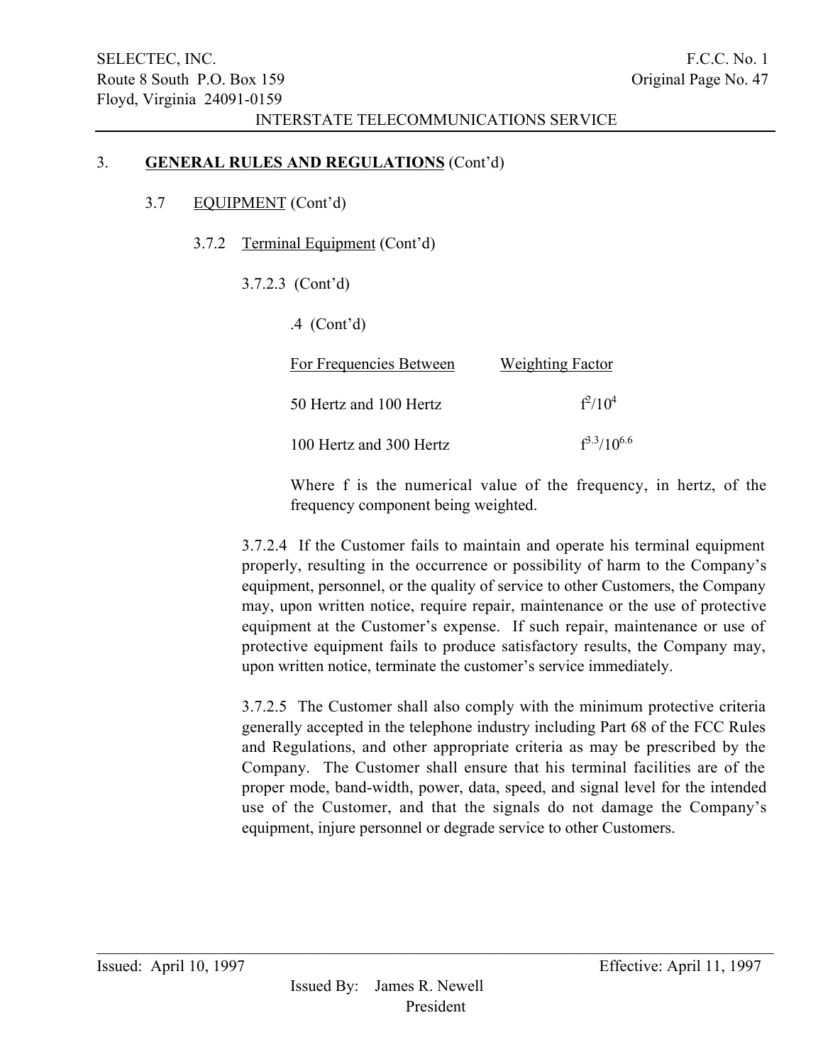3. **GENERAL RULES AND REGULATIONS** (Cont'd)

3.7 EQUIPMENT (Cont'd)

3.7.2 Terminal Equipment (Cont'd)

3.7.2.3 (Cont'd)

.4 (Cont'd)

| For Frequencies Between | Weighting Factor |
|---|---|
| 50 Hertz and 100 Hertz | $f^2/10^4$ |
| 100 Hertz and 300 Hertz | $f^{3.3}/10^{6.6}$ |

Where f is the numerical value of the frequency, in hertz, of the frequency component being weighted.

3.7.2.4 If the Customer fails to maintain and operate his terminal equipment properly, resulting in the occurrence or possibility of harm to the Company's equipment, personnel, or the quality of service to other Customers, the Company may, upon written notice, require repair, maintenance or the use of protective equipment at the Customer's expense. If such repair, maintenance or use of protective equipment fails to produce satisfactory results, the Company may, upon written notice, terminate the customer's service immediately.

3.7.2.5 The Customer shall also comply with the minimum protective criteria generally accepted in the telephone industry including Part 68 of the FCC Rules and Regulations, and other appropriate criteria as may be prescribed by the Company. The Customer shall ensure that his terminal facilities are of the proper mode, band-width, power, data, speed, and signal level for the intended use of the Customer, and that the signals do not damage the Company's equipment, injure personnel or degrade service to other Customers.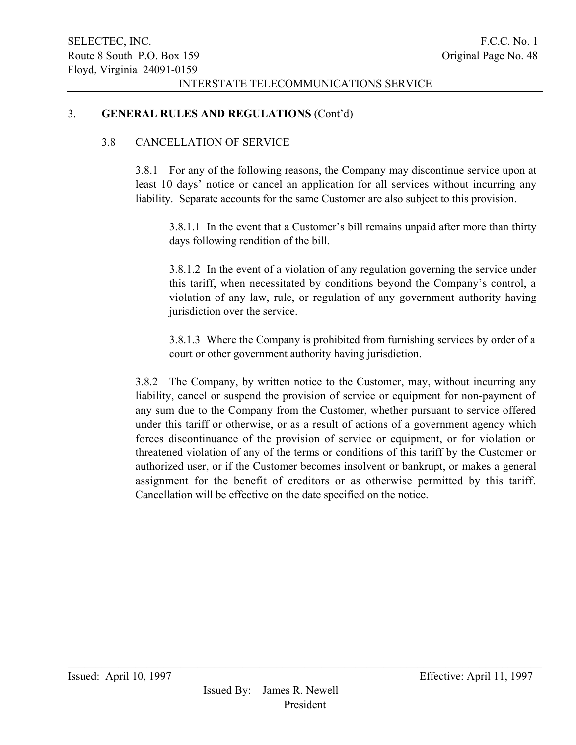## 3. **GENERAL RULES AND REGULATIONS** (Cont'd)

### 3.8 CANCELLATION OF SERVICE

3.8.1 For any of the following reasons, the Company may discontinue service upon at least 10 days' notice or cancel an application for all services without incurring any liability. Separate accounts for the same Customer are also subject to this provision.

3.8.1.1 In the event that a Customer's bill remains unpaid after more than thirty days following rendition of the bill.

3.8.1.2 In the event of a violation of any regulation governing the service under this tariff, when necessitated by conditions beyond the Company's control, a violation of any law, rule, or regulation of any government authority having jurisdiction over the service.

3.8.1.3 Where the Company is prohibited from furnishing services by order of a court or other government authority having jurisdiction.

3.8.2 The Company, by written notice to the Customer, may, without incurring any liability, cancel or suspend the provision of service or equipment for non-payment of any sum due to the Company from the Customer, whether pursuant to service offered under this tariff or otherwise, or as a result of actions of a government agency which forces discontinuance of the provision of service or equipment, or for violation or threatened violation of any of the terms or conditions of this tariff by the Customer or authorized user, or if the Customer becomes insolvent or bankrupt, or makes a general assignment for the benefit of creditors or as otherwise permitted by this tariff. Cancellation will be effective on the date specified on the notice.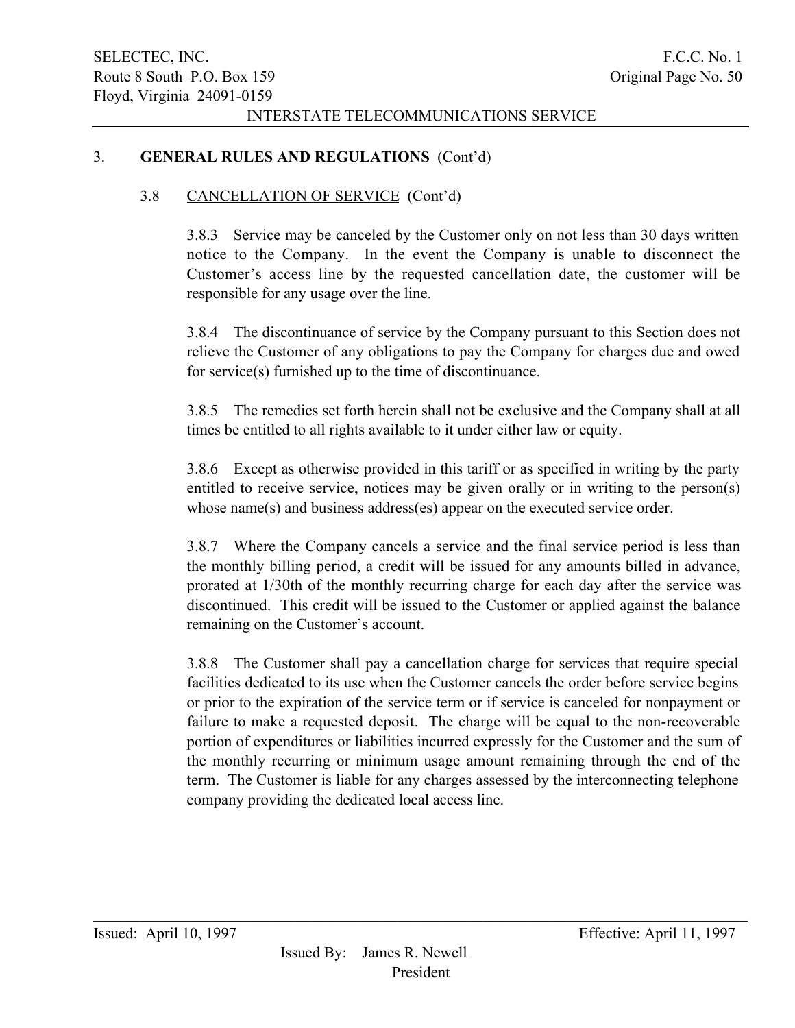## 3. **GENERAL RULES AND REGULATIONS** (Cont'd)

### 3.8 CANCELLATION OF SERVICE (Cont'd)

3.8.3 Service may be canceled by the Customer only on not less than 30 days written notice to the Company. In the event the Company is unable to disconnect the Customer's access line by the requested cancellation date, the customer will be responsible for any usage over the line.

3.8.4 The discontinuance of service by the Company pursuant to this Section does not relieve the Customer of any obligations to pay the Company for charges due and owed for service(s) furnished up to the time of discontinuance.

3.8.5 The remedies set forth herein shall not be exclusive and the Company shall at all times be entitled to all rights available to it under either law or equity.

3.8.6 Except as otherwise provided in this tariff or as specified in writing by the party entitled to receive service, notices may be given orally or in writing to the person(s) whose name(s) and business address(es) appear on the executed service order.

3.8.7 Where the Company cancels a service and the final service period is less than the monthly billing period, a credit will be issued for any amounts billed in advance, prorated at 1/30th of the monthly recurring charge for each day after the service was discontinued. This credit will be issued to the Customer or applied against the balance remaining on the Customer's account.

3.8.8 The Customer shall pay a cancellation charge for services that require special facilities dedicated to its use when the Customer cancels the order before service begins or prior to the expiration of the service term or if service is canceled for nonpayment or failure to make a requested deposit. The charge will be equal to the non-recoverable portion of expenditures or liabilities incurred expressly for the Customer and the sum of the monthly recurring or minimum usage amount remaining through the end of the term. The Customer is liable for any charges assessed by the interconnecting telephone company providing the dedicated local access line.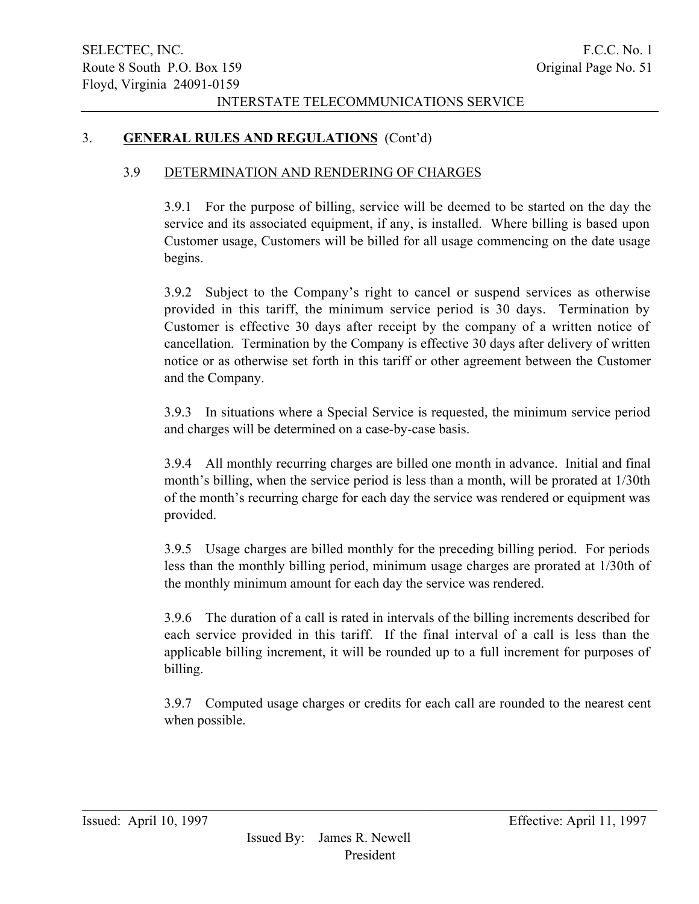## 3. GENERAL RULES AND REGULATIONS (Cont'd)

### 3.9 DETERMINATION AND RENDERING OF CHARGES

3.9.1 For the purpose of billing, service will be deemed to be started on the day the service and its associated equipment, if any, is installed. Where billing is based upon Customer usage, Customers will be billed for all usage commencing on the date usage begins.

3.9.2 Subject to the Company's right to cancel or suspend services as otherwise provided in this tariff, the minimum service period is 30 days. Termination by Customer is effective 30 days after receipt by the company of a written notice of cancellation. Termination by the Company is effective 30 days after delivery of written notice or as otherwise set forth in this tariff or other agreement between the Customer and the Company.

3.9.3 In situations where a Special Service is requested, the minimum service period and charges will be determined on a case-by-case basis.

3.9.4 All monthly recurring charges are billed one month in advance. Initial and final month's billing, when the service period is less than a month, will be prorated at 1/30th of the month's recurring charge for each day the service was rendered or equipment was provided.

3.9.5 Usage charges are billed monthly for the preceding billing period. For periods less than the monthly billing period, minimum usage charges are prorated at 1/30th of the monthly minimum amount for each day the service was rendered.

3.9.6 The duration of a call is rated in intervals of the billing increments described for each service provided in this tariff. If the final interval of a call is less than the applicable billing increment, it will be rounded up to a full increment for purposes of billing.

3.9.7 Computed usage charges or credits for each call are rounded to the nearest cent when possible.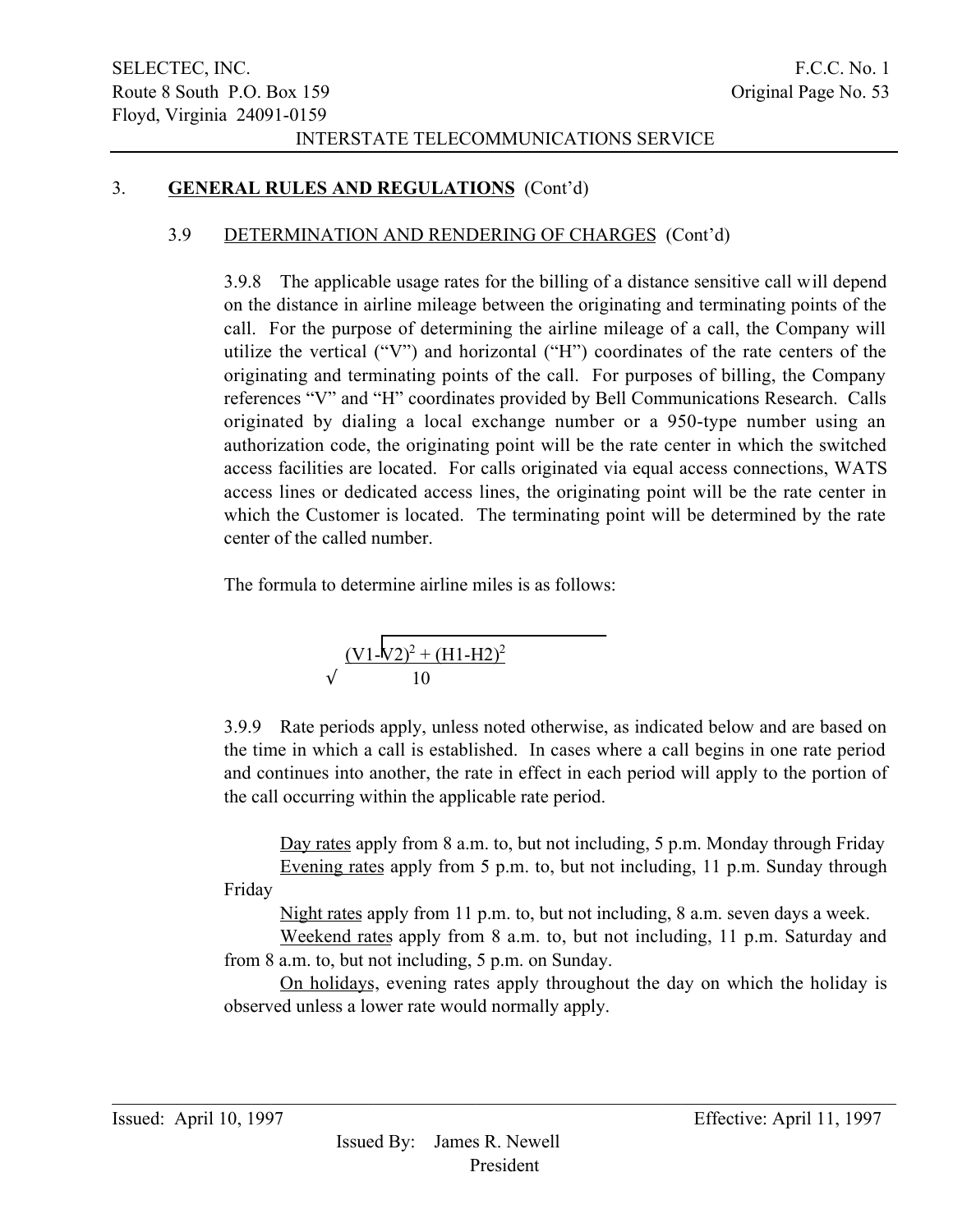## 3. GENERAL RULES AND REGULATIONS (Cont'd)

### 3.9 DETERMINATION AND RENDERING OF CHARGES (Cont'd)

3.9.8 The applicable usage rates for the billing of a distance sensitive call will depend on the distance in airline mileage between the originating and terminating points of the call. For the purpose of determining the airline mileage of a call, the Company will utilize the vertical ("V") and horizontal ("H") coordinates of the rate centers of the originating and terminating points of the call. For purposes of billing, the Company references "V" and "H" coordinates provided by Bell Communications Research. Calls originated by dialing a local exchange number or a 950-type number using an authorization code, the originating point will be the rate center in which the switched access facilities are located. For calls originated via equal access connections, WATS access lines or dedicated access lines, the originating point will be the rate center in which the Customer is located. The terminating point will be determined by the rate center of the called number.

The formula to determine airline miles is as follows:

$$\sqrt{\frac{(V1-V2)^2 + (H1-H2)^2}{10}}$$

3.9.9 Rate periods apply, unless noted otherwise, as indicated below and are based on the time in which a call is established. In cases where a call begins in one rate period and continues into another, the rate in effect in each period will apply to the portion of the call occurring within the applicable rate period.

Day rates apply from 8 a.m. to, but not including, 5 p.m. Monday through Friday

Evening rates apply from 5 p.m. to, but not including, 11 p.m. Sunday through Friday

Night rates apply from 11 p.m. to, but not including, 8 a.m. seven days a week.

Weekend rates apply from 8 a.m. to, but not including, 11 p.m. Saturday and from 8 a.m. to, but not including, 5 p.m. on Sunday.

On holidays, evening rates apply throughout the day on which the holiday is observed unless a lower rate would normally apply.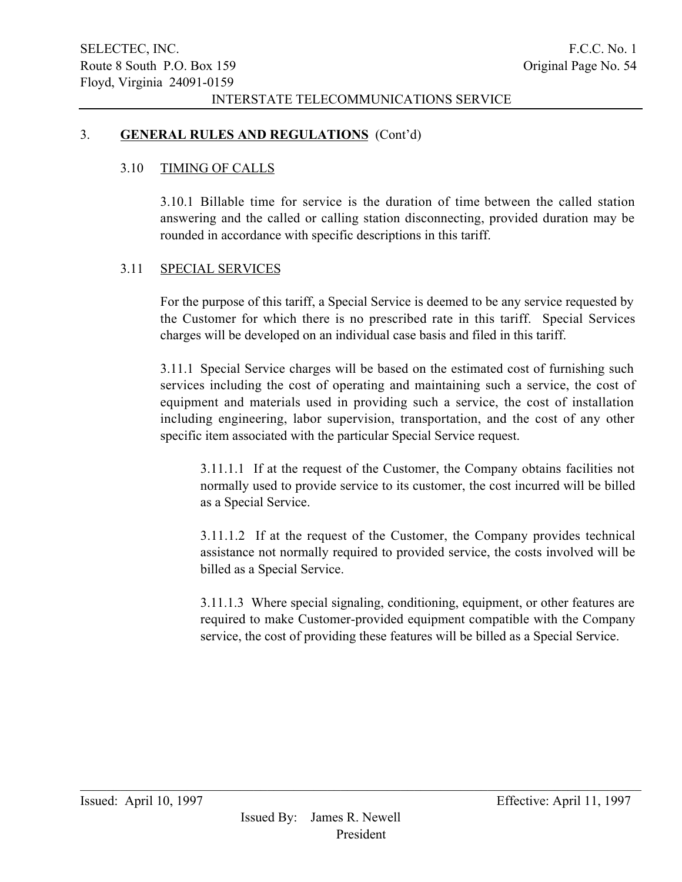## 3. **GENERAL RULES AND REGULATIONS** (Cont'd)

### 3.10 TIMING OF CALLS

3.10.1 Billable time for service is the duration of time between the called station answering and the called or calling station disconnecting, provided duration may be rounded in accordance with specific descriptions in this tariff.

### 3.11 SPECIAL SERVICES

For the purpose of this tariff, a Special Service is deemed to be any service requested by the Customer for which there is no prescribed rate in this tariff. Special Services charges will be developed on an individual case basis and filed in this tariff.

3.11.1 Special Service charges will be based on the estimated cost of furnishing such services including the cost of operating and maintaining such a service, the cost of equipment and materials used in providing such a service, the cost of installation including engineering, labor supervision, transportation, and the cost of any other specific item associated with the particular Special Service request.

3.11.1.1 If at the request of the Customer, the Company obtains facilities not normally used to provide service to its customer, the cost incurred will be billed as a Special Service.

3.11.1.2 If at the request of the Customer, the Company provides technical assistance not normally required to provided service, the costs involved will be billed as a Special Service.

3.11.1.3 Where special signaling, conditioning, equipment, or other features are required to make Customer-provided equipment compatible with the Company service, the cost of providing these features will be billed as a Special Service.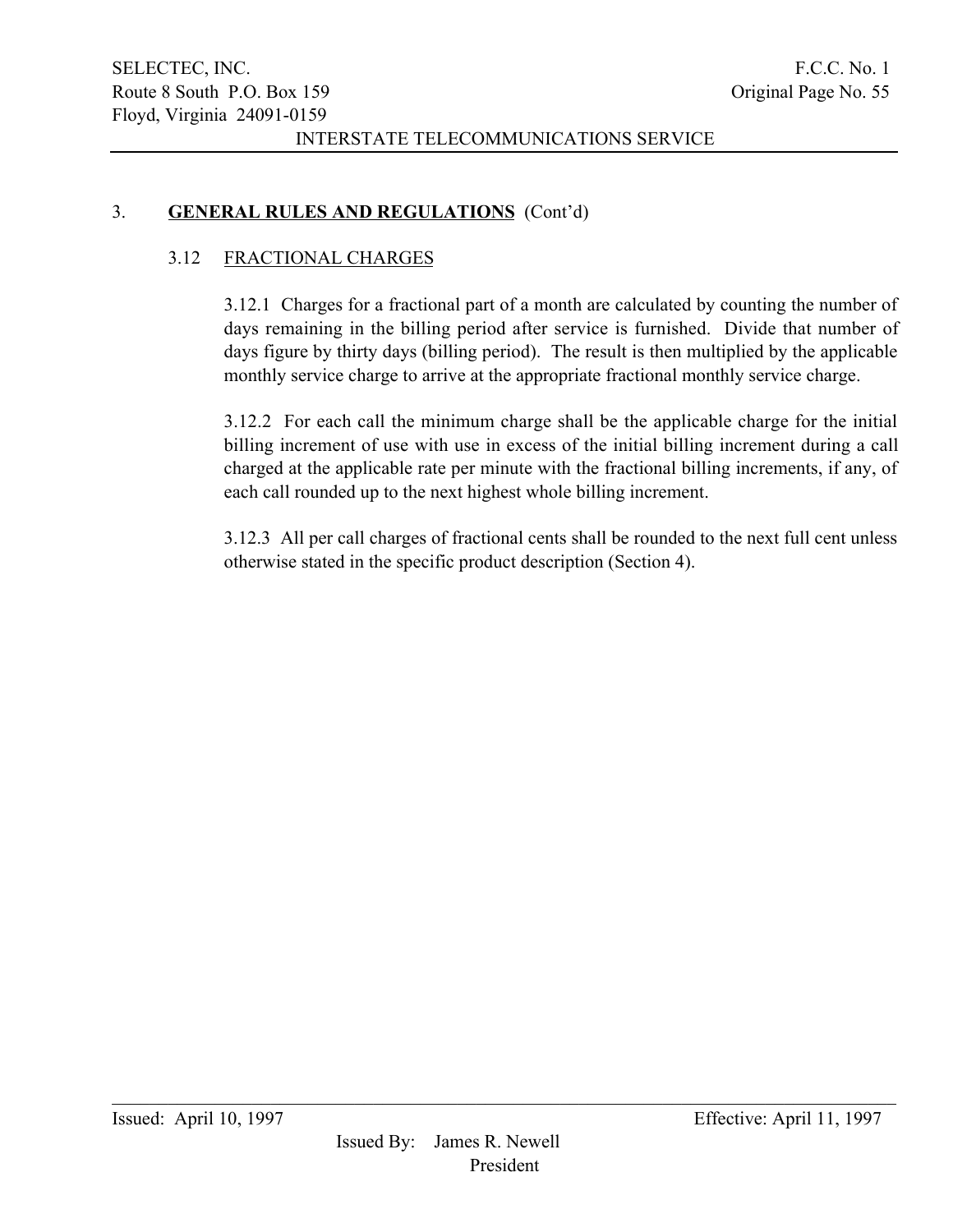## 3. **GENERAL RULES AND REGULATIONS** (Cont'd)

### 3.12 FRACTIONAL CHARGES

3.12.1 Charges for a fractional part of a month are calculated by counting the number of days remaining in the billing period after service is furnished. Divide that number of days figure by thirty days (billing period). The result is then multiplied by the applicable monthly service charge to arrive at the appropriate fractional monthly service charge.

3.12.2 For each call the minimum charge shall be the applicable charge for the initial billing increment of use with use in excess of the initial billing increment during a call charged at the applicable rate per minute with the fractional billing increments, if any, of each call rounded up to the next highest whole billing increment.

3.12.3 All per call charges of fractional cents shall be rounded to the next full cent unless otherwise stated in the specific product description (Section 4).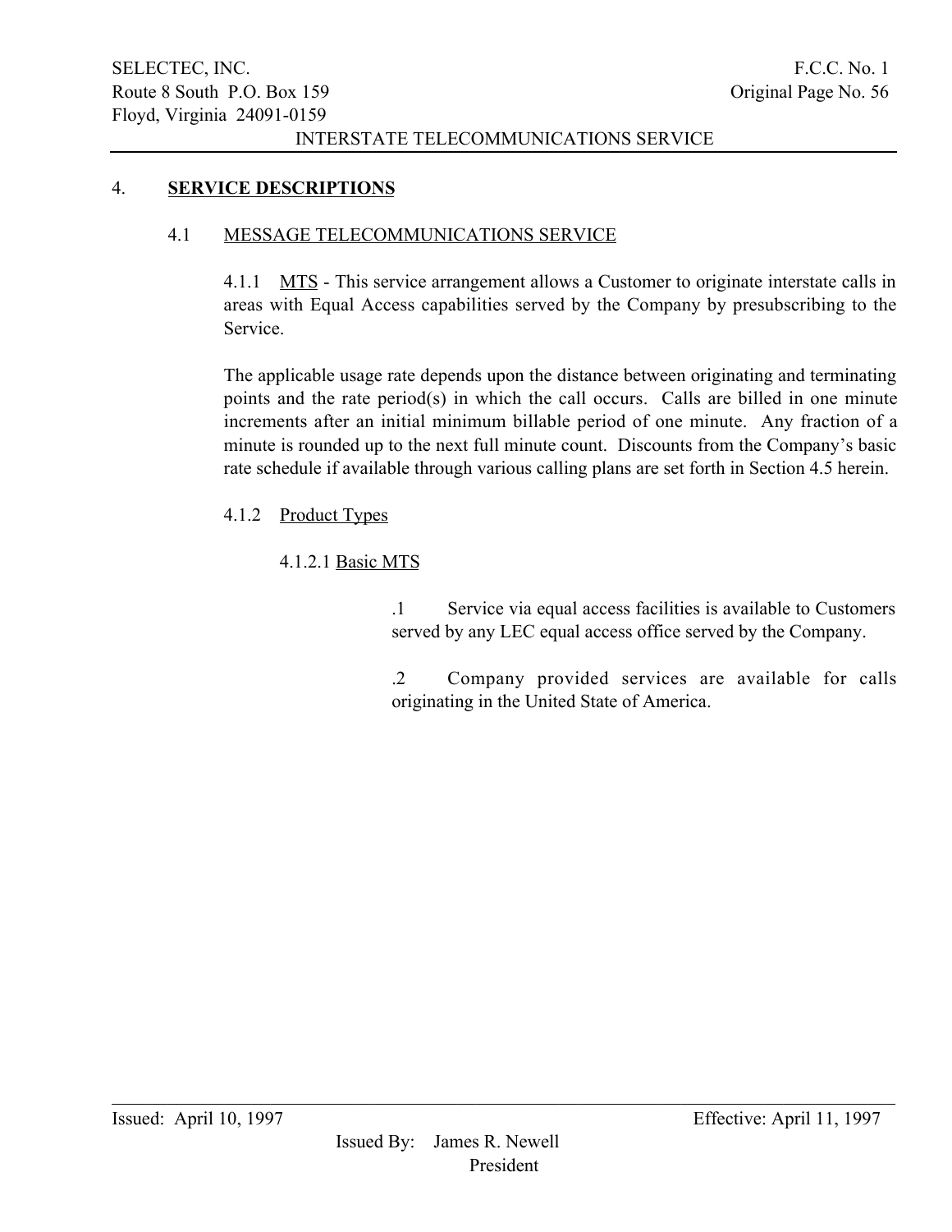## 4. **SERVICE DESCRIPTIONS**

### 4.1 MESSAGE TELECOMMUNICATIONS SERVICE

4.1.1 MTS - This service arrangement allows a Customer to originate interstate calls in areas with Equal Access capabilities served by the Company by presubscribing to the Service.

The applicable usage rate depends upon the distance between originating and terminating points and the rate period(s) in which the call occurs. Calls are billed in one minute increments after an initial minimum billable period of one minute. Any fraction of a minute is rounded up to the next full minute count. Discounts from the Company's basic rate schedule if available through various calling plans are set forth in Section 4.5 herein.

4.1.2 Product Types

4.1.2.1 Basic MTS

.1 Service via equal access facilities is available to Customers served by any LEC equal access office served by the Company.

.2 Company provided services are available for calls originating in the United State of America.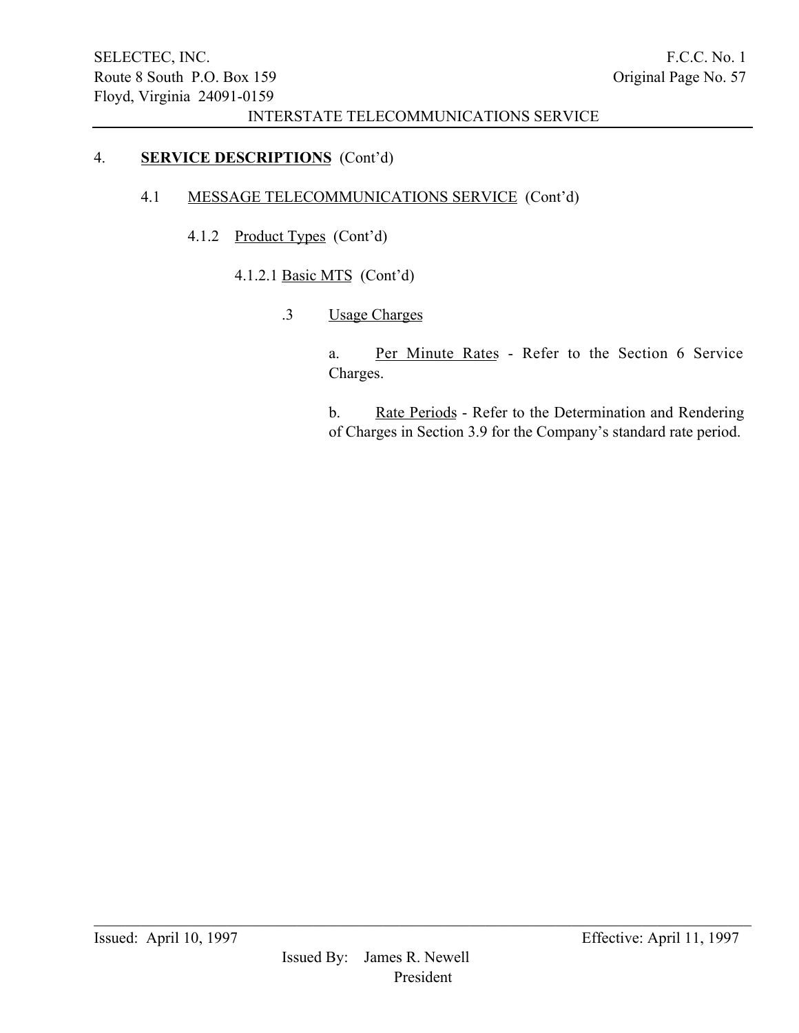4. **SERVICE DESCRIPTIONS** (Cont'd)

4.1 MESSAGE TELECOMMUNICATIONS SERVICE (Cont'd)

4.1.2 Product Types (Cont'd)

4.1.2.1 Basic MTS (Cont'd)

.3 Usage Charges

a. Per Minute Rates - Refer to the Section 6 Service Charges.

b. Rate Periods - Refer to the Determination and Rendering of Charges in Section 3.9 for the Company's standard rate period.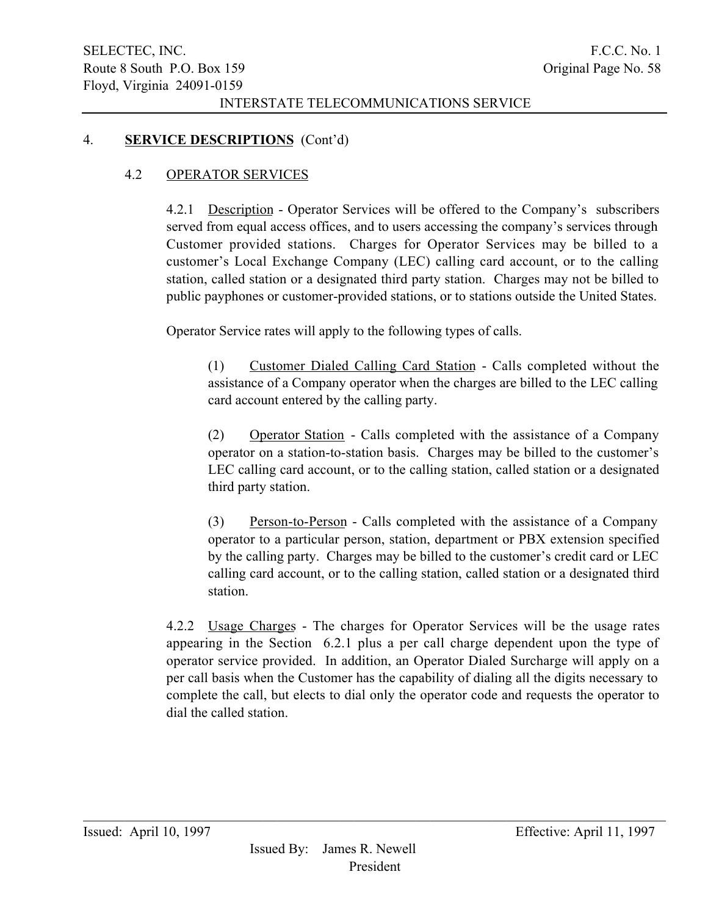## 4. **SERVICE DESCRIPTIONS** (Cont'd)

### 4.2 OPERATOR SERVICES

4.2.1 Description - Operator Services will be offered to the Company's subscribers served from equal access offices, and to users accessing the company's services through Customer provided stations. Charges for Operator Services may be billed to a customer's Local Exchange Company (LEC) calling card account, or to the calling station, called station or a designated third party station. Charges may not be billed to public payphones or customer-provided stations, or to stations outside the United States.

Operator Service rates will apply to the following types of calls.

(1) Customer Dialed Calling Card Station - Calls completed without the assistance of a Company operator when the charges are billed to the LEC calling card account entered by the calling party.

(2) Operator Station - Calls completed with the assistance of a Company operator on a station-to-station basis. Charges may be billed to the customer's LEC calling card account, or to the calling station, called station or a designated third party station.

(3) Person-to-Person - Calls completed with the assistance of a Company operator to a particular person, station, department or PBX extension specified by the calling party. Charges may be billed to the customer's credit card or LEC calling card account, or to the calling station, called station or a designated third station.

4.2.2 Usage Charges - The charges for Operator Services will be the usage rates appearing in the Section 6.2.1 plus a per call charge dependent upon the type of operator service provided. In addition, an Operator Dialed Surcharge will apply on a per call basis when the Customer has the capability of dialing all the digits necessary to complete the call, but elects to dial only the operator code and requests the operator to dial the called station.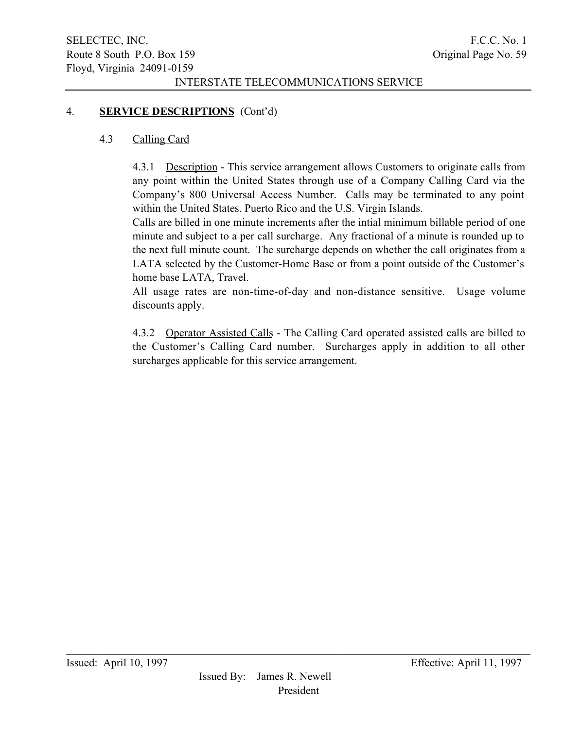## 4. **SERVICE DESCRIPTIONS** (Cont'd)

### 4.3 Calling Card

4.3.1 Description - This service arrangement allows Customers to originate calls from any point within the United States through use of a Company Calling Card via the Company's 800 Universal Access Number. Calls may be terminated to any point within the United States. Puerto Rico and the U.S. Virgin Islands.

Calls are billed in one minute increments after the intial minimum billable period of one minute and subject to a per call surcharge. Any fractional of a minute is rounded up to the next full minute count. The surcharge depends on whether the call originates from a LATA selected by the Customer-Home Base or from a point outside of the Customer's home base LATA, Travel.

All usage rates are non-time-of-day and non-distance sensitive. Usage volume discounts apply.

4.3.2 Operator Assisted Calls - The Calling Card operated assisted calls are billed to the Customer's Calling Card number. Surcharges apply in addition to all other surcharges applicable for this service arrangement.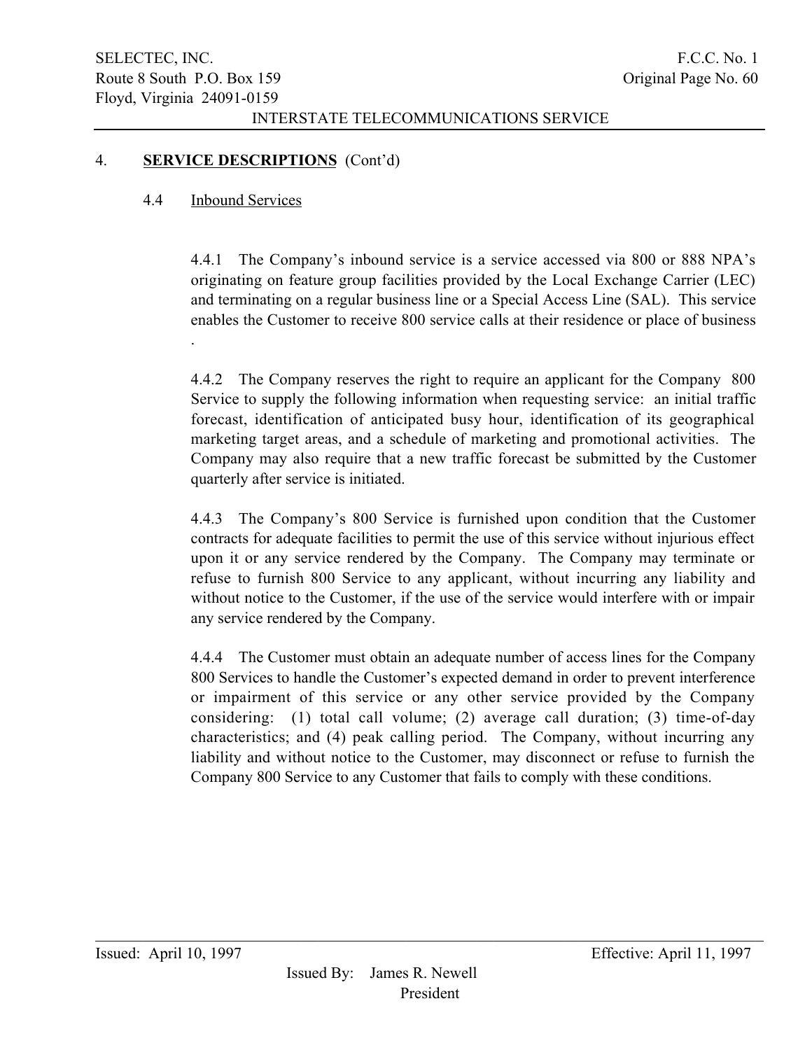## 4. **SERVICE DESCRIPTIONS** (Cont'd)

### 4.4 Inbound Services

4.4.1 The Company's inbound service is a service accessed via 800 or 888 NPA's originating on feature group facilities provided by the Local Exchange Carrier (LEC) and terminating on a regular business line or a Special Access Line (SAL). This service enables the Customer to receive 800 service calls at their residence or place of business .

4.4.2 The Company reserves the right to require an applicant for the Company 800 Service to supply the following information when requesting service: an initial traffic forecast, identification of anticipated busy hour, identification of its geographical marketing target areas, and a schedule of marketing and promotional activities. The Company may also require that a new traffic forecast be submitted by the Customer quarterly after service is initiated.

4.4.3 The Company's 800 Service is furnished upon condition that the Customer contracts for adequate facilities to permit the use of this service without injurious effect upon it or any service rendered by the Company. The Company may terminate or refuse to furnish 800 Service to any applicant, without incurring any liability and without notice to the Customer, if the use of the service would interfere with or impair any service rendered by the Company.

4.4.4 The Customer must obtain an adequate number of access lines for the Company 800 Services to handle the Customer's expected demand in order to prevent interference or impairment of this service or any other service provided by the Company considering: (1) total call volume; (2) average call duration; (3) time-of-day characteristics; and (4) peak calling period. The Company, without incurring any liability and without notice to the Customer, may disconnect or refuse to furnish the Company 800 Service to any Customer that fails to comply with these conditions.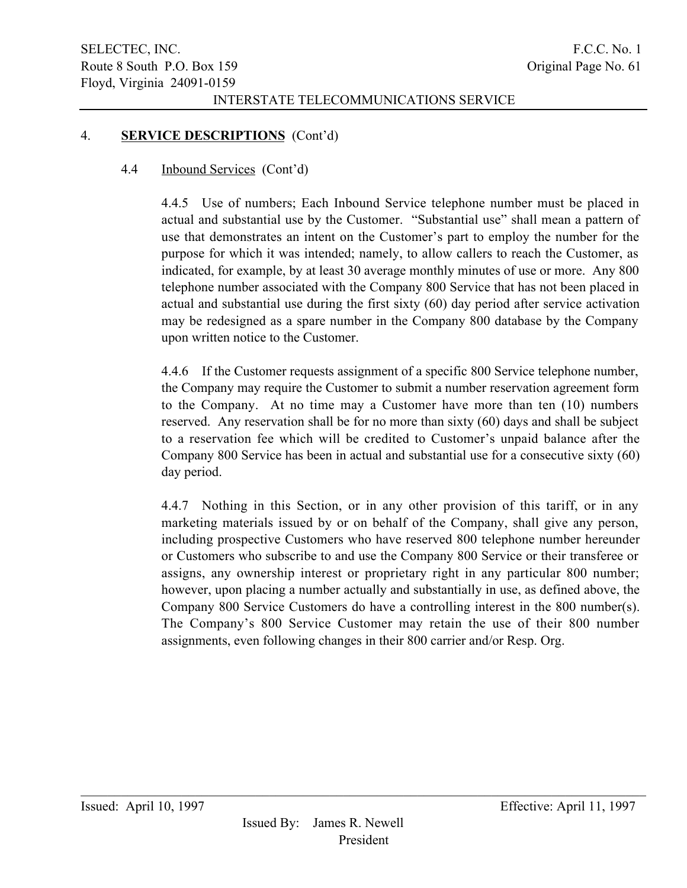## 4. **SERVICE DESCRIPTIONS** (Cont'd)

### 4.4 Inbound Services (Cont'd)

4.4.5 Use of numbers; Each Inbound Service telephone number must be placed in actual and substantial use by the Customer. "Substantial use" shall mean a pattern of use that demonstrates an intent on the Customer's part to employ the number for the purpose for which it was intended; namely, to allow callers to reach the Customer, as indicated, for example, by at least 30 average monthly minutes of use or more. Any 800 telephone number associated with the Company 800 Service that has not been placed in actual and substantial use during the first sixty (60) day period after service activation may be redesigned as a spare number in the Company 800 database by the Company upon written notice to the Customer.

4.4.6 If the Customer requests assignment of a specific 800 Service telephone number, the Company may require the Customer to submit a number reservation agreement form to the Company. At no time may a Customer have more than ten (10) numbers reserved. Any reservation shall be for no more than sixty (60) days and shall be subject to a reservation fee which will be credited to Customer's unpaid balance after the Company 800 Service has been in actual and substantial use for a consecutive sixty (60) day period.

4.4.7 Nothing in this Section, or in any other provision of this tariff, or in any marketing materials issued by or on behalf of the Company, shall give any person, including prospective Customers who have reserved 800 telephone number hereunder or Customers who subscribe to and use the Company 800 Service or their transferee or assigns, any ownership interest or proprietary right in any particular 800 number; however, upon placing a number actually and substantially in use, as defined above, the Company 800 Service Customers do have a controlling interest in the 800 number(s). The Company's 800 Service Customer may retain the use of their 800 number assignments, even following changes in their 800 carrier and/or Resp. Org.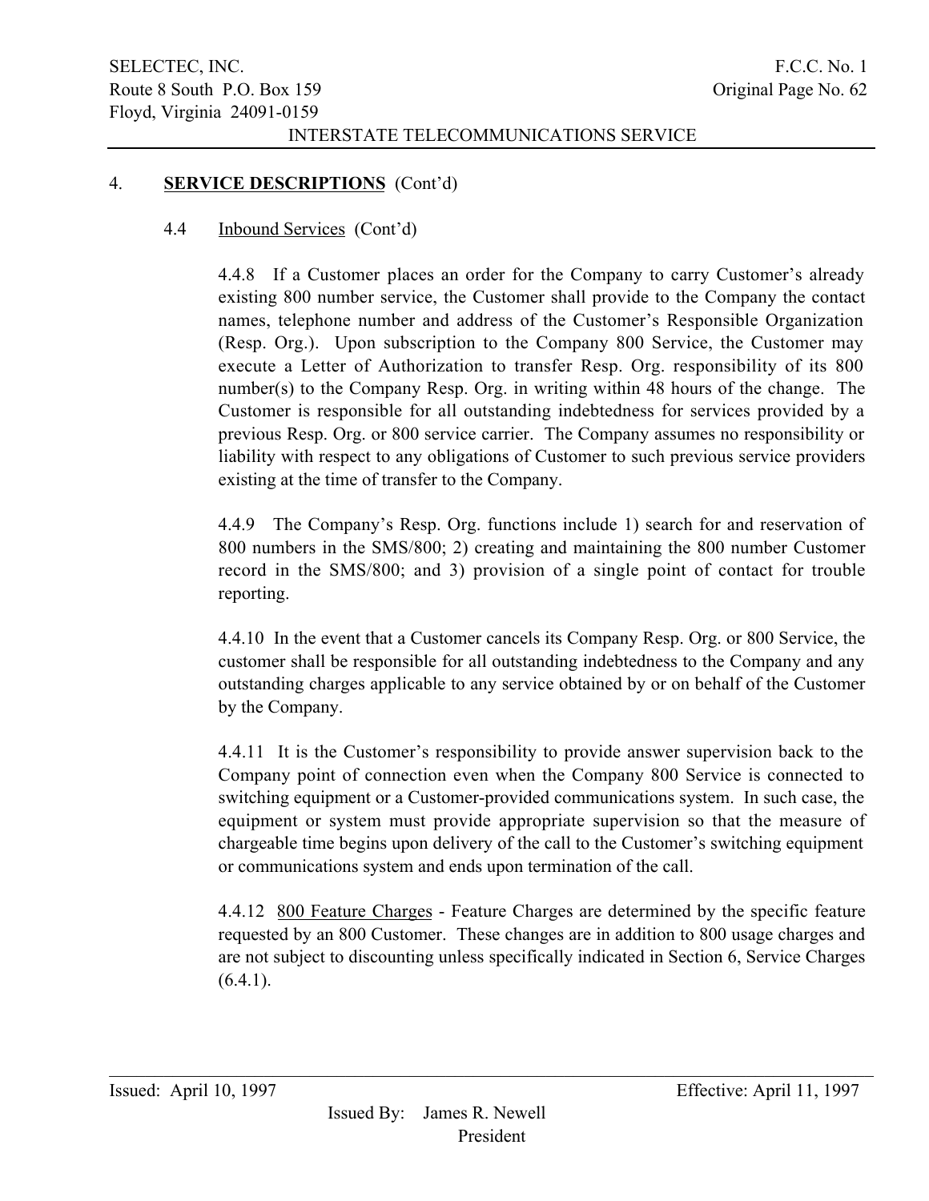## 4. **SERVICE DESCRIPTIONS** (Cont'd)

### 4.4 Inbound Services (Cont'd)

4.4.8 If a Customer places an order for the Company to carry Customer's already existing 800 number service, the Customer shall provide to the Company the contact names, telephone number and address of the Customer's Responsible Organization (Resp. Org.). Upon subscription to the Company 800 Service, the Customer may execute a Letter of Authorization to transfer Resp. Org. responsibility of its 800 number(s) to the Company Resp. Org. in writing within 48 hours of the change. The Customer is responsible for all outstanding indebtedness for services provided by a previous Resp. Org. or 800 service carrier. The Company assumes no responsibility or liability with respect to any obligations of Customer to such previous service providers existing at the time of transfer to the Company.

4.4.9 The Company's Resp. Org. functions include 1) search for and reservation of 800 numbers in the SMS/800; 2) creating and maintaining the 800 number Customer record in the SMS/800; and 3) provision of a single point of contact for trouble reporting.

4.4.10 In the event that a Customer cancels its Company Resp. Org. or 800 Service, the customer shall be responsible for all outstanding indebtedness to the Company and any outstanding charges applicable to any service obtained by or on behalf of the Customer by the Company.

4.4.11 It is the Customer's responsibility to provide answer supervision back to the Company point of connection even when the Company 800 Service is connected to switching equipment or a Customer-provided communications system. In such case, the equipment or system must provide appropriate supervision so that the measure of chargeable time begins upon delivery of the call to the Customer's switching equipment or communications system and ends upon termination of the call.

4.4.12 800 Feature Charges - Feature Charges are determined by the specific feature requested by an 800 Customer. These changes are in addition to 800 usage charges and are not subject to discounting unless specifically indicated in Section 6, Service Charges (6.4.1).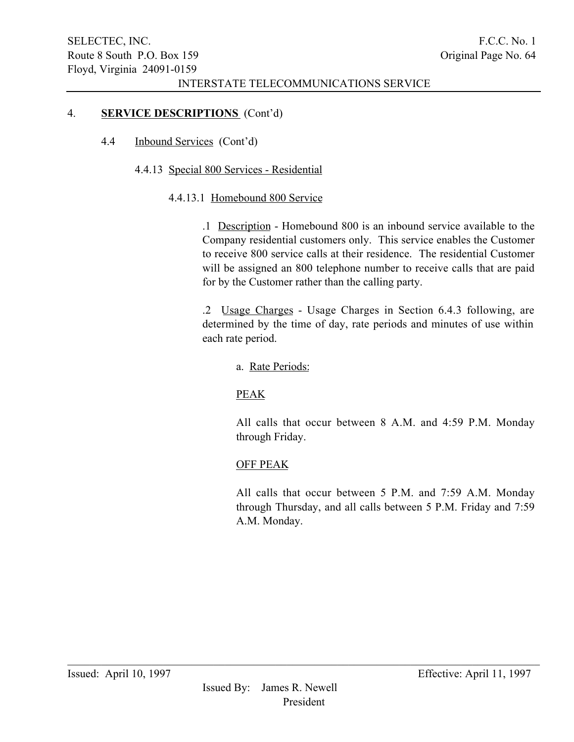## 4. **SERVICE DESCRIPTIONS** (Cont'd)

### 4.4 Inbound Services (Cont'd)

#### 4.4.13 Special 800 Services - Residential

##### 4.4.13.1 Homebound 800 Service

.1 Description - Homebound 800 is an inbound service available to the Company residential customers only. This service enables the Customer to receive 800 service calls at their residence. The residential Customer will be assigned an 800 telephone number to receive calls that are paid for by the Customer rather than the calling party.

.2 Usage Charges - Usage Charges in Section 6.4.3 following, are determined by the time of day, rate periods and minutes of use within each rate period.

a. Rate Periods:

PEAK

All calls that occur between 8 A.M. and 4:59 P.M. Monday through Friday.

OFF PEAK

All calls that occur between 5 P.M. and 7:59 A.M. Monday through Thursday, and all calls between 5 P.M. Friday and 7:59 A.M. Monday.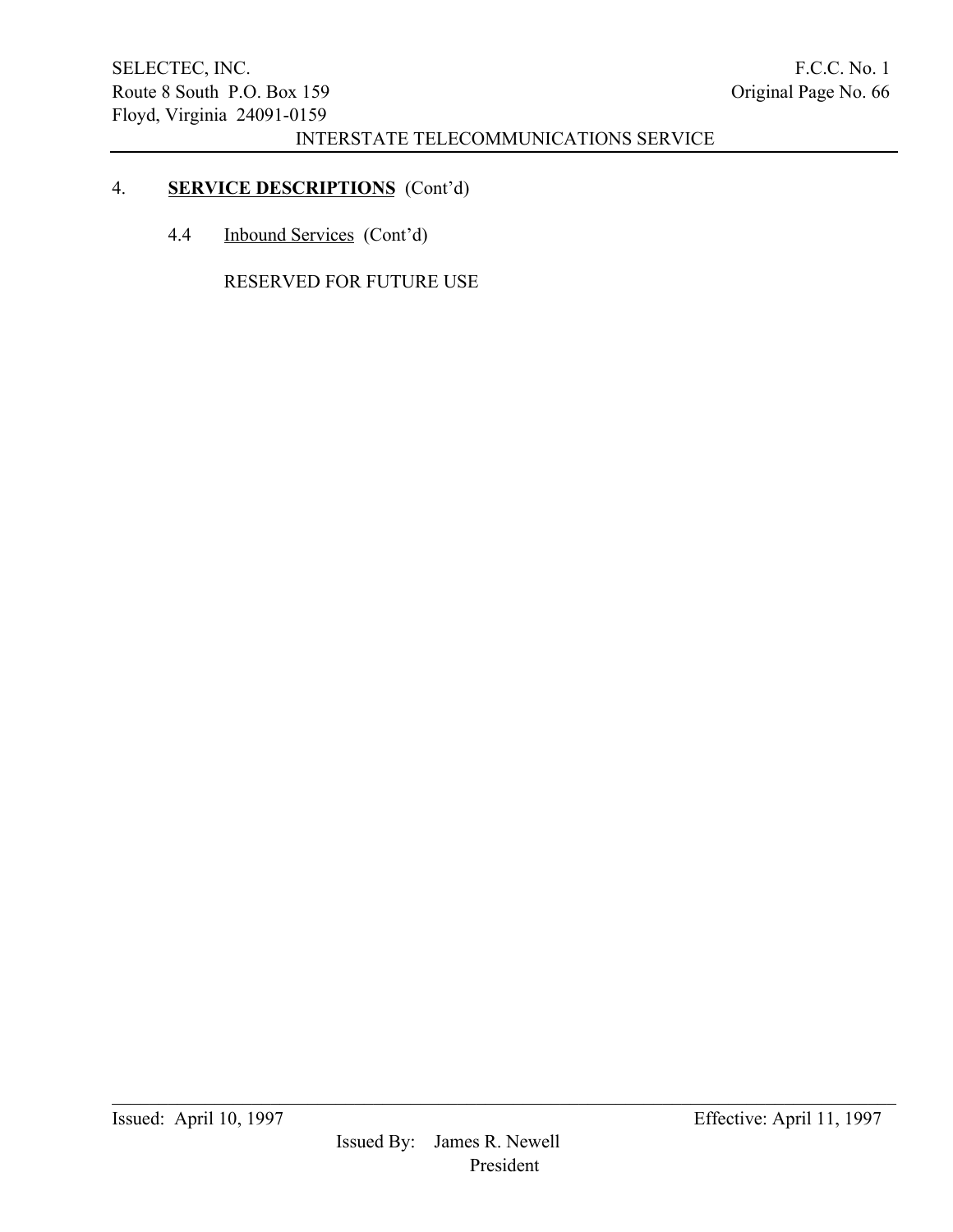## 4. **SERVICE DESCRIPTIONS** (Cont'd)

### 4.4 Inbound Services (Cont'd)

RESERVED FOR FUTURE USE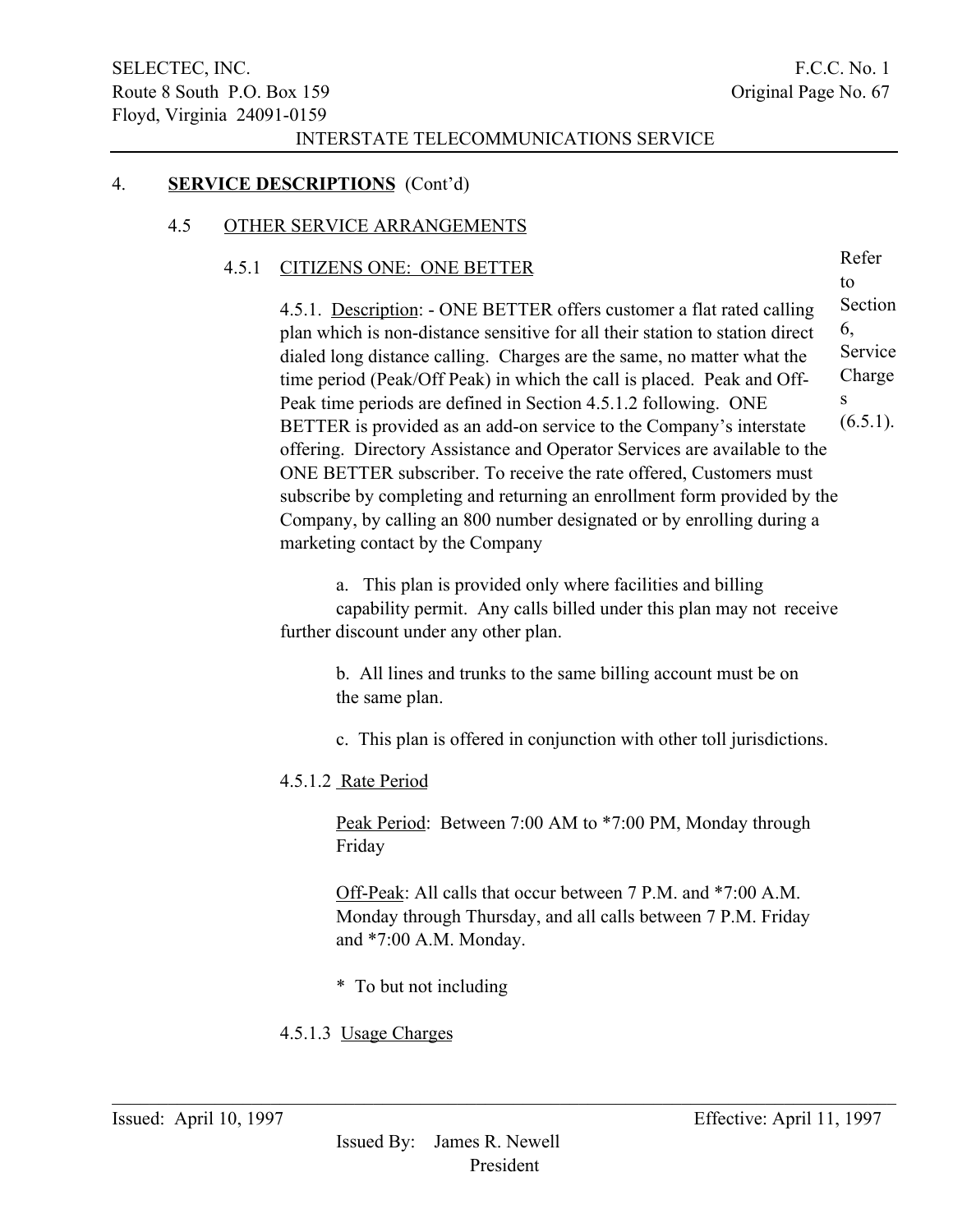## 4. **SERVICE DESCRIPTIONS** (Cont'd)

### 4.5 OTHER SERVICE ARRANGEMENTS

#### 4.5.1 CITIZENS ONE: ONE BETTER

Refer to Section 6, Service Charges (6.5.1).

4.5.1. Description: - ONE BETTER offers customer a flat rated calling plan which is non-distance sensitive for all their station to station direct dialed long distance calling. Charges are the same, no matter what the time period (Peak/Off Peak) in which the call is placed. Peak and Off-Peak time periods are defined in Section 4.5.1.2 following. ONE BETTER is provided as an add-on service to the Company's interstate offering. Directory Assistance and Operator Services are available to the ONE BETTER subscriber. To receive the rate offered, Customers must subscribe by completing and returning an enrollment form provided by the Company, by calling an 800 number designated or by enrolling during a marketing contact by the Company

a. This plan is provided only where facilities and billing capability permit. Any calls billed under this plan may not receive further discount under any other plan.

b. All lines and trunks to the same billing account must be on the same plan.

c. This plan is offered in conjunction with other toll jurisdictions.

4.5.1.2 Rate Period

Peak Period: Between 7:00 AM to *7:00 PM, Monday through Friday

Off-Peak: All calls that occur between 7 P.M. and *7:00 A.M. Monday through Thursday, and all calls between 7 P.M. Friday and *7:00 A.M. Monday.

\* To but not including

4.5.1.3 Usage Charges

Issued: April 10, 1997 Effective: April 11, 1997

Issued By: James R. Newell
President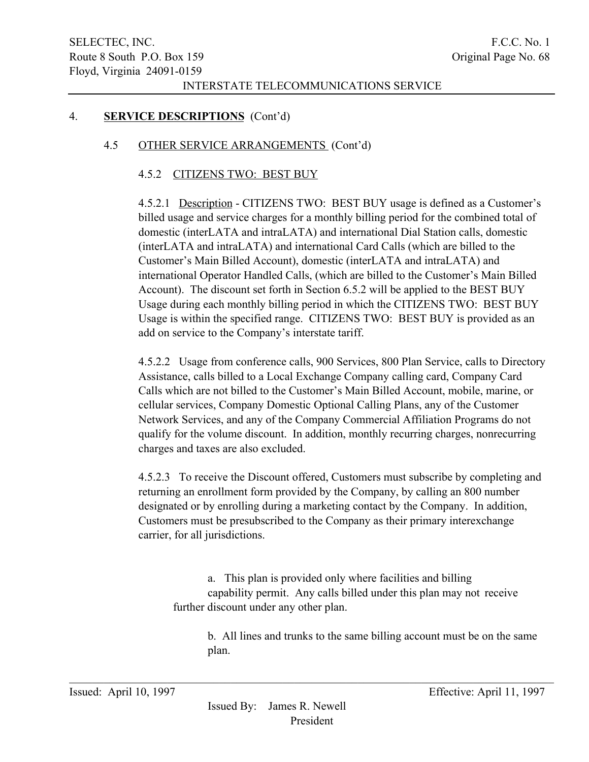## 4. **SERVICE DESCRIPTIONS** (Cont'd)

### 4.5 OTHER SERVICE ARRANGEMENTS (Cont'd)

#### 4.5.2 CITIZENS TWO: BEST BUY

4.5.2.1 Description - CITIZENS TWO: BEST BUY usage is defined as a Customer's billed usage and service charges for a monthly billing period for the combined total of domestic (interLATA and intraLATA) and international Dial Station calls, domestic (interLATA and intraLATA) and international Card Calls (which are billed to the Customer's Main Billed Account), domestic (interLATA and intraLATA) and international Operator Handled Calls, (which are billed to the Customer's Main Billed Account). The discount set forth in Section 6.5.2 will be applied to the BEST BUY Usage during each monthly billing period in which the CITIZENS TWO: BEST BUY Usage is within the specified range. CITIZENS TWO: BEST BUY is provided as an add on service to the Company's interstate tariff.

4.5.2.2 Usage from conference calls, 900 Services, 800 Plan Service, calls to Directory Assistance, calls billed to a Local Exchange Company calling card, Company Card Calls which are not billed to the Customer's Main Billed Account, mobile, marine, or cellular services, Company Domestic Optional Calling Plans, any of the Customer Network Services, and any of the Company Commercial Affiliation Programs do not qualify for the volume discount. In addition, monthly recurring charges, nonrecurring charges and taxes are also excluded.

4.5.2.3 To receive the Discount offered, Customers must subscribe by completing and returning an enrollment form provided by the Company, by calling an 800 number designated or by enrolling during a marketing contact by the Company. In addition, Customers must be presubscribed to the Company as their primary interexchange carrier, for all jurisdictions.

a. This plan is provided only where facilities and billing capability permit. Any calls billed under this plan may not receive further discount under any other plan.

b. All lines and trunks to the same billing account must be on the same plan.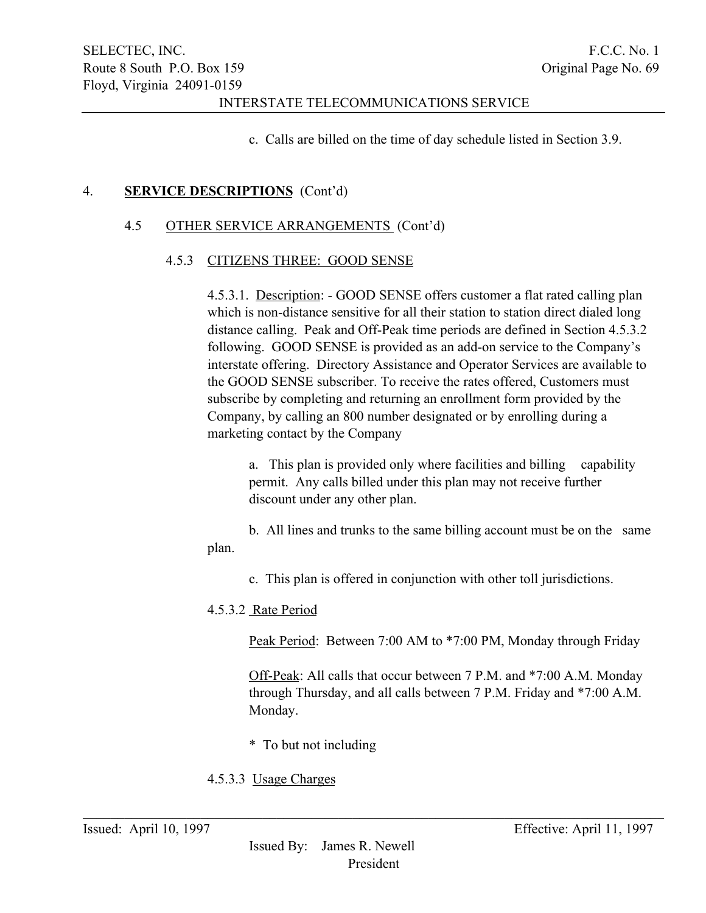c. Calls are billed on the time of day schedule listed in Section 3.9.

## 4. **SERVICE DESCRIPTIONS** (Cont'd)

### 4.5 OTHER SERVICE ARRANGEMENTS (Cont'd)

#### 4.5.3 CITIZENS THREE: GOOD SENSE

4.5.3.1. Description: - GOOD SENSE offers customer a flat rated calling plan which is non-distance sensitive for all their station to station direct dialed long distance calling. Peak and Off-Peak time periods are defined in Section 4.5.3.2 following. GOOD SENSE is provided as an add-on service to the Company's interstate offering. Directory Assistance and Operator Services are available to the GOOD SENSE subscriber. To receive the rates offered, Customers must subscribe by completing and returning an enrollment form provided by the Company, by calling an 800 number designated or by enrolling during a marketing contact by the Company

a. This plan is provided only where facilities and billing capability permit. Any calls billed under this plan may not receive further discount under any other plan.

b. All lines and trunks to the same billing account must be on the same plan.

c. This plan is offered in conjunction with other toll jurisdictions.

4.5.3.2 Rate Period

Peak Period: Between 7:00 AM to *7:00 PM, Monday through Friday

Off-Peak: All calls that occur between 7 P.M. and *7:00 A.M. Monday through Thursday, and all calls between 7 P.M. Friday and *7:00 A.M. Monday.

\* To but not including

4.5.3.3 Usage Charges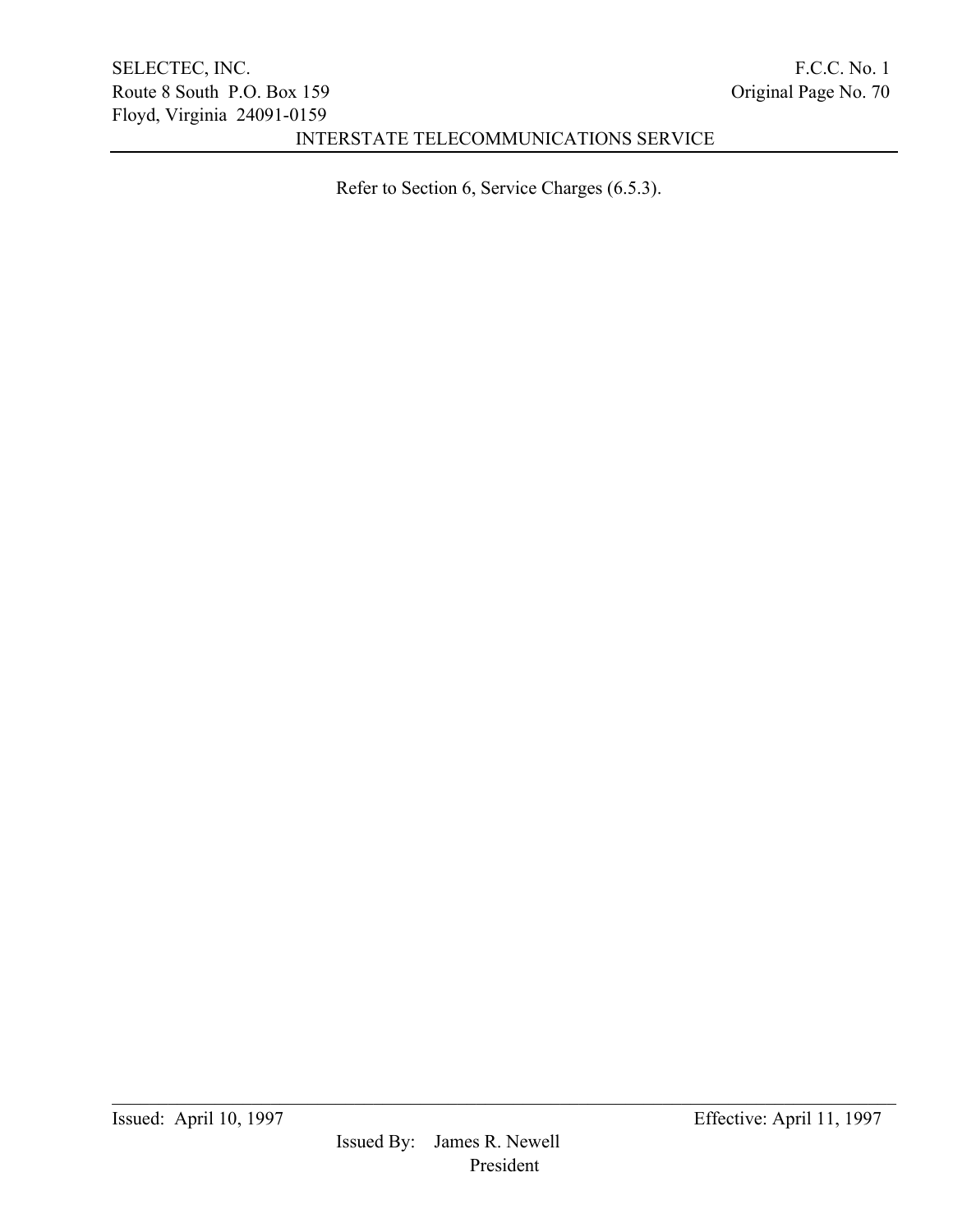Refer to Section 6, Service Charges (6.5.3).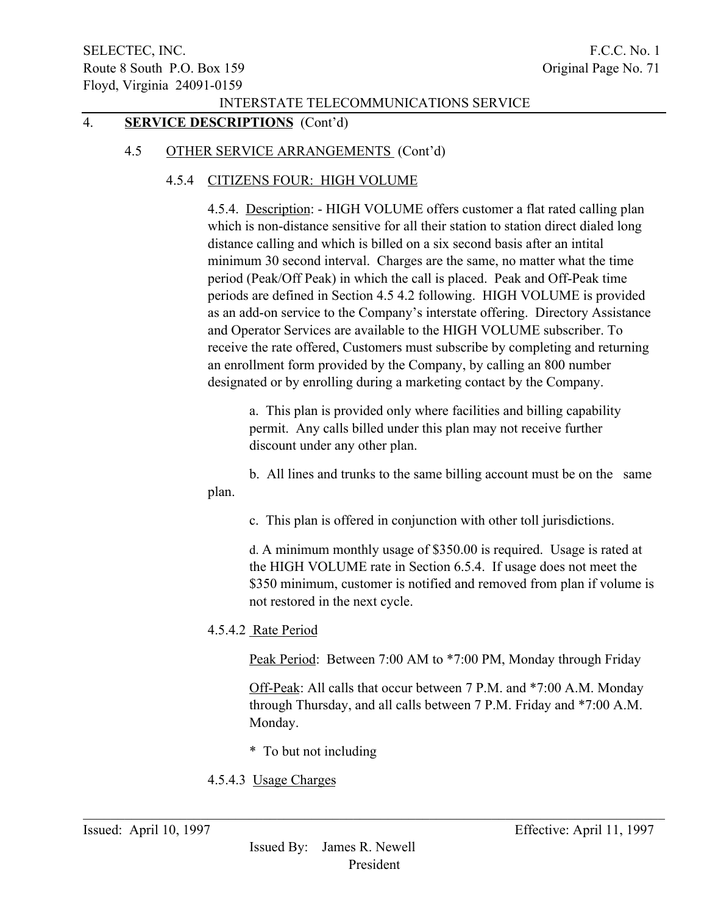## 4. **SERVICE DESCRIPTIONS** (Cont'd)

### 4.5 OTHER SERVICE ARRANGEMENTS (Cont'd)

#### 4.5.4 CITIZENS FOUR: HIGH VOLUME

4.5.4. Description: - HIGH VOLUME offers customer a flat rated calling plan which is non-distance sensitive for all their station to station direct dialed long distance calling and which is billed on a six second basis after an intital minimum 30 second interval. Charges are the same, no matter what the time period (Peak/Off Peak) in which the call is placed. Peak and Off-Peak time periods are defined in Section 4.5 4.2 following. HIGH VOLUME is provided as an add-on service to the Company's interstate offering. Directory Assistance and Operator Services are available to the HIGH VOLUME subscriber. To receive the rate offered, Customers must subscribe by completing and returning an enrollment form provided by the Company, by calling an 800 number designated or by enrolling during a marketing contact by the Company.

a. This plan is provided only where facilities and billing capability permit. Any calls billed under this plan may not receive further discount under any other plan.

b. All lines and trunks to the same billing account must be on the same plan.

c. This plan is offered in conjunction with other toll jurisdictions.

d. A minimum monthly usage of $350.00 is required. Usage is rated at the HIGH VOLUME rate in Section 6.5.4. If usage does not meet the $350 minimum, customer is notified and removed from plan if volume is not restored in the next cycle.

4.5.4.2 Rate Period

Peak Period: Between 7:00 AM to *7:00 PM, Monday through Friday

Off-Peak: All calls that occur between 7 P.M. and *7:00 A.M. Monday through Thursday, and all calls between 7 P.M. Friday and *7:00 A.M. Monday.

* To but not including

4.5.4.3 Usage Charges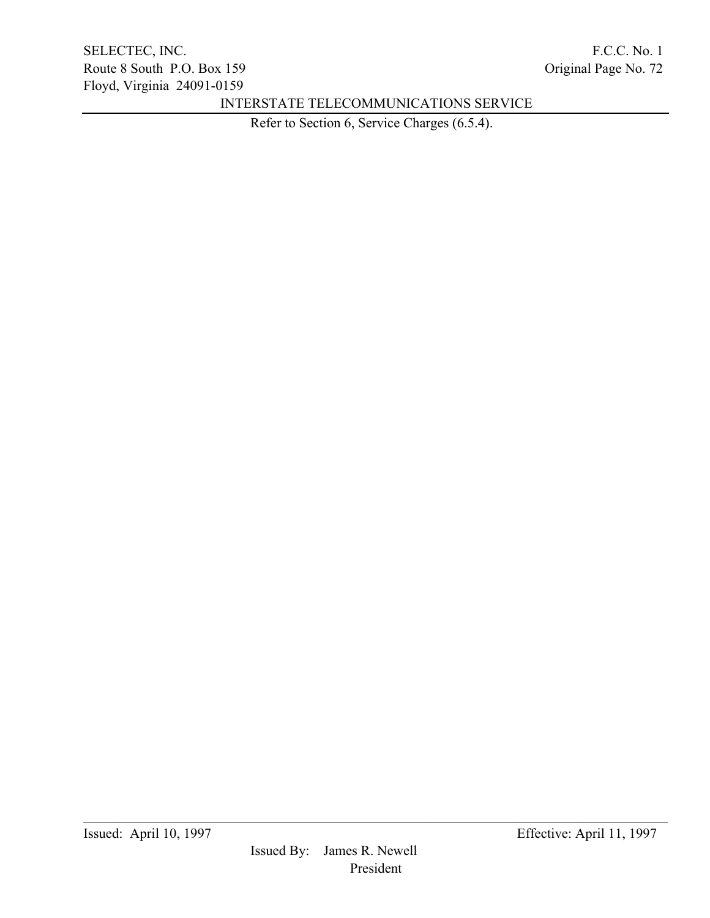Refer to Section 6, Service Charges (6.5.4).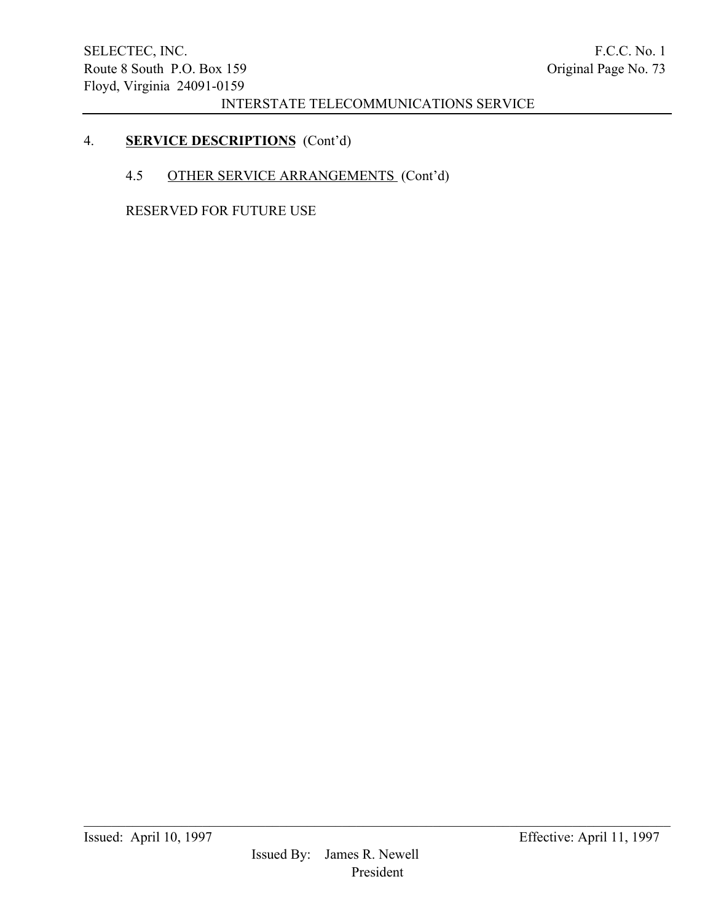4. **SERVICE DESCRIPTIONS** (Cont'd)

4.5 OTHER SERVICE ARRANGEMENTS (Cont'd)

RESERVED FOR FUTURE USE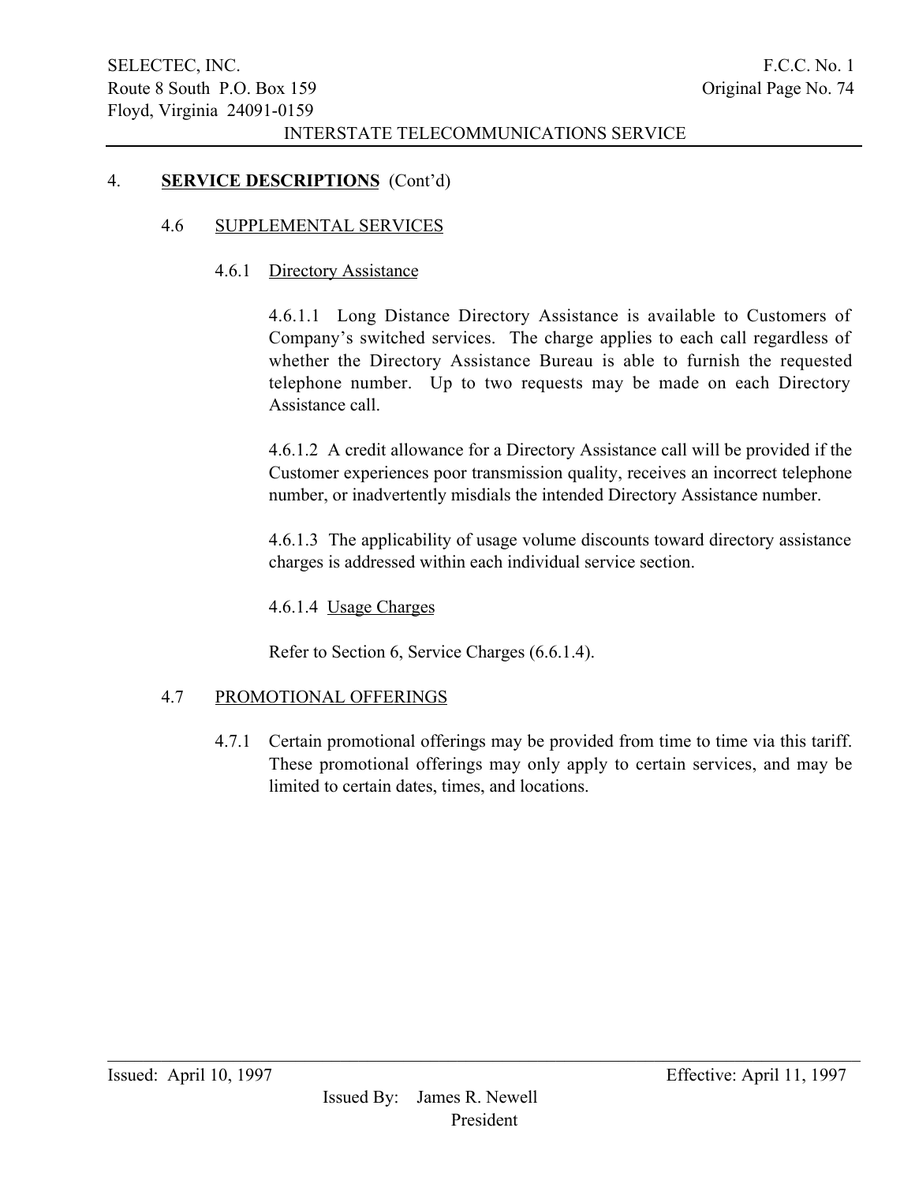## 4. **SERVICE DESCRIPTIONS** (Cont'd)

### 4.6 SUPPLEMENTAL SERVICES

#### 4.6.1 Directory Assistance

4.6.1.1 Long Distance Directory Assistance is available to Customers of Company's switched services. The charge applies to each call regardless of whether the Directory Assistance Bureau is able to furnish the requested telephone number. Up to two requests may be made on each Directory Assistance call.

4.6.1.2 A credit allowance for a Directory Assistance call will be provided if the Customer experiences poor transmission quality, receives an incorrect telephone number, or inadvertently misdials the intended Directory Assistance number.

4.6.1.3 The applicability of usage volume discounts toward directory assistance charges is addressed within each individual service section.

4.6.1.4 Usage Charges

Refer to Section 6, Service Charges (6.6.1.4).

### 4.7 PROMOTIONAL OFFERINGS

4.7.1 Certain promotional offerings may be provided from time to time via this tariff. These promotional offerings may only apply to certain services, and may be limited to certain dates, times, and locations.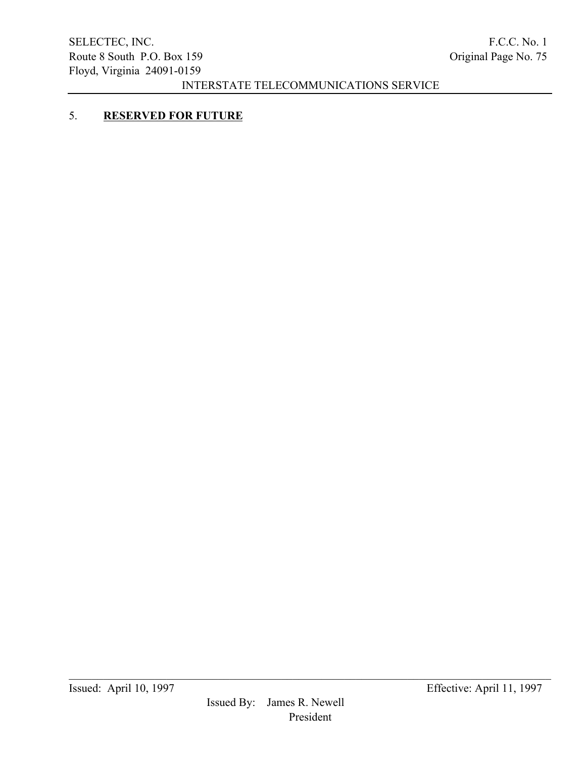## 5. **RESERVED FOR FUTURE**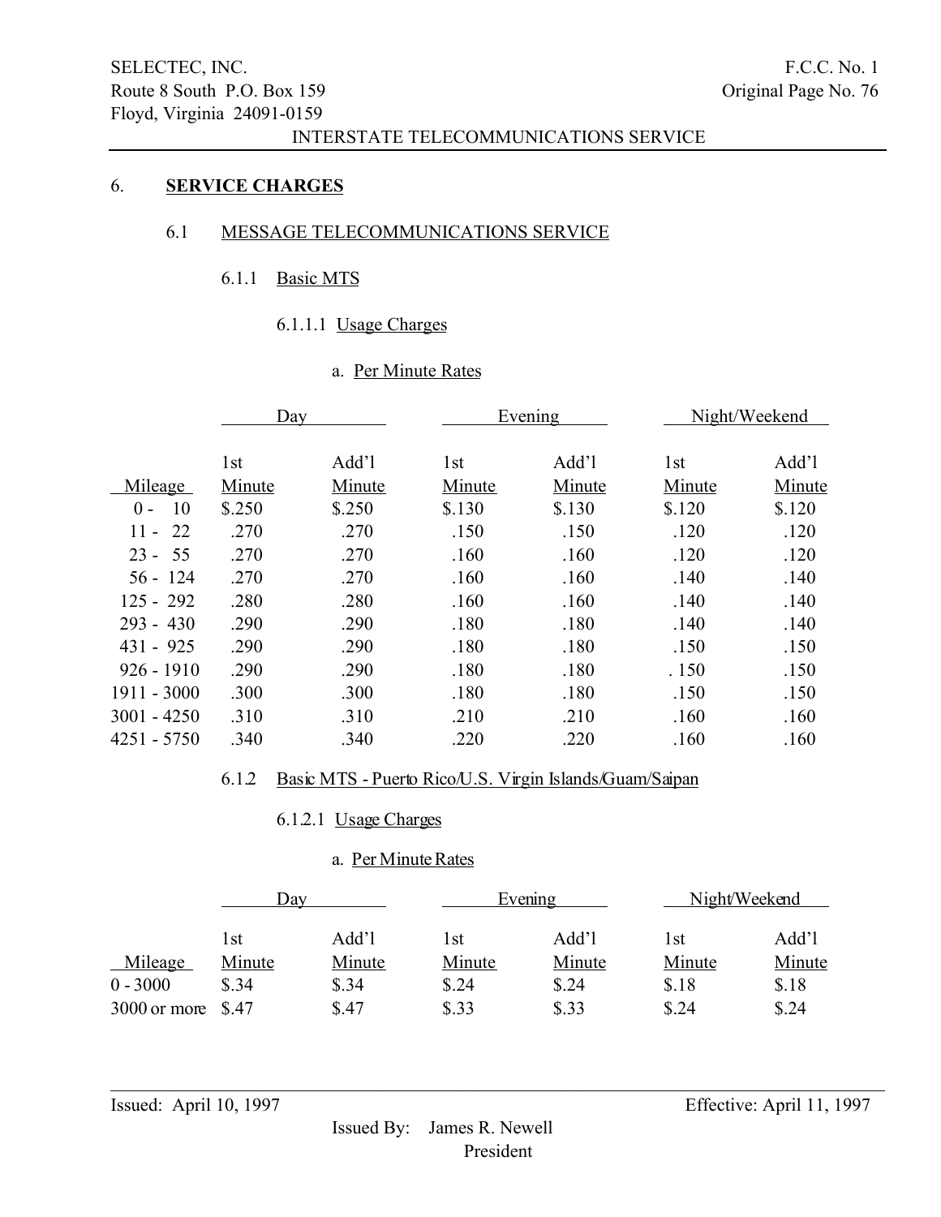## 6. **SERVICE CHARGES**

### 6.1 MESSAGE TELECOMMUNICATIONS SERVICE

#### 6.1.1 Basic MTS

##### 6.1.1.1 Usage Charges

a. Per Minute Rates

| | Day | | Evening | | Night/Weekend | |
|---|---|---|---|---|---|---|
| Mileage | 1st Minute | Add'l Minute | 1st Minute | Add'l Minute | 1st Minute | Add'l Minute |
| 0 - 10 | $.250 | $.250 | $.130 | $.130 | $.120 | $.120 |
| 11 - 22 | .270 | .270 | .150 | .150 | .120 | .120 |
| 23 - 55 | .270 | .270 | .160 | .160 | .120 | .120 |
| 56 - 124 | .270 | .270 | .160 | .160 | .140 | .140 |
| 125 - 292 | .280 | .280 | .160 | .160 | .140 | .140 |
| 293 - 430 | .290 | .290 | .180 | .180 | .140 | .140 |
| 431 - 925 | .290 | .290 | .180 | .180 | .150 | .150 |
| 926 - 1910 | .290 | .290 | .180 | .180 | . 150 | .150 |
| 1911 - 3000 | .300 | .300 | .180 | .180 | .150 | .150 |
| 3001 - 4250 | .310 | .310 | .210 | .210 | .160 | .160 |
| 4251 - 5750 | .340 | .340 | .220 | .220 | .160 | .160 |

#### 6.1.2 Basic MTS - Puerto Rico/U.S. Virgin Islands/Guam/Saipan

##### 6.1.2.1 Usage Charges

a. Per Minute Rates

| | Day | | Evening | | Night/Weekend | |
|---|---|---|---|---|---|---|
| Mileage | 1st Minute | Add'l Minute | 1st Minute | Add'l Minute | 1st Minute | Add'l Minute |
| 0 - 3000 | $.34 | $.34 | $.24 | $.24 | $.18 | $.18 |
| 3000 or more | $.47 | $.47 | $.33 | $.33 | $.24 | $.24 |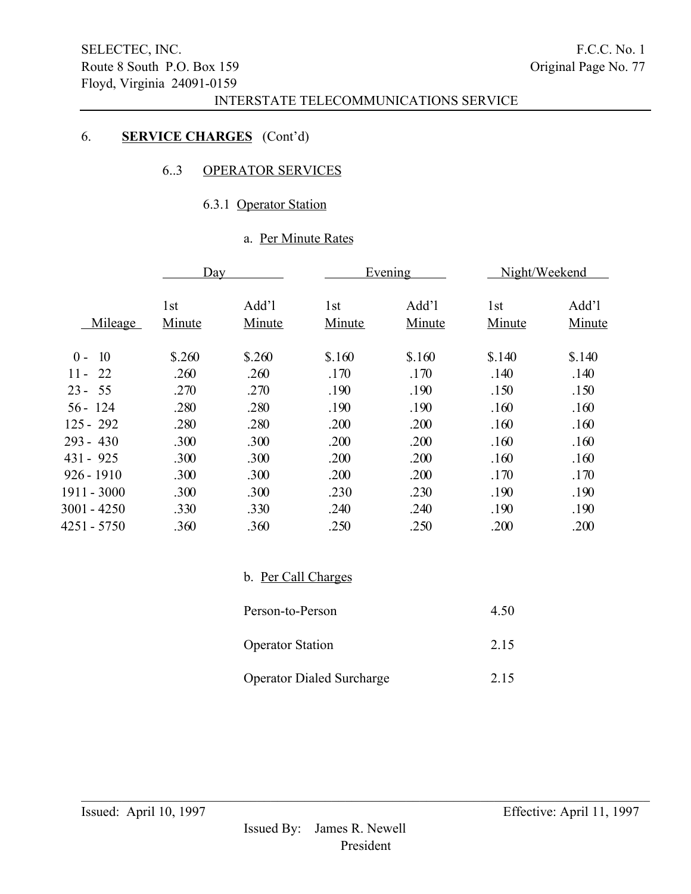SELECTEC, INC.
Route 8 South P.O. Box 159
Floyd, Virginia 24091-0159

F.C.C. No. 1
Original Page No. 77

INTERSTATE TELECOMMUNICATIONS SERVICE

6. **SERVICE CHARGES** (Cont'd)

6..3 OPERATOR SERVICES

6.3.1 Operator Station

a. Per Minute Rates

| | Day | | Evening | | Night/Weekend | |
|---|---|---|---|---|---|---|
| Mileage | 1st Minute | Add'l Minute | 1st Minute | Add'l Minute | 1st Minute | Add'l Minute |
| 0 - 10 | $.260 | $.260 | $.160 | $.160 | $.140 | $.140 |
| 11 - 22 | .260 | .260 | .170 | .170 | .140 | .140 |
| 23 - 55 | .270 | .270 | .190 | .190 | .150 | .150 |
| 56 - 124 | .280 | .280 | .190 | .190 | .160 | .160 |
| 125 - 292 | .280 | .280 | .200 | .200 | .160 | .160 |
| 293 - 430 | .300 | .300 | .200 | .200 | .160 | .160 |
| 431 - 925 | .300 | .300 | .200 | .200 | .160 | .160 |
| 926 - 1910 | .300 | .300 | .200 | .200 | .170 | .170 |
| 1911 - 3000 | .300 | .300 | .230 | .230 | .190 | .190 |
| 3001 - 4250 | .330 | .330 | .240 | .240 | .190 | .190 |
| 4251 - 5750 | .360 | .360 | .250 | .250 | .200 | .200 |

b. Per Call Charges

| | |
|---|---|
| Person-to-Person | 4.50 |
| Operator Station | 2.15 |
| Operator Dialed Surcharge | 2.15 |

Issued: April 10, 1997

Effective: April 11, 1997

Issued By: James R. Newell
President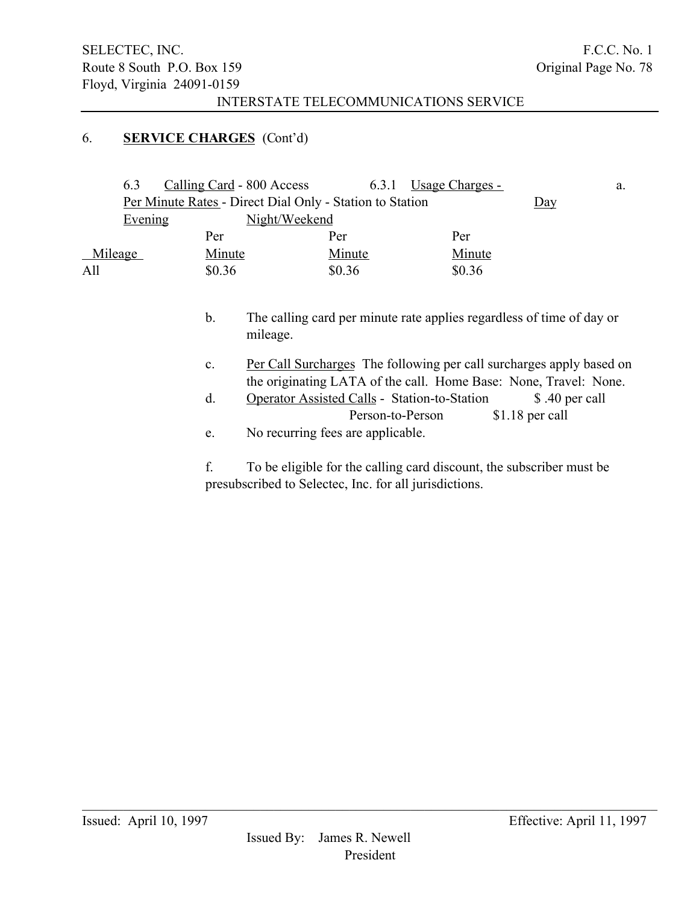## 6. **SERVICE CHARGES** (Cont'd)

6.3 Calling Card - 800 Access

6.3.1 Usage Charges -

a. Per Minute Rates - Direct Dial Only - Station to Station

| Mileage | Day Per Minute | Evening Per Minute | Night/Weekend Per Minute |
|---|---|---|---|
| All | $0.36 | $0.36 | $0.36 |

b. The calling card per minute rate applies regardless of time of day or mileage.

c. Per Call Surcharges The following per call surcharges apply based on the originating LATA of the call. Home Base: None, Travel: None.

d. Operator Assisted Calls - Station-to-Station $ .40 per call
Person-to-Person $1.18 per call

e. No recurring fees are applicable.

f. To be eligible for the calling card discount, the subscriber must be presubscribed to Selectec, Inc. for all jurisdictions.

Issued: April 10, 1997

Effective: April 11, 1997

Issued By: James R. Newell
President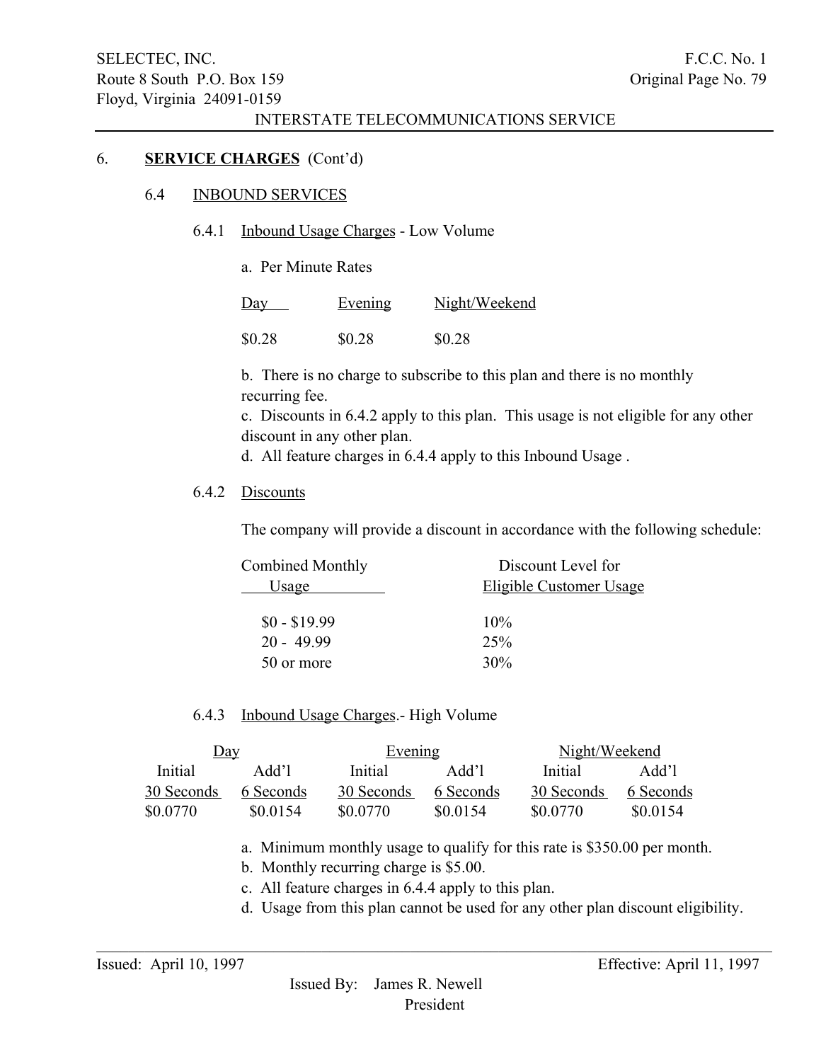## 6. **SERVICE CHARGES** (Cont'd)

### 6.4 INBOUND SERVICES

#### 6.4.1 Inbound Usage Charges - Low Volume

a. Per Minute Rates

| Day | Evening | Night/Weekend |
|---|---|---|
| $0.28 | $0.28 | $0.28 |

b. There is no charge to subscribe to this plan and there is no monthly recurring fee.

c. Discounts in 6.4.2 apply to this plan. This usage is not eligible for any other discount in any other plan.

d. All feature charges in 6.4.4 apply to this Inbound Usage .

#### 6.4.2 Discounts

The company will provide a discount in accordance with the following schedule:

| Combined Monthly Usage | Discount Level for Eligible Customer Usage |
|---|---|
| $0 - $19.99 | 10% |
| 20 - 49.99 | 25% |
| 50 or more | 30% |

#### 6.4.3 Inbound Usage Charges.- High Volume

| Day | | Evening | | Night/Weekend | |
|---|---|---|---|---|---|
| Initial 30 Seconds | Add'l 6 Seconds | Initial 30 Seconds | Add'l 6 Seconds | Initial 30 Seconds | Add'l 6 Seconds |
| $0.0770 | $0.0154 | $0.0770 | $0.0154 | $0.0770 | $0.0154 |

a. Minimum monthly usage to qualify for this rate is $350.00 per month.

b. Monthly recurring charge is $5.00.

c. All feature charges in 6.4.4 apply to this plan.

d. Usage from this plan cannot be used for any other plan discount eligibility.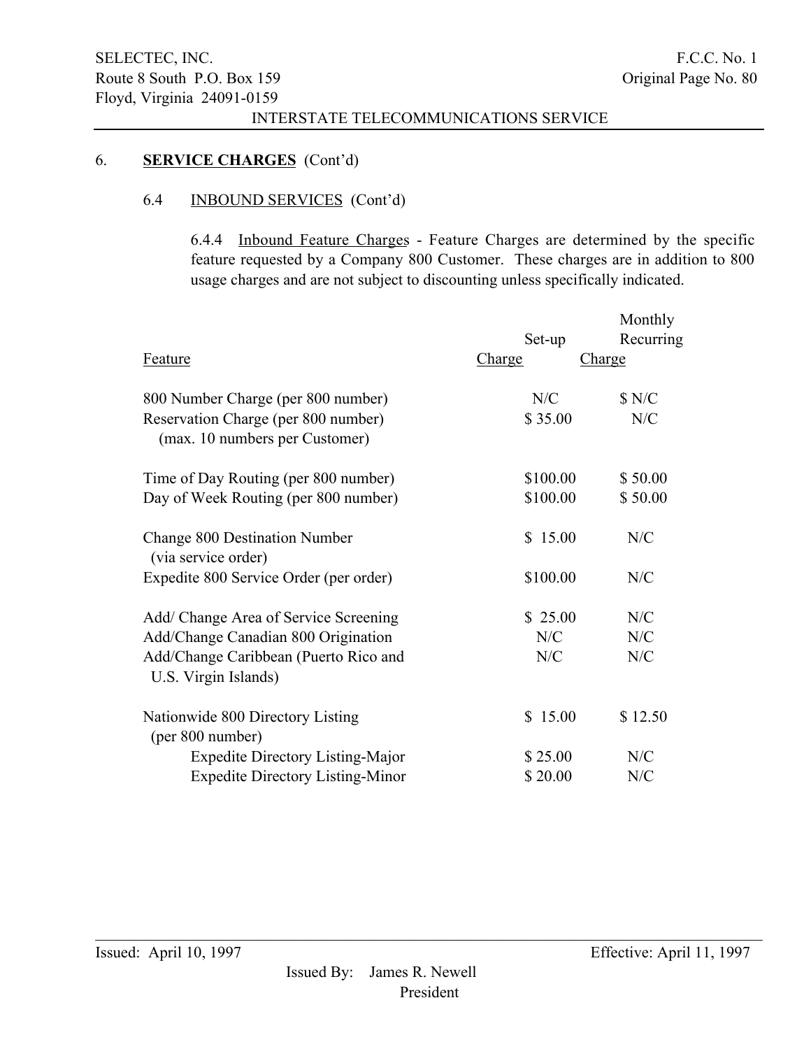## 6. **SERVICE CHARGES** (Cont'd)

### 6.4 INBOUND SERVICES (Cont'd)

6.4.4 Inbound Feature Charges - Feature Charges are determined by the specific feature requested by a Company 800 Customer. These charges are in addition to 800 usage charges and are not subject to discounting unless specifically indicated.

| Feature | Set-up Charge | Monthly Recurring Charge |
|---|---|---|
| 800 Number Charge (per 800 number) | N/C | $ N/C |
| Reservation Charge (per 800 number) (max. 10 numbers per Customer) | $ 35.00 | N/C |
| Time of Day Routing (per 800 number) | $100.00 | $ 50.00 |
| Day of Week Routing (per 800 number) | $100.00 | $ 50.00 |
| Change 800 Destination Number (via service order) | $ 15.00 | N/C |
| Expedite 800 Service Order (per order) | $100.00 | N/C |
| Add/ Change Area of Service Screening | $ 25.00 | N/C |
| Add/Change Canadian 800 Origination | N/C | N/C |
| Add/Change Caribbean (Puerto Rico and U.S. Virgin Islands) | N/C | N/C |
| Nationwide 800 Directory Listing (per 800 number) | $ 15.00 | $ 12.50 |
| Expedite Directory Listing-Major | $ 25.00 | N/C |
| Expedite Directory Listing-Minor | $ 20.00 | N/C |

Issued: April 10, 1997 Effective: April 11, 1997

Issued By: James R. Newell
President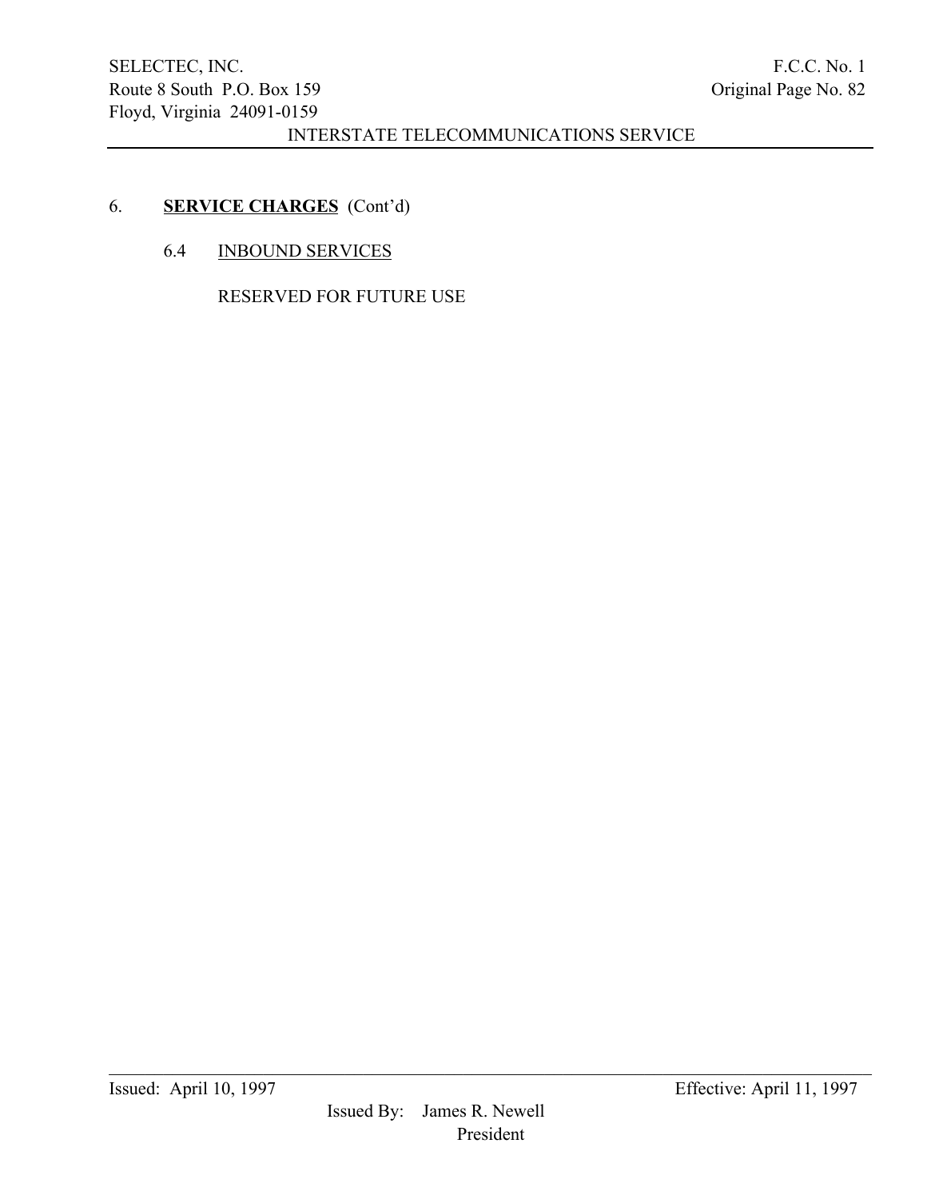## 6. **SERVICE CHARGES** (Cont'd)

### 6.4 INBOUND SERVICES

RESERVED FOR FUTURE USE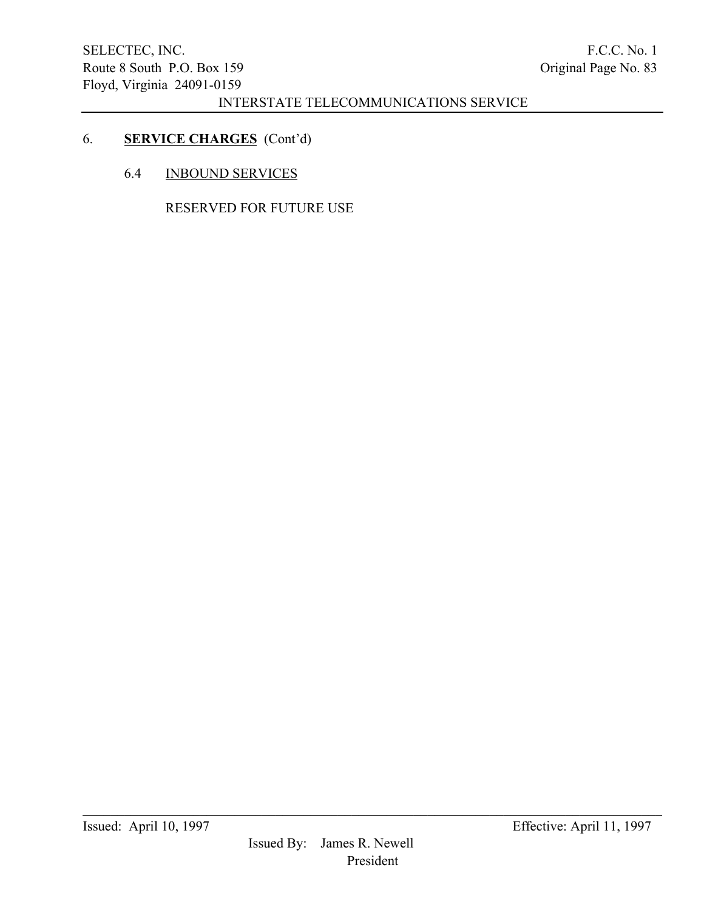## 6. **SERVICE CHARGES** (Cont'd)

### 6.4 INBOUND SERVICES

RESERVED FOR FUTURE USE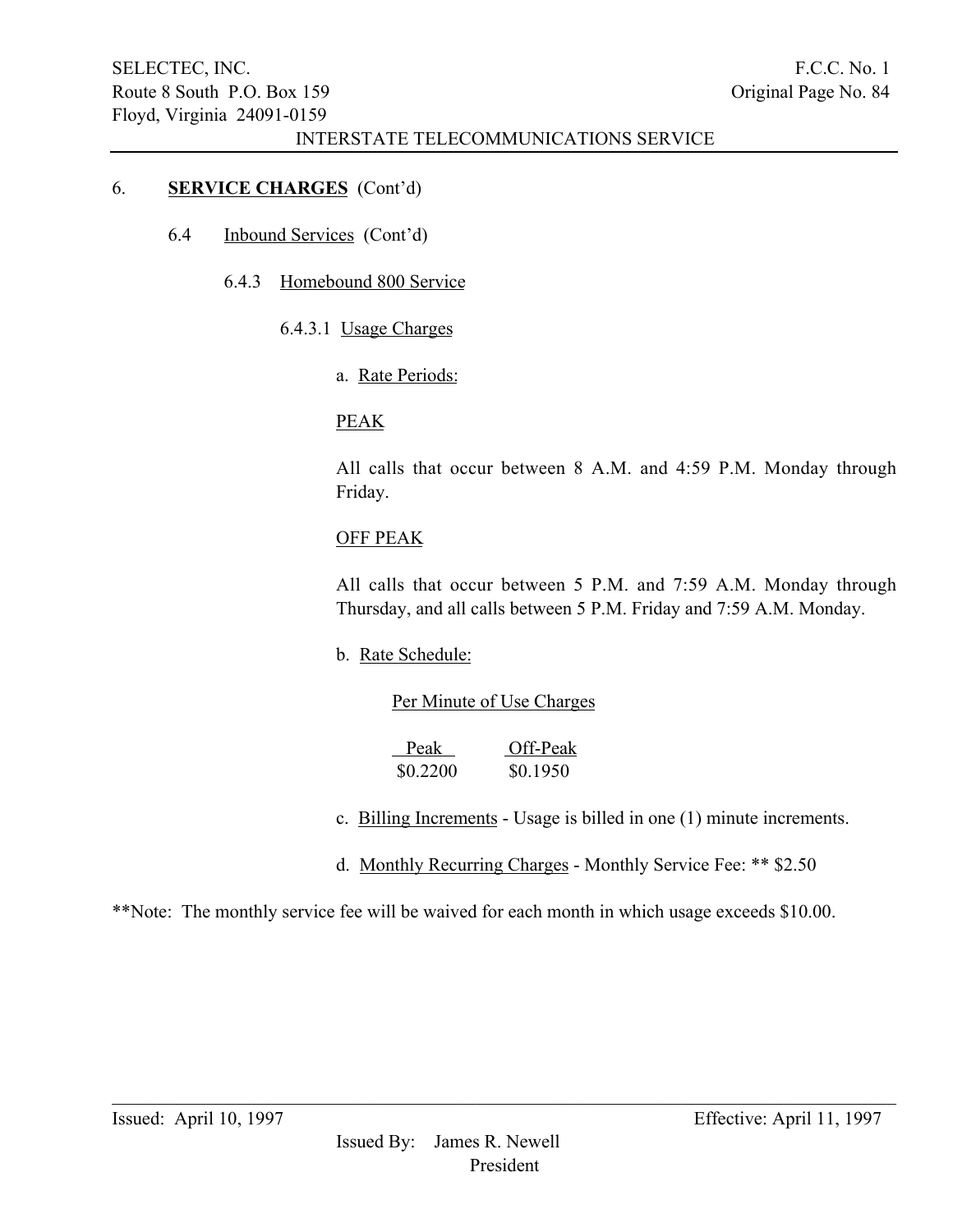## 6. **SERVICE CHARGES** (Cont'd)

### 6.4 Inbound Services (Cont'd)

#### 6.4.3 Homebound 800 Service

##### 6.4.3.1 Usage Charges

a. Rate Periods:

PEAK

All calls that occur between 8 A.M. and 4:59 P.M. Monday through Friday.

OFF PEAK

All calls that occur between 5 P.M. and 7:59 A.M. Monday through Thursday, and all calls between 5 P.M. Friday and 7:59 A.M. Monday.

b. Rate Schedule:

Per Minute of Use Charges

| Peak | Off-Peak |
|---|---|
| $0.2200 | $0.1950 |

c. Billing Increments - Usage is billed in one (1) minute increments.

d. Monthly Recurring Charges - Monthly Service Fee: ** $2.50

**Note: The monthly service fee will be waived for each month in which usage exceeds $10.00.

Issued: April 10, 1997

Effective: April 11, 1997

Issued By: James R. Newell
President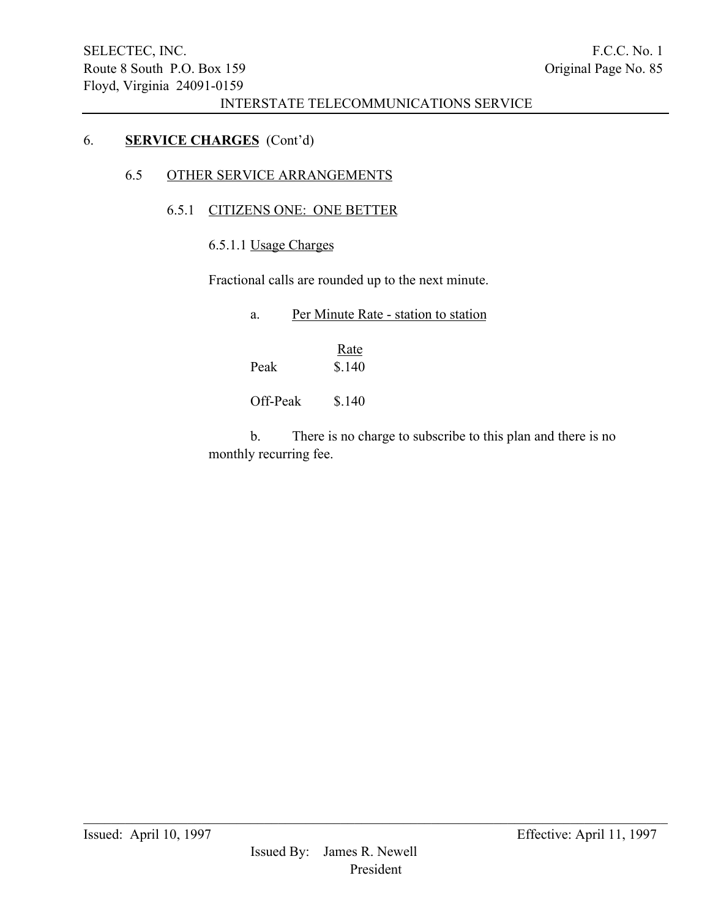## 6. **SERVICE CHARGES** (Cont'd)

### 6.5 OTHER SERVICE ARRANGEMENTS

#### 6.5.1 CITIZENS ONE: ONE BETTER

##### 6.5.1.1 Usage Charges

Fractional calls are rounded up to the next minute.

a. Per Minute Rate - station to station

| | Rate |
|---|---|
| Peak | $.140 |
| Off-Peak | $.140 |

b. There is no charge to subscribe to this plan and there is no monthly recurring fee.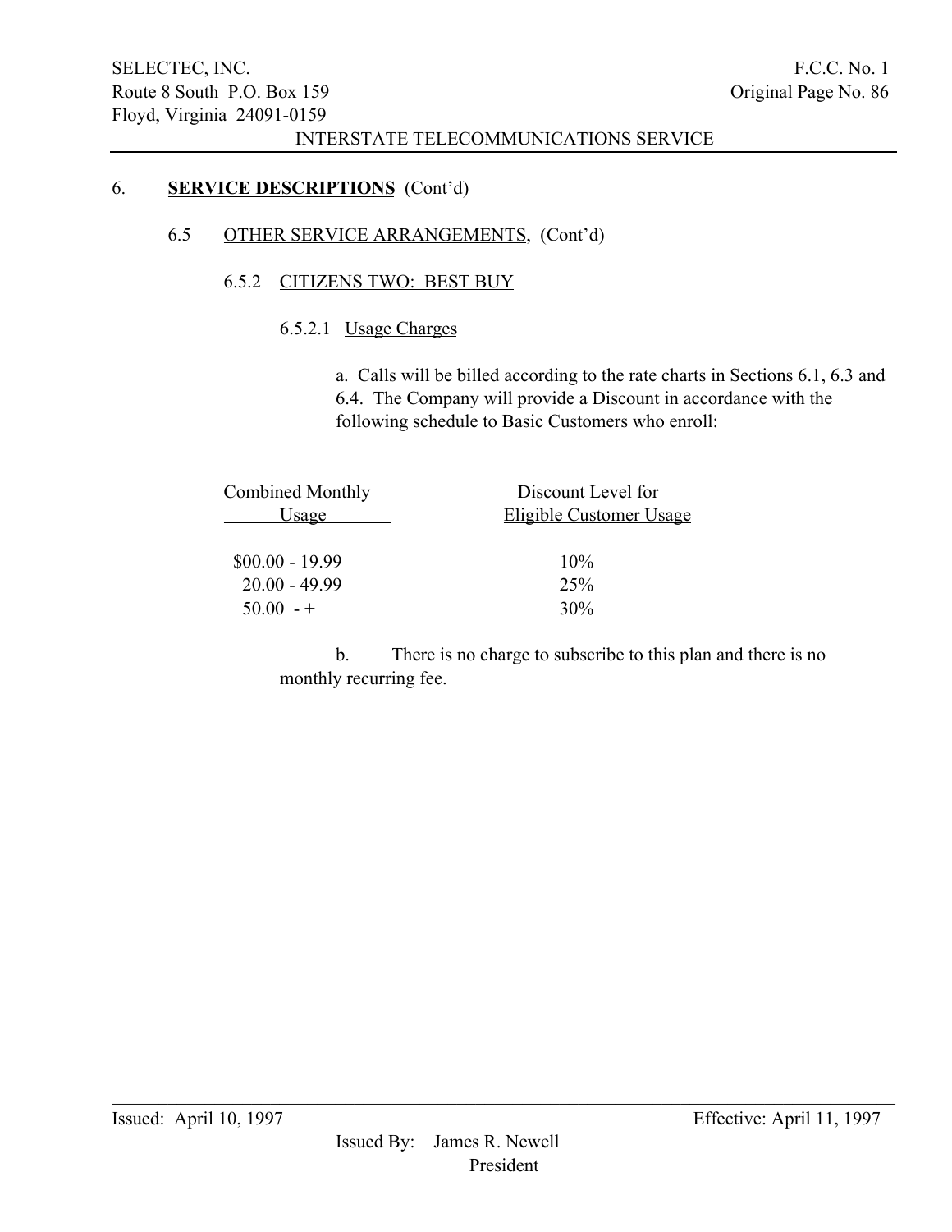## 6. SERVICE DESCRIPTIONS (Cont'd)

### 6.5 OTHER SERVICE ARRANGEMENTS, (Cont'd)

#### 6.5.2 CITIZENS TWO: BEST BUY

##### 6.5.2.1 Usage Charges

a. Calls will be billed according to the rate charts in Sections 6.1, 6.3 and 6.4. The Company will provide a Discount in accordance with the following schedule to Basic Customers who enroll:

| Combined Monthly Usage | Discount Level for Eligible Customer Usage |
|---|---|
| $00.00 - 19.99 | 10% |
| 20.00 - 49.99 | 25% |
| 50.00 - + | 30% |

b. There is no charge to subscribe to this plan and there is no monthly recurring fee.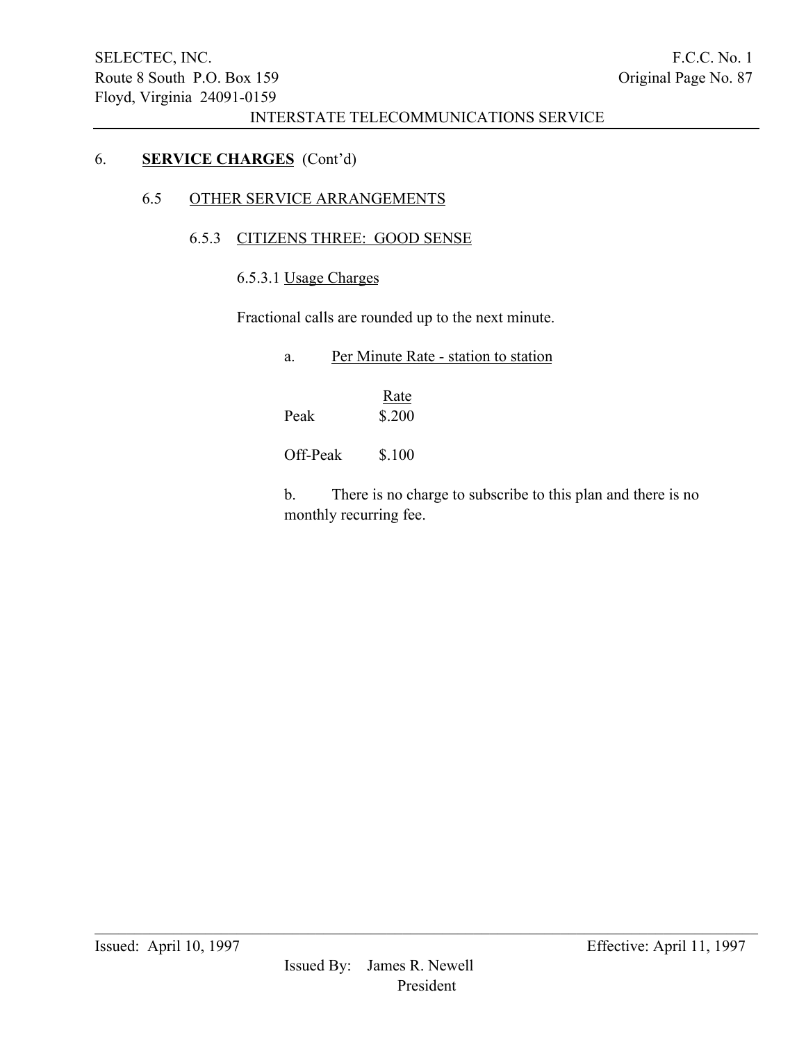## 6. **SERVICE CHARGES** (Cont'd)

### 6.5 OTHER SERVICE ARRANGEMENTS

#### 6.5.3 CITIZENS THREE: GOOD SENSE

##### 6.5.3.1 Usage Charges

Fractional calls are rounded up to the next minute.

a. Per Minute Rate - station to station

| | Rate |
|---|---|
| Peak | $.200 |
| Off-Peak | $.100 |

b. There is no charge to subscribe to this plan and there is no monthly recurring fee.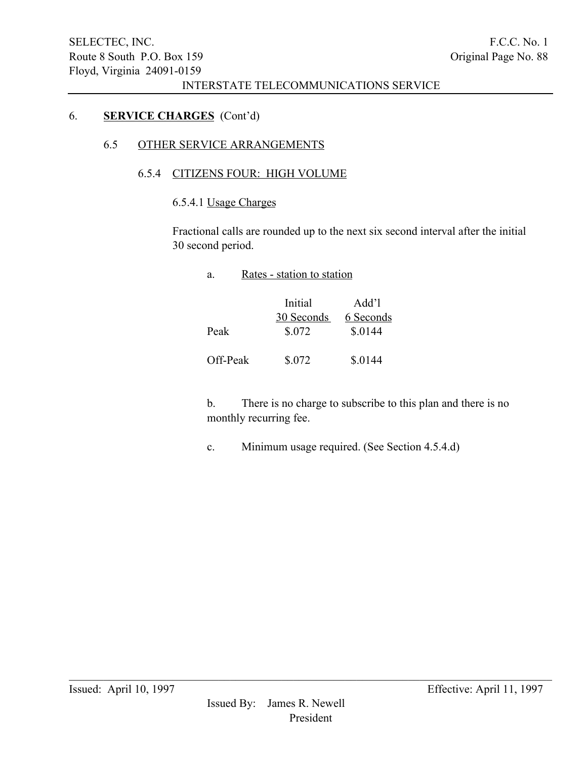## 6. **SERVICE CHARGES** (Cont'd)

### 6.5 OTHER SERVICE ARRANGEMENTS

#### 6.5.4 CITIZENS FOUR: HIGH VOLUME

6.5.4.1 Usage Charges

Fractional calls are rounded up to the next six second interval after the initial 30 second period.

a. Rates - station to station

| | Initial 30 Seconds | Add'l 6 Seconds |
|---|---|---|
| Peak | $.072 | $.0144 |
| Off-Peak | $.072 | $.0144 |

b. There is no charge to subscribe to this plan and there is no monthly recurring fee.

c. Minimum usage required. (See Section 4.5.4.d)

Issued: April 10, 1997

Effective: April 11, 1997

Issued By: James R. Newell
President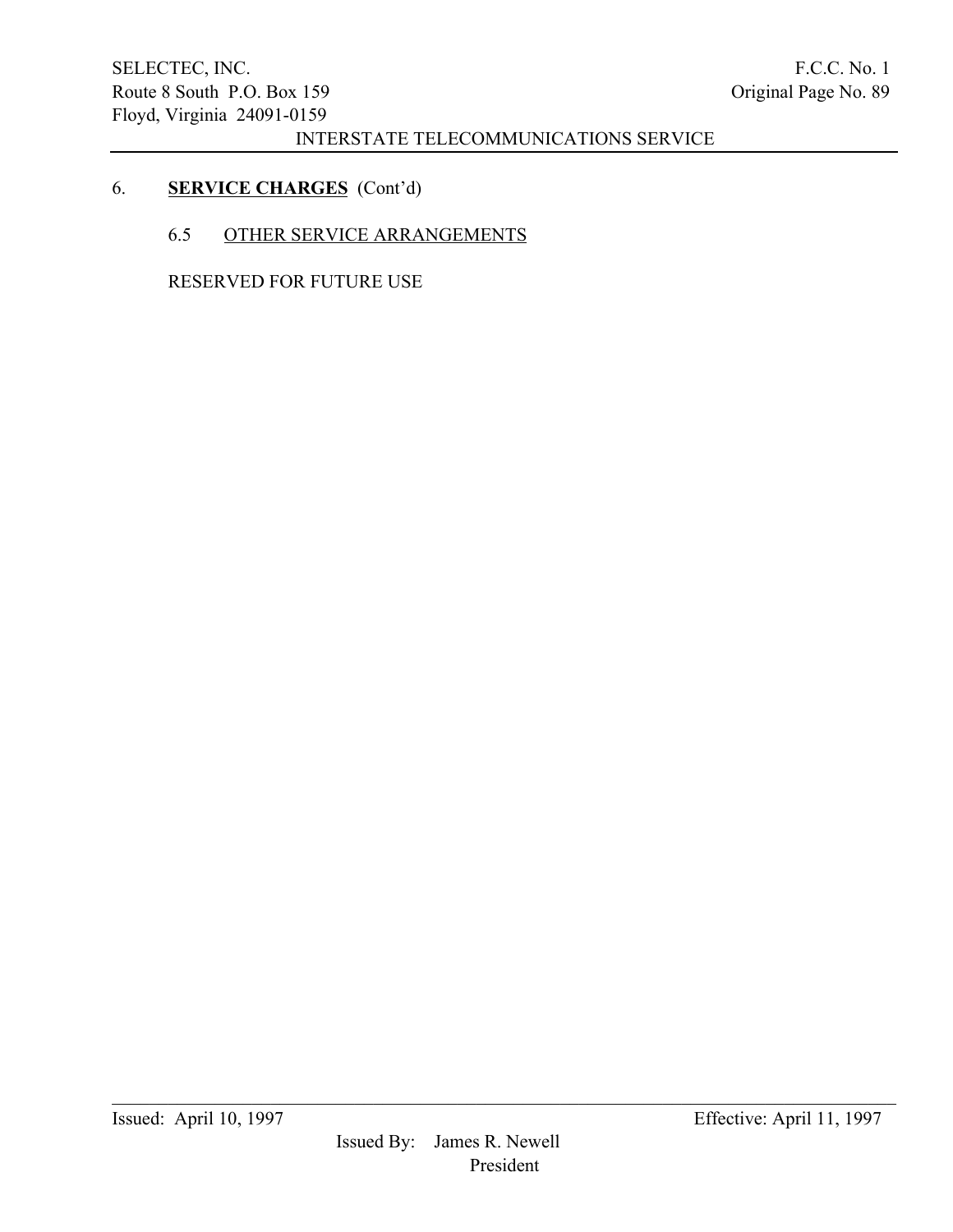## 6. **SERVICE CHARGES** (Cont'd)

### 6.5 OTHER SERVICE ARRANGEMENTS

RESERVED FOR FUTURE USE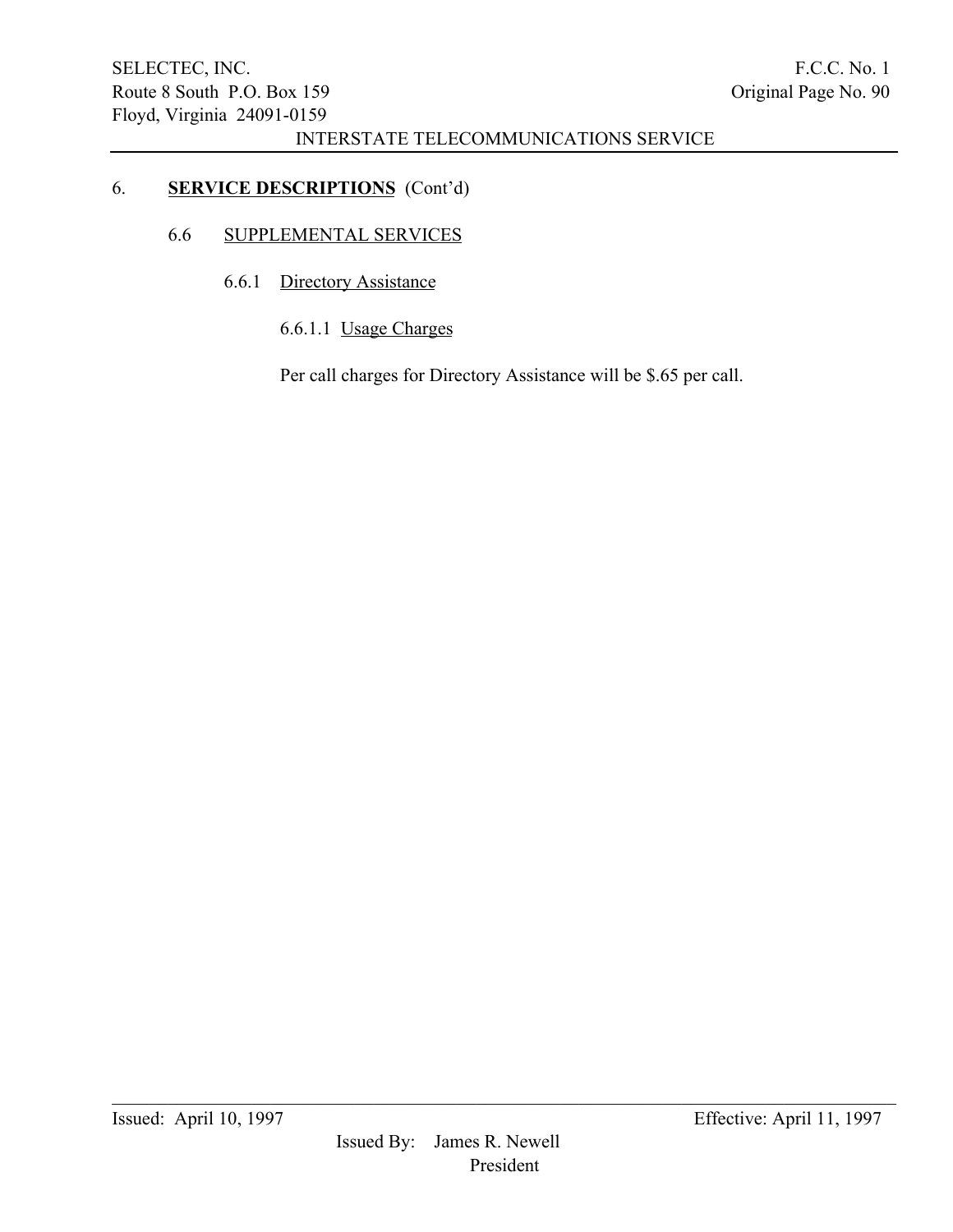## 6. **SERVICE DESCRIPTIONS** (Cont'd)

### 6.6 SUPPLEMENTAL SERVICES

#### 6.6.1 Directory Assistance

##### 6.6.1.1 Usage Charges

Per call charges for Directory Assistance will be $.65 per call.